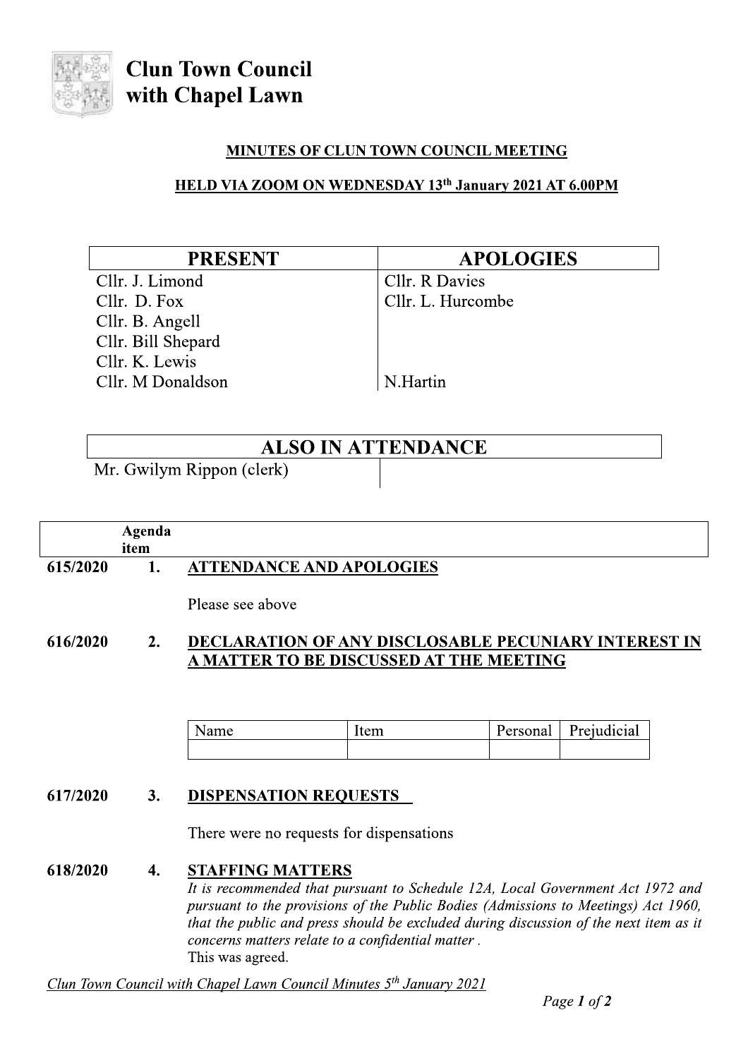# Clun Town Council with Chapel Lawn

## MINUTES OF CLUN TOWN COUNCIL MEETING

### HELD VIA ZOOM ON WEDNESDAY 13th January 2021 AT 6.00PM

| PRESENT | APOLOGIES |
|---|---|
| Cllr. J. Limond | Cllr. R Davies |
| Cllr. D. Fox | Cllr. L. Hurcombe |
| Cllr. B. Angell | |
| Cllr. Bill Shepard | |
| Cllr. K. Lewis | |
| Cllr. M Donaldson | N.Hartin |

| ALSO IN ATTENDANCE | |
|---|---|
| Mr. Gwilym Rippon (clerk) | |

| | Agenda item | |
|---|---|---|

**615/2020** **1.** **ATTENDANCE AND APOLOGIES**

Please see above

**616/2020** **2.** **DECLARATION OF ANY DISCLOSABLE PECUNIARY INTEREST IN A MATTER TO BE DISCUSSED AT THE MEETING**

| Name | Item | Personal | Prejudicial |
|---|---|---|---|
| | | | |

**617/2020** **3.** **DISPENSATION REQUESTS**

There were no requests for dispensations

**618/2020** **4.** **STAFFING MATTERS**

*It is recommended that pursuant to Schedule 12A, Local Government Act 1972 and pursuant to the provisions of the Public Bodies (Admissions to Meetings) Act 1960, that the public and press should be excluded during discussion of the next item as it concerns matters relate to a confidential matter .*

This was agreed.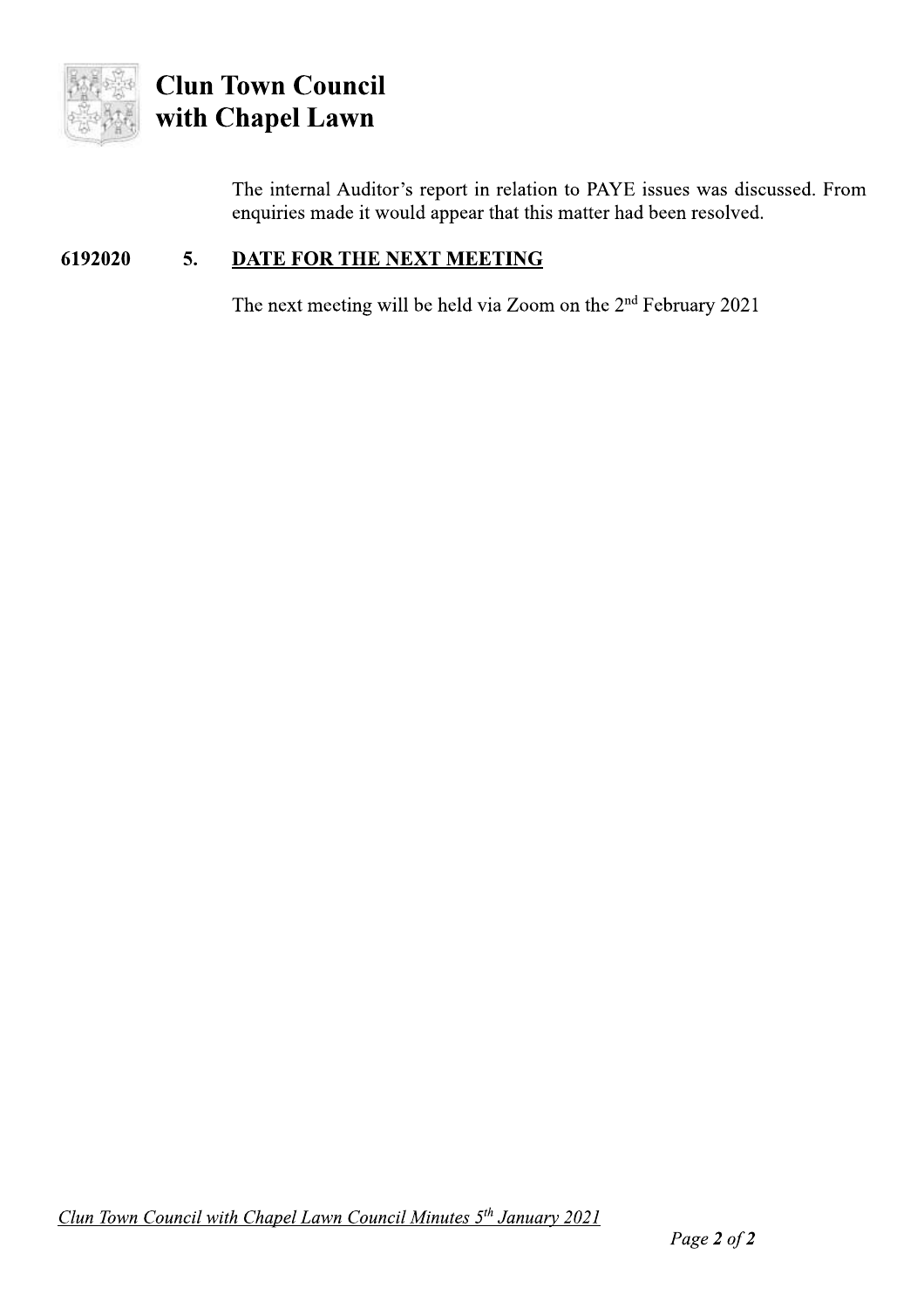The internal Auditor's report in relation to PAYE issues was discussed. From enquiries made it would appear that this matter had been resolved.

**6192020 5. DATE FOR THE NEXT MEETING**

The next meeting will be held via Zoom on the 2nd February 2021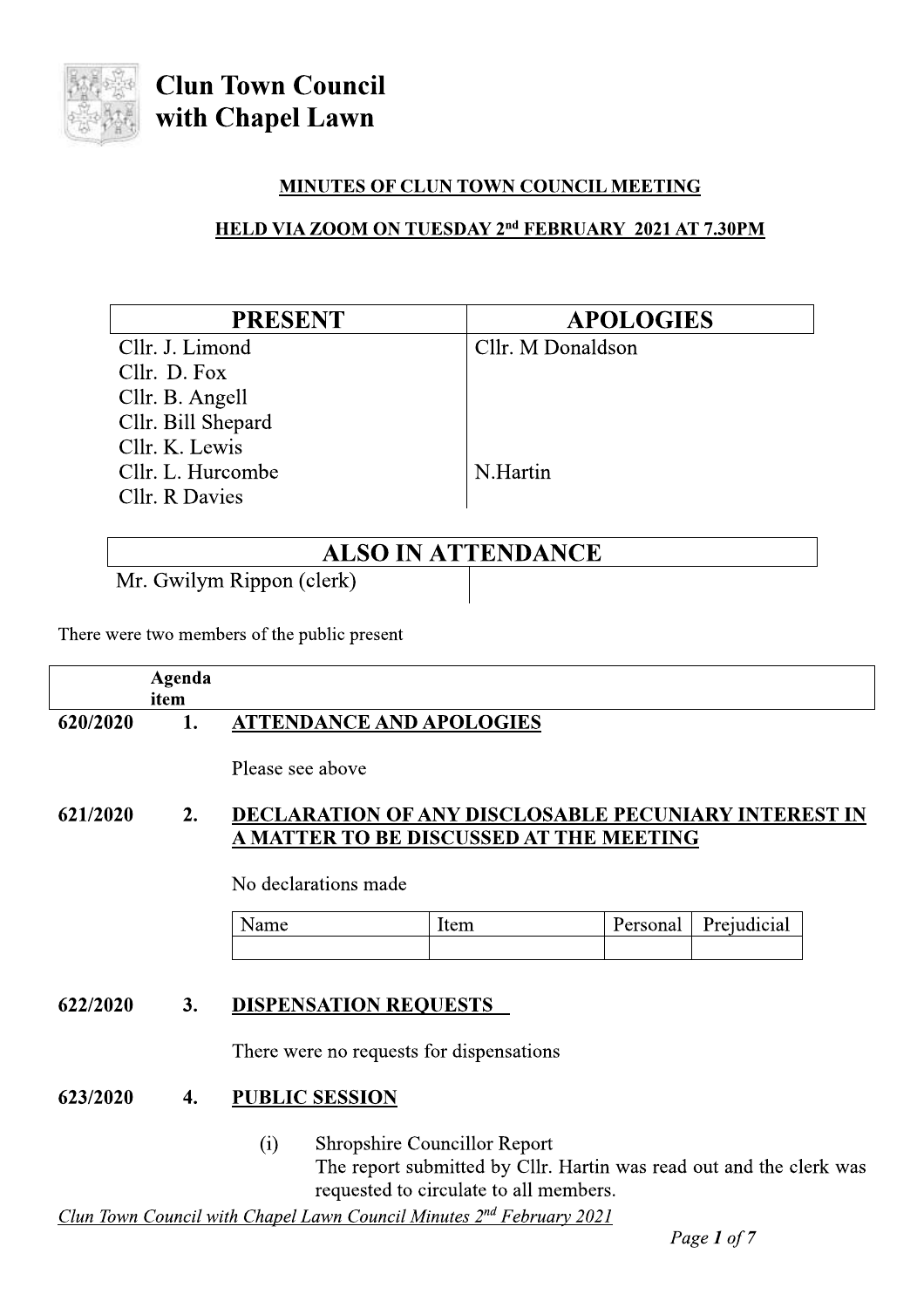# Clun Town Council with Chapel Lawn

**MINUTES OF CLUN TOWN COUNCIL MEETING**

**HELD VIA ZOOM ON TUESDAY 2nd FEBRUARY 2021 AT 7.30PM**

| PRESENT | APOLOGIES |
|---|---|
| Cllr. J. Limond | Cllr. M Donaldson |
| Cllr. D. Fox | |
| Cllr. B. Angell | |
| Cllr. Bill Shepard | |
| Cllr. K. Lewis | |
| Cllr. L. Hurcombe | N.Hartin |
| Cllr. R Davies | |

| ALSO IN ATTENDANCE | |
|---|---|
| Mr. Gwilym Rippon (clerk) | |

There were two members of the public present

| | Agenda item | |
|---|---|---|

**620/2020 1. ATTENDANCE AND APOLOGIES**

Please see above

**621/2020 2. DECLARATION OF ANY DISCLOSABLE PECUNIARY INTEREST IN A MATTER TO BE DISCUSSED AT THE MEETING**

No declarations made

| Name | Item | Personal | Prejudicial |
|---|---|---|---|
| | | | |

**622/2020 3. DISPENSATION REQUESTS**

There were no requests for dispensations

**623/2020 4. PUBLIC SESSION**

(i) Shropshire Councillor Report
The report submitted by Cllr. Hartin was read out and the clerk was requested to circulate to all members.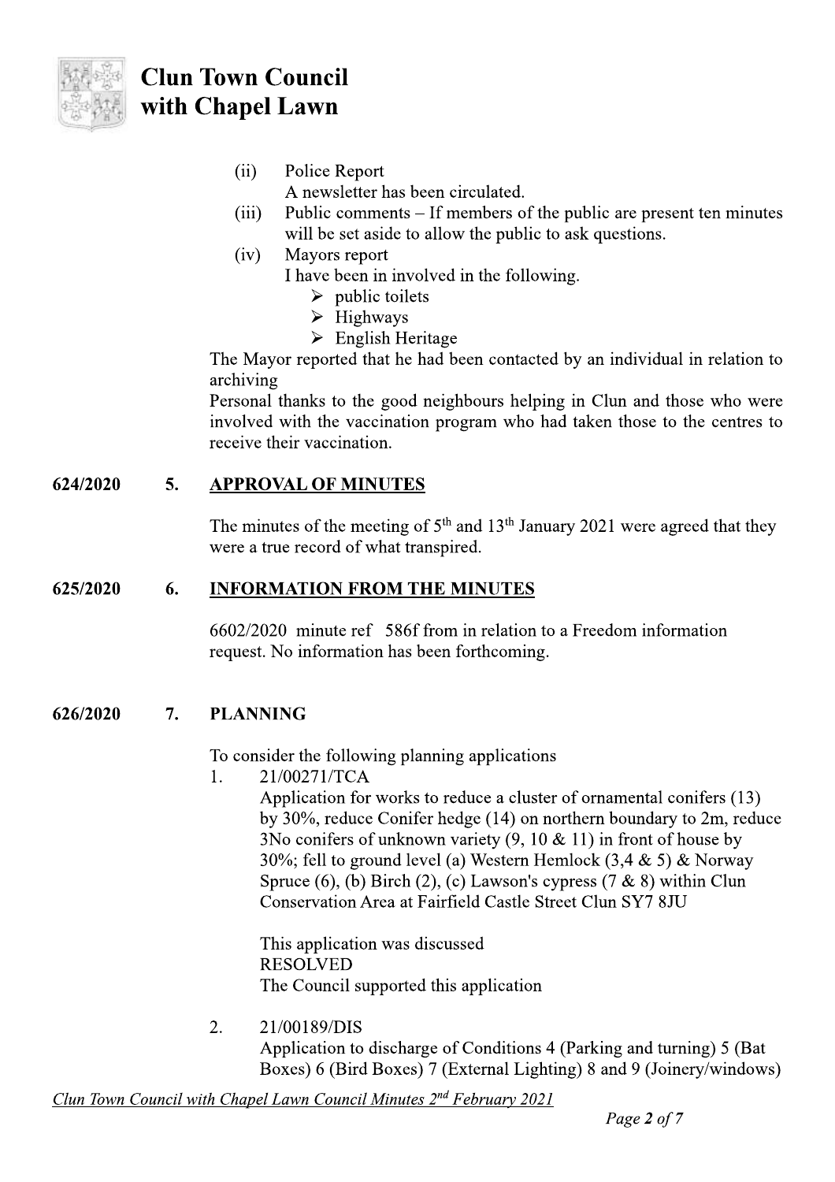(ii) Police Report
A newsletter has been circulated.

(iii) Public comments – If members of the public are present ten minutes will be set aside to allow the public to ask questions.

(iv) Mayors report
I have been in involved in the following.

- public toilets
- Highways
- English Heritage

The Mayor reported that he had been contacted by an individual in relation to archiving

Personal thanks to the good neighbours helping in Clun and those who were involved with the vaccination program who had taken those to the centres to receive their vaccination.

**624/2020 5. <u>APPROVAL OF MINUTES</u>**

The minutes of the meeting of 5th and 13th January 2021 were agreed that they were a true record of what transpired.

**625/2020 6. <u>INFORMATION FROM THE MINUTES</u>**

6602/2020 minute ref 586f from in relation to a Freedom information request. No information has been forthcoming.

**626/2020 7. PLANNING**

To consider the following planning applications

1. 21/00271/TCA
   Application for works to reduce a cluster of ornamental conifers (13) by 30%, reduce Conifer hedge (14) on northern boundary to 2m, reduce 3No conifers of unknown variety (9, 10 & 11) in front of house by 30%; fell to ground level (a) Western Hemlock (3,4 & 5) & Norway Spruce (6), (b) Birch (2), (c) Lawson's cypress (7 & 8) within Clun Conservation Area at Fairfield Castle Street Clun SY7 8JU

   This application was discussed
   RESOLVED
   The Council supported this application

2. 21/00189/DIS
   Application to discharge of Conditions 4 (Parking and turning) 5 (Bat Boxes) 6 (Bird Boxes) 7 (External Lighting) 8 and 9 (Joinery/windows)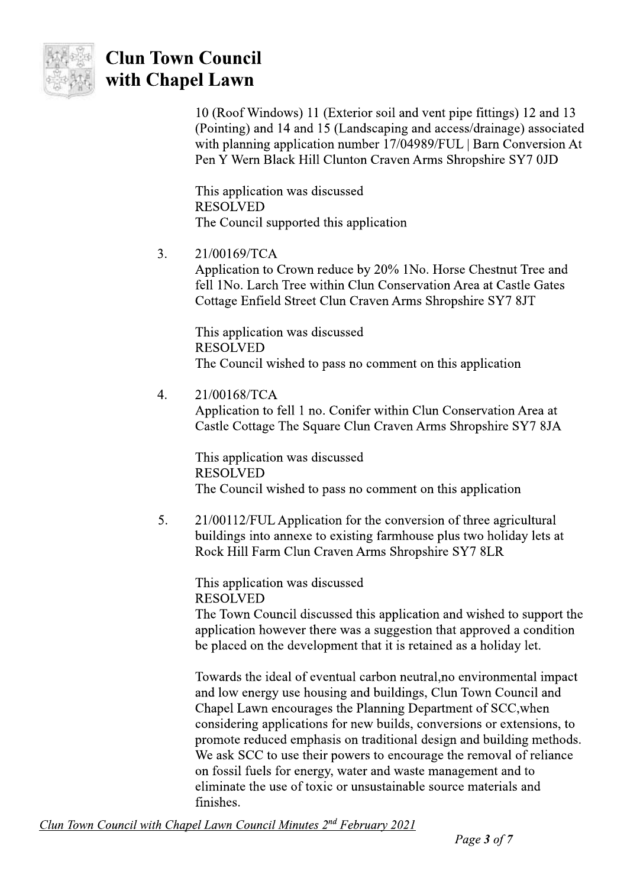10 (Roof Windows) 11 (Exterior soil and vent pipe fittings) 12 and 13 (Pointing) and 14 and 15 (Landscaping and access/drainage) associated with planning application number 17/04989/FUL | Barn Conversion At Pen Y Wern Black Hill Clunton Craven Arms Shropshire SY7 0JD

This application was discussed
RESOLVED
The Council supported this application

3. 21/00169/TCA
Application to Crown reduce by 20% 1No. Horse Chestnut Tree and fell 1No. Larch Tree within Clun Conservation Area at Castle Gates Cottage Enfield Street Clun Craven Arms Shropshire SY7 8JT

This application was discussed
RESOLVED
The Council wished to pass no comment on this application

4. 21/00168/TCA
Application to fell 1 no. Conifer within Clun Conservation Area at Castle Cottage The Square Clun Craven Arms Shropshire SY7 8JA

This application was discussed
RESOLVED
The Council wished to pass no comment on this application

5. 21/00112/FUL Application for the conversion of three agricultural buildings into annexe to existing farmhouse plus two holiday lets at Rock Hill Farm Clun Craven Arms Shropshire SY7 8LR

This application was discussed
RESOLVED
The Town Council discussed this application and wished to support the application however there was a suggestion that approved a condition be placed on the development that it is retained as a holiday let.

Towards the ideal of eventual carbon neutral,no environmental impact and low energy use housing and buildings, Clun Town Council and Chapel Lawn encourages the Planning Department of SCC,when considering applications for new builds, conversions or extensions, to promote reduced emphasis on traditional design and building methods. We ask SCC to use their powers to encourage the removal of reliance on fossil fuels for energy, water and waste management and to eliminate the use of toxic or unsustainable source materials and finishes.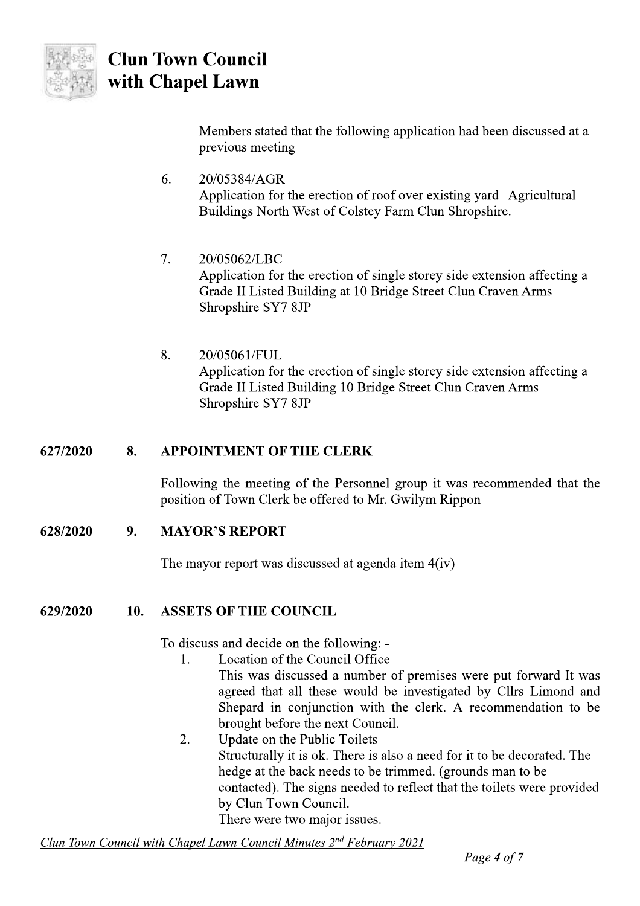Members stated that the following application had been discussed at a previous meeting

6. 20/05384/AGR
   Application for the erection of roof over existing yard | Agricultural Buildings North West of Colstey Farm Clun Shropshire.

7. 20/05062/LBC
   Application for the erection of single storey side extension affecting a Grade II Listed Building at 10 Bridge Street Clun Craven Arms Shropshire SY7 8JP

8. 20/05061/FUL
   Application for the erection of single storey side extension affecting a Grade II Listed Building 10 Bridge Street Clun Craven Arms Shropshire SY7 8JP

**627/2020 8. APPOINTMENT OF THE CLERK**

Following the meeting of the Personnel group it was recommended that the position of Town Clerk be offered to Mr. Gwilym Rippon

**628/2020 9. MAYOR'S REPORT**

The mayor report was discussed at agenda item 4(iv)

**629/2020 10. ASSETS OF THE COUNCIL**

To discuss and decide on the following: -

1. Location of the Council Office
   This was discussed a number of premises were put forward It was agreed that all these would be investigated by Cllrs Limond and Shepard in conjunction with the clerk. A recommendation to be brought before the next Council.
2. Update on the Public Toilets
   Structurally it is ok. There is also a need for it to be decorated. The hedge at the back needs to be trimmed. (grounds man to be contacted). The signs needed to reflect that the toilets were provided by Clun Town Council.
   There were two major issues.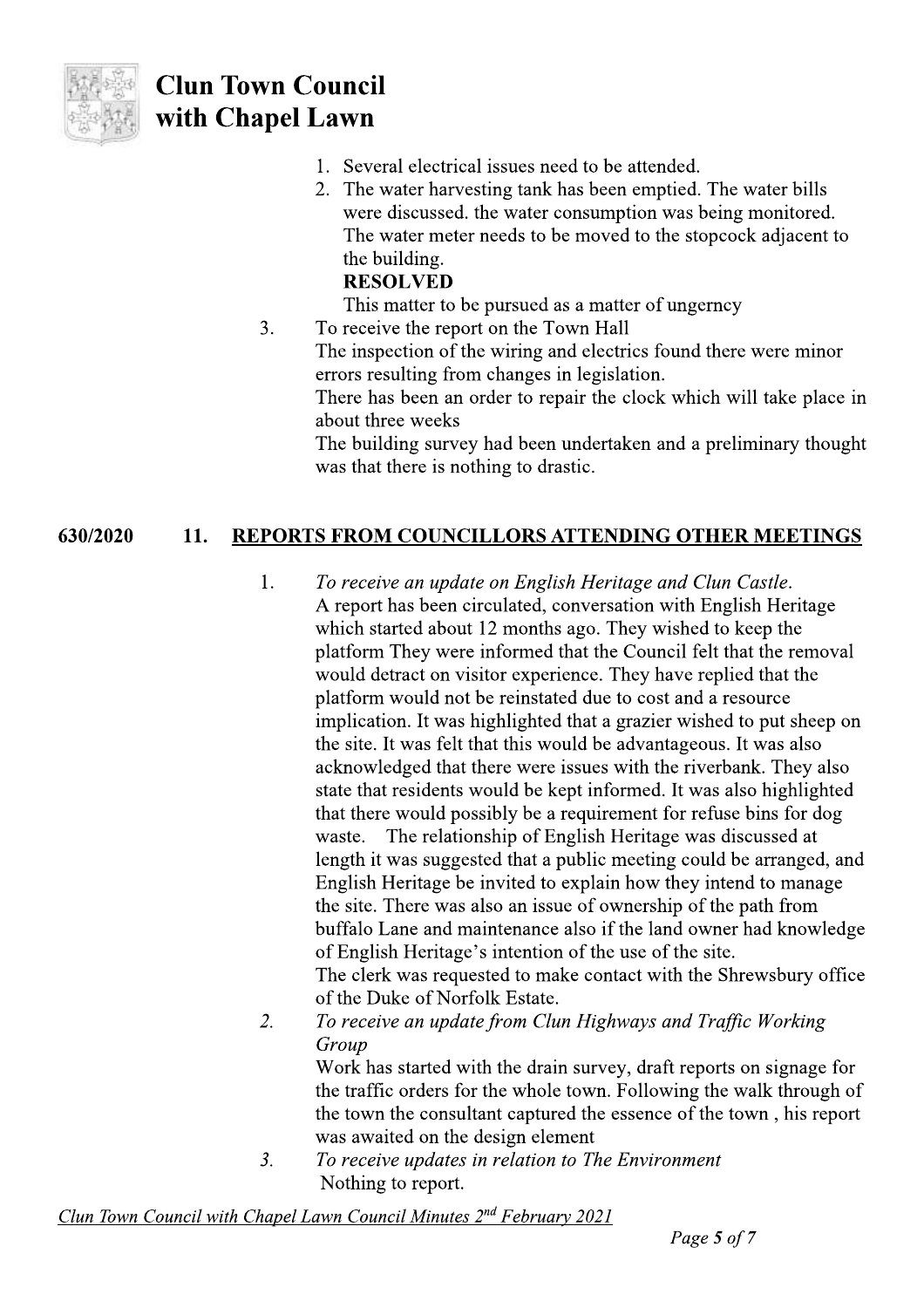1. Several electrical issues need to be attended.
2. The water harvesting tank has been emptied. The water bills were discussed. the water consumption was being monitored. The water meter needs to be moved to the stopcock adjacent to the building.
   **RESOLVED**
   This matter to be pursued as a matter of ungerncy

3. To receive the report on the Town Hall
   The inspection of the wiring and electrics found there were minor errors resulting from changes in legislation.
   There has been an order to repair the clock which will take place in about three weeks
   The building survey had been undertaken and a preliminary thought was that there is nothing to drastic.

## 630/2020 11. REPORTS FROM COUNCILLORS ATTENDING OTHER MEETINGS

1. *To receive an update on English Heritage and Clun Castle.*
   A report has been circulated, conversation with English Heritage which started about 12 months ago. They wished to keep the platform They were informed that the Council felt that the removal would detract on visitor experience. They have replied that the platform would not be reinstated due to cost and a resource implication. It was highlighted that a grazier wished to put sheep on the site. It was felt that this would be advantageous. It was also acknowledged that there were issues with the riverbank. They also state that residents would be kept informed. It was also highlighted that there would possibly be a requirement for refuse bins for dog waste. The relationship of English Heritage was discussed at length it was suggested that a public meeting could be arranged, and English Heritage be invited to explain how they intend to manage the site. There was also an issue of ownership of the path from buffalo Lane and maintenance also if the land owner had knowledge of English Heritage's intention of the use of the site.
   The clerk was requested to make contact with the Shrewsbury office of the Duke of Norfolk Estate.
2. *To receive an update from Clun Highways and Traffic Working Group*
   Work has started with the drain survey, draft reports on signage for the traffic orders for the whole town. Following the walk through of the town the consultant captured the essence of the town , his report was awaited on the design element
3. *To receive updates in relation to The Environment*
   Nothing to report.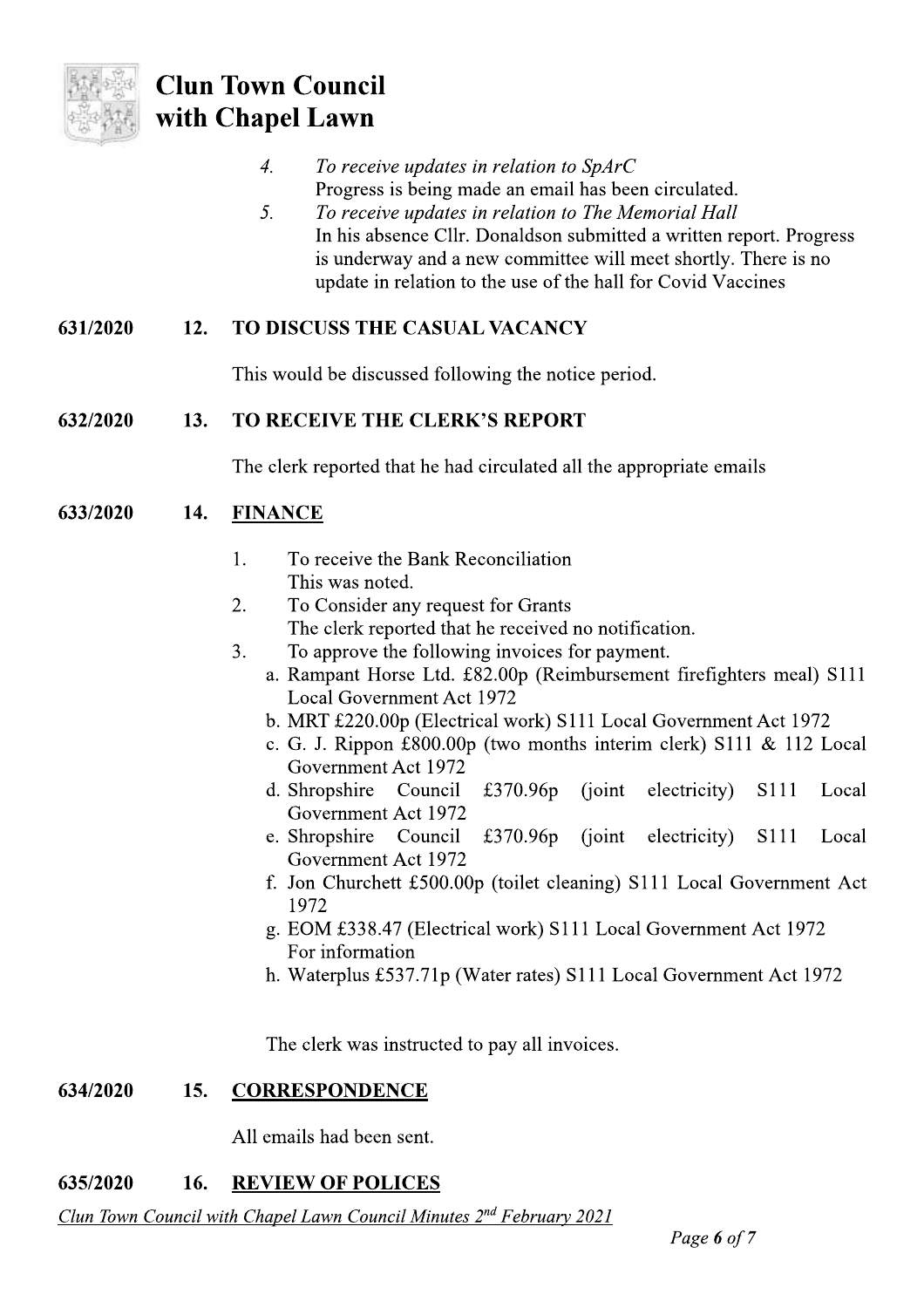4. *To receive updates in relation to SpArC*
   Progress is being made an email has been circulated.
5. *To receive updates in relation to The Memorial Hall*
   In his absence Cllr. Donaldson submitted a written report. Progress is underway and a new committee will meet shortly. There is no update in relation to the use of the hall for Covid Vaccines

**631/2020 12. TO DISCUSS THE CASUAL VACANCY**

This would be discussed following the notice period.

**632/2020 13. TO RECEIVE THE CLERK'S REPORT**

The clerk reported that he had circulated all the appropriate emails

**633/2020 14. <u>FINANCE</u>**

1. To receive the Bank Reconciliation
   This was noted.
2. To Consider any request for Grants
   The clerk reported that he received no notification.
3. To approve the following invoices for payment.
   a. Rampant Horse Ltd. £82.00p (Reimbursement firefighters meal) S111 Local Government Act 1972
   b. MRT £220.00p (Electrical work) S111 Local Government Act 1972
   c. G. J. Rippon £800.00p (two months interim clerk) S111 & 112 Local Government Act 1972
   d. Shropshire Council £370.96p (joint electricity) S111 Local Government Act 1972
   e. Shropshire Council £370.96p (joint electricity) S111 Local Government Act 1972
   f. Jon Churchett £500.00p (toilet cleaning) S111 Local Government Act 1972
   g. EOM £338.47 (Electrical work) S111 Local Government Act 1972
      For information
   h. Waterplus £537.71p (Water rates) S111 Local Government Act 1972

The clerk was instructed to pay all invoices.

**634/2020 15. <u>CORRESPONDENCE</u>**

All emails had been sent.

**635/2020 16. <u>REVIEW OF POLICES</u>**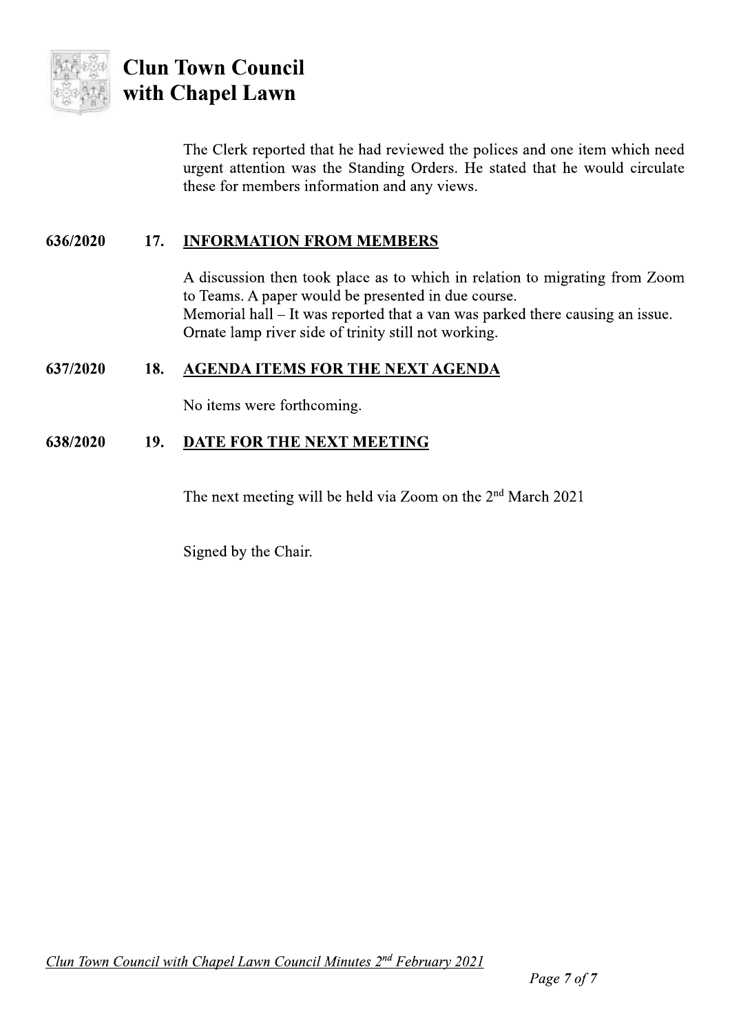The Clerk reported that he had reviewed the polices and one item which need urgent attention was the Standing Orders. He stated that he would circulate these for members information and any views.

**636/2020 17. INFORMATION FROM MEMBERS**

A discussion then took place as to which in relation to migrating from Zoom to Teams. A paper would be presented in due course.
Memorial hall – It was reported that a van was parked there causing an issue.
Ornate lamp river side of trinity still not working.

**637/2020 18. AGENDA ITEMS FOR THE NEXT AGENDA**

No items were forthcoming.

**638/2020 19. DATE FOR THE NEXT MEETING**

The next meeting will be held via Zoom on the 2nd March 2021

Signed by the Chair.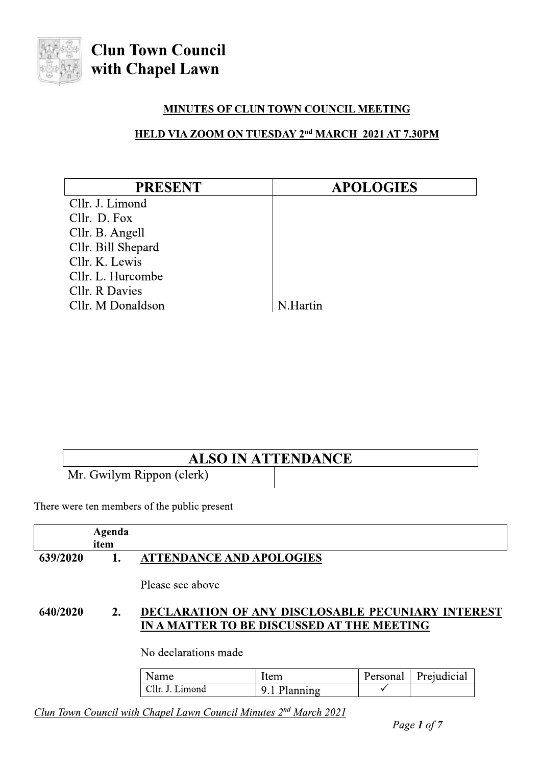# Clun Town Council with Chapel Lawn

**MINUTES OF CLUN TOWN COUNCIL MEETING**

**HELD VIA ZOOM ON TUESDAY 2nd MARCH 2021 AT 7.30PM**

| PRESENT | APOLOGIES |
|---|---|
| Cllr. J. Limond | |
| Cllr. D. Fox | |
| Cllr. B. Angell | |
| Cllr. Bill Shepard | |
| Cllr. K. Lewis | |
| Cllr. L. Hurcombe | |
| Cllr. R Davies | |
| Cllr. M Donaldson | N.Hartin |

| ALSO IN ATTENDANCE | |
|---|---|
| Mr. Gwilym Rippon (clerk) | |

There were ten members of the public present

| | Agenda item | |
|---|---|---|
| 639/2020 | 1. | **ATTENDANCE AND APOLOGIES** |

Please see above

| | | |
|---|---|---|
| 640/2020 | 2. | **DECLARATION OF ANY DISCLOSABLE PECUNIARY INTEREST IN A MATTER TO BE DISCUSSED AT THE MEETING** |

No declarations made

| Name | Item | Personal | Prejudicial |
|---|---|---|---|
| Cllr. J. Limond | 9.1 Planning | ✓ | |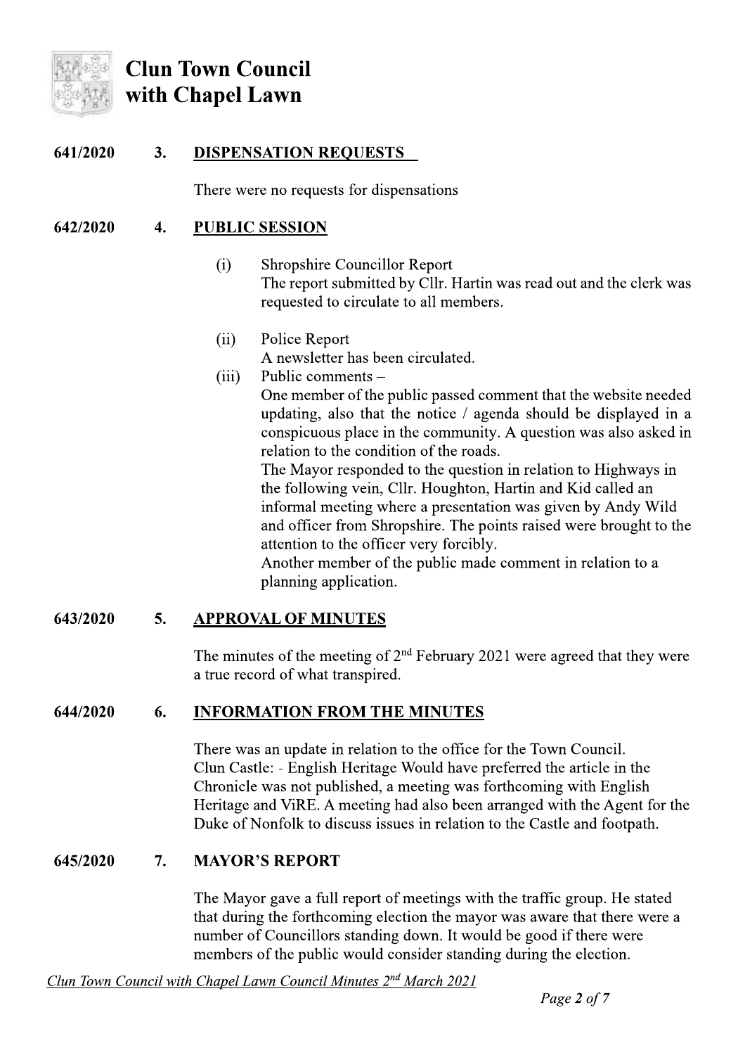**641/2020 3. DISPENSATION REQUESTS**

There were no requests for dispensations

**642/2020 4. PUBLIC SESSION**

(i) Shropshire Councillor Report
The report submitted by Cllr. Hartin was read out and the clerk was requested to circulate to all members.

(ii) Police Report
A newsletter has been circulated.

(iii) Public comments –
One member of the public passed comment that the website needed updating, also that the notice / agenda should be displayed in a conspicuous place in the community. A question was also asked in relation to the condition of the roads.
The Mayor responded to the question in relation to Highways in the following vein, Cllr. Houghton, Hartin and Kid called an informal meeting where a presentation was given by Andy Wild and officer from Shropshire. The points raised were brought to the attention to the officer very forcibly.
Another member of the public made comment in relation to a planning application.

**643/2020 5. APPROVAL OF MINUTES**

The minutes of the meeting of 2nd February 2021 were agreed that they were a true record of what transpired.

**644/2020 6. INFORMATION FROM THE MINUTES**

There was an update in relation to the office for the Town Council.
Clun Castle: - English Heritage Would have preferred the article in the Chronicle was not published, a meeting was forthcoming with English Heritage and ViRE. A meeting had also been arranged with the Agent for the Duke of Nonfolk to discuss issues in relation to the Castle and footpath.

**645/2020 7. MAYOR'S REPORT**

The Mayor gave a full report of meetings with the traffic group. He stated that during the forthcoming election the mayor was aware that there were a number of Councillors standing down. It would be good if there were members of the public would consider standing during the election.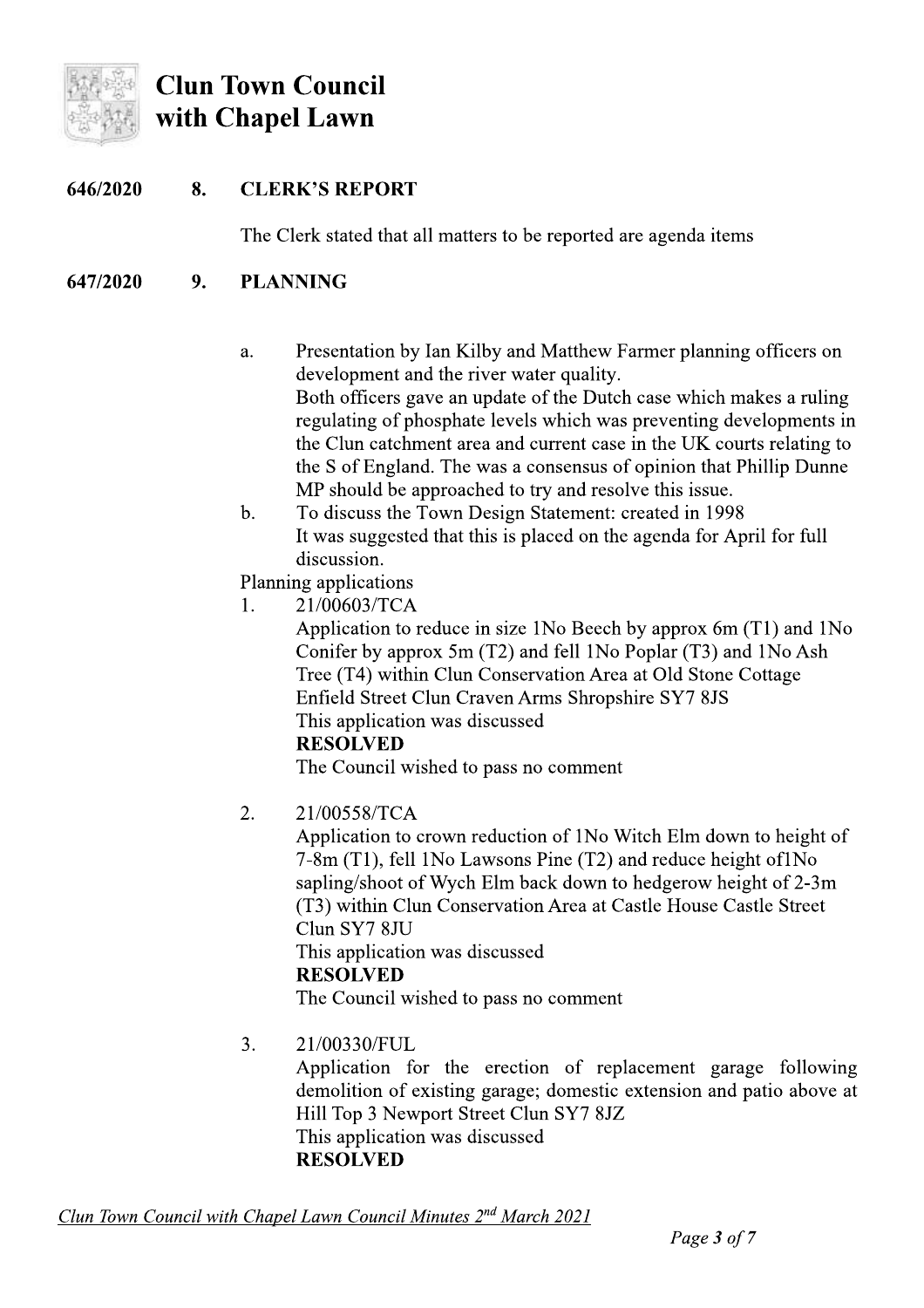# Clun Town Council with Chapel Lawn

**646/2020 8. CLERK'S REPORT**

The Clerk stated that all matters to be reported are agenda items

**647/2020 9. PLANNING**

a. Presentation by Ian Kilby and Matthew Farmer planning officers on development and the river water quality.
Both officers gave an update of the Dutch case which makes a ruling regulating of phosphate levels which was preventing developments in the Clun catchment area and current case in the UK courts relating to the S of England. The was a consensus of opinion that Phillip Dunne MP should be approached to try and resolve this issue.

b. To discuss the Town Design Statement: created in 1998
It was suggested that this is placed on the agenda for April for full discussion.

Planning applications

1. 21/00603/TCA
Application to reduce in size 1No Beech by approx 6m (T1) and 1No Conifer by approx 5m (T2) and fell 1No Poplar (T3) and 1No Ash Tree (T4) within Clun Conservation Area at Old Stone Cottage Enfield Street Clun Craven Arms Shropshire SY7 8JS
This application was discussed
**RESOLVED**
The Council wished to pass no comment

2. 21/00558/TCA
Application to crown reduction of 1No Witch Elm down to height of 7-8m (T1), fell 1No Lawsons Pine (T2) and reduce height of1No sapling/shoot of Wych Elm back down to hedgerow height of 2-3m (T3) within Clun Conservation Area at Castle House Castle Street Clun SY7 8JU
This application was discussed
**RESOLVED**
The Council wished to pass no comment

3. 21/00330/FUL
Application for the erection of replacement garage following demolition of existing garage; domestic extension and patio above at Hill Top 3 Newport Street Clun SY7 8JZ
This application was discussed
**RESOLVED**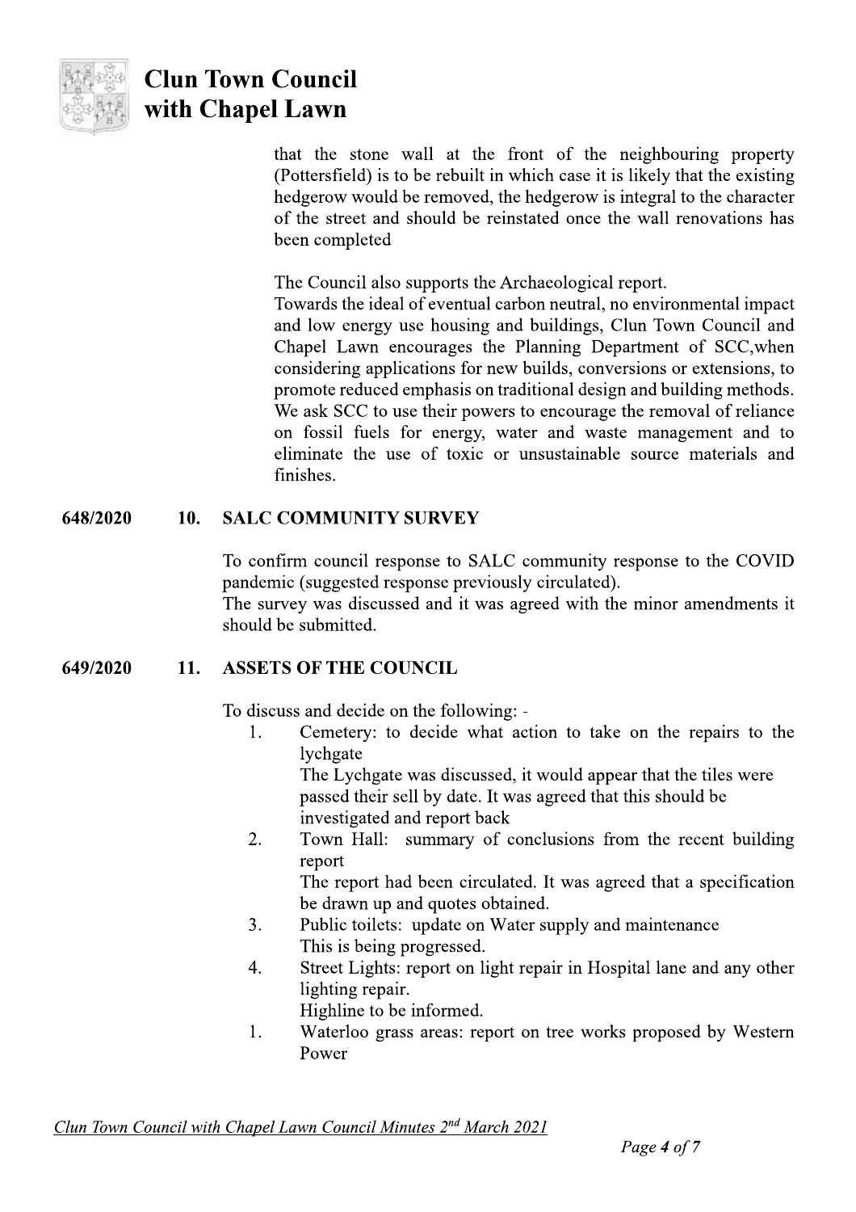that the stone wall at the front of the neighbouring property (Pottersfield) is to be rebuilt in which case it is likely that the existing hedgerow would be removed, the hedgerow is integral to the character of the street and should be reinstated once the wall renovations has been completed

The Council also supports the Archaeological report.
Towards the ideal of eventual carbon neutral, no environmental impact and low energy use housing and buildings, Clun Town Council and Chapel Lawn encourages the Planning Department of SCC,when considering applications for new builds, conversions or extensions, to promote reduced emphasis on traditional design and building methods. We ask SCC to use their powers to encourage the removal of reliance on fossil fuels for energy, water and waste management and to eliminate the use of toxic or unsustainable source materials and finishes.

**648/2020 10. SALC COMMUNITY SURVEY**

To confirm council response to SALC community response to the COVID pandemic (suggested response previously circulated).
The survey was discussed and it was agreed with the minor amendments it should be submitted.

**649/2020 11. ASSETS OF THE COUNCIL**

To discuss and decide on the following: -

1. Cemetery: to decide what action to take on the repairs to the lychgate
   The Lychgate was discussed, it would appear that the tiles were passed their sell by date. It was agreed that this should be investigated and report back
2. Town Hall: summary of conclusions from the recent building report
   The report had been circulated. It was agreed that a specification be drawn up and quotes obtained.
3. Public toilets: update on Water supply and maintenance
   This is being progressed.
4. Street Lights: report on light repair in Hospital lane and any other lighting repair.
   Highline to be informed.
1. Waterloo grass areas: report on tree works proposed by Western Power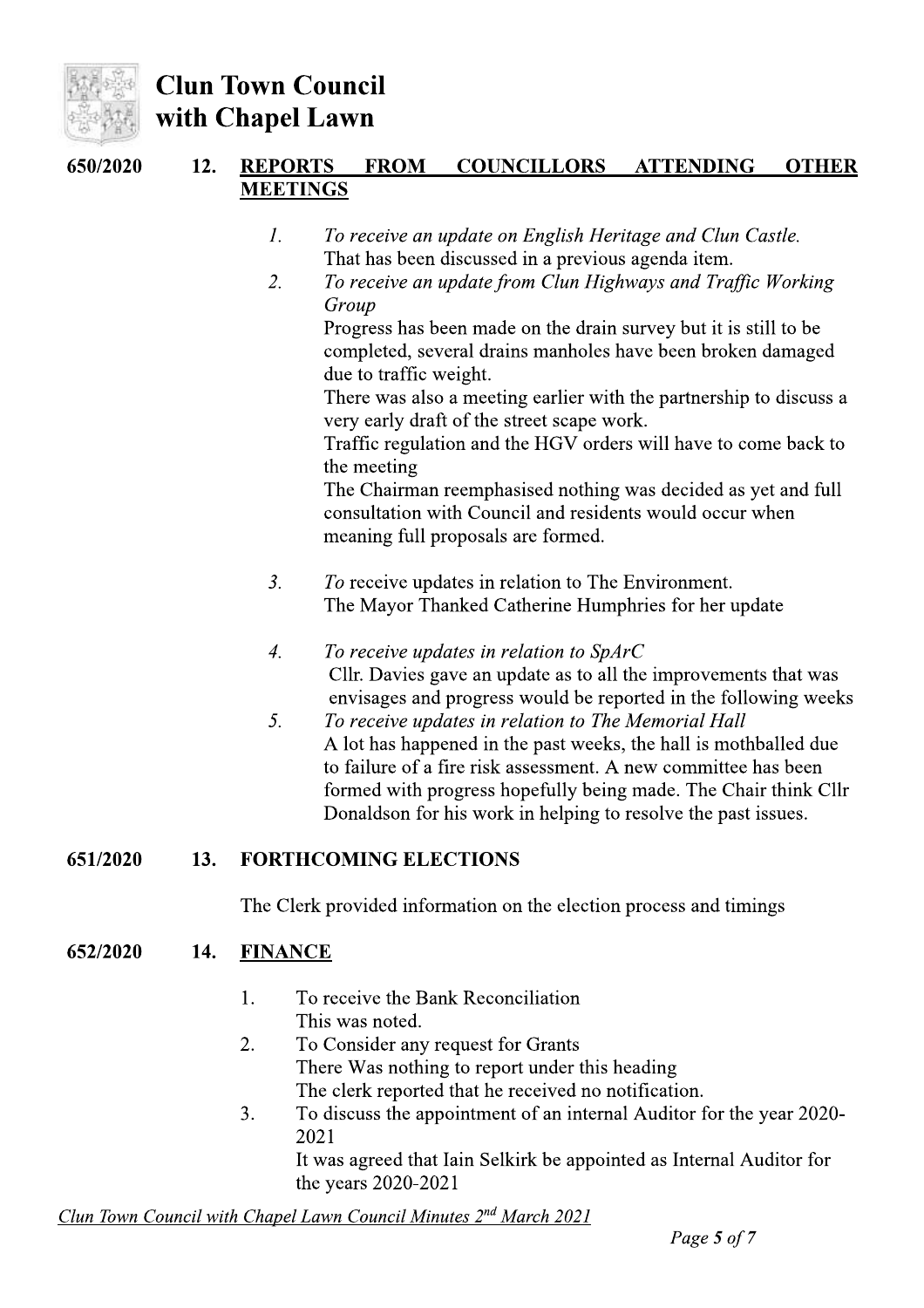**650/2020 12. REPORTS FROM COUNCILLORS ATTENDING OTHER MEETINGS**

1. *To receive an update on English Heritage and Clun Castle.*
   That has been discussed in a previous agenda item.
2. *To receive an update from Clun Highways and Traffic Working Group*
   Progress has been made on the drain survey but it is still to be completed, several drains manholes have been broken damaged due to traffic weight.
   There was also a meeting earlier with the partnership to discuss a very early draft of the street scape work.
   Traffic regulation and the HGV orders will have to come back to the meeting
   The Chairman reemphasised nothing was decided as yet and full consultation with Council and residents would occur when meaning full proposals are formed.
3. *To* receive updates in relation to The Environment.
   The Mayor Thanked Catherine Humphries for her update
4. *To receive updates in relation to SpArC*
   Cllr. Davies gave an update as to all the improvements that was envisages and progress would be reported in the following weeks
5. *To receive updates in relation to The Memorial Hall*
   A lot has happened in the past weeks, the hall is mothballed due to failure of a fire risk assessment. A new committee has been formed with progress hopefully being made. The Chair think Cllr Donaldson for his work in helping to resolve the past issues.

**651/2020 13. FORTHCOMING ELECTIONS**

The Clerk provided information on the election process and timings

**652/2020 14. FINANCE**

1. To receive the Bank Reconciliation
   This was noted.
2. To Consider any request for Grants
   There Was nothing to report under this heading
   The clerk reported that he received no notification.
3. To discuss the appointment of an internal Auditor for the year 2020-2021
   It was agreed that Iain Selkirk be appointed as Internal Auditor for the years 2020-2021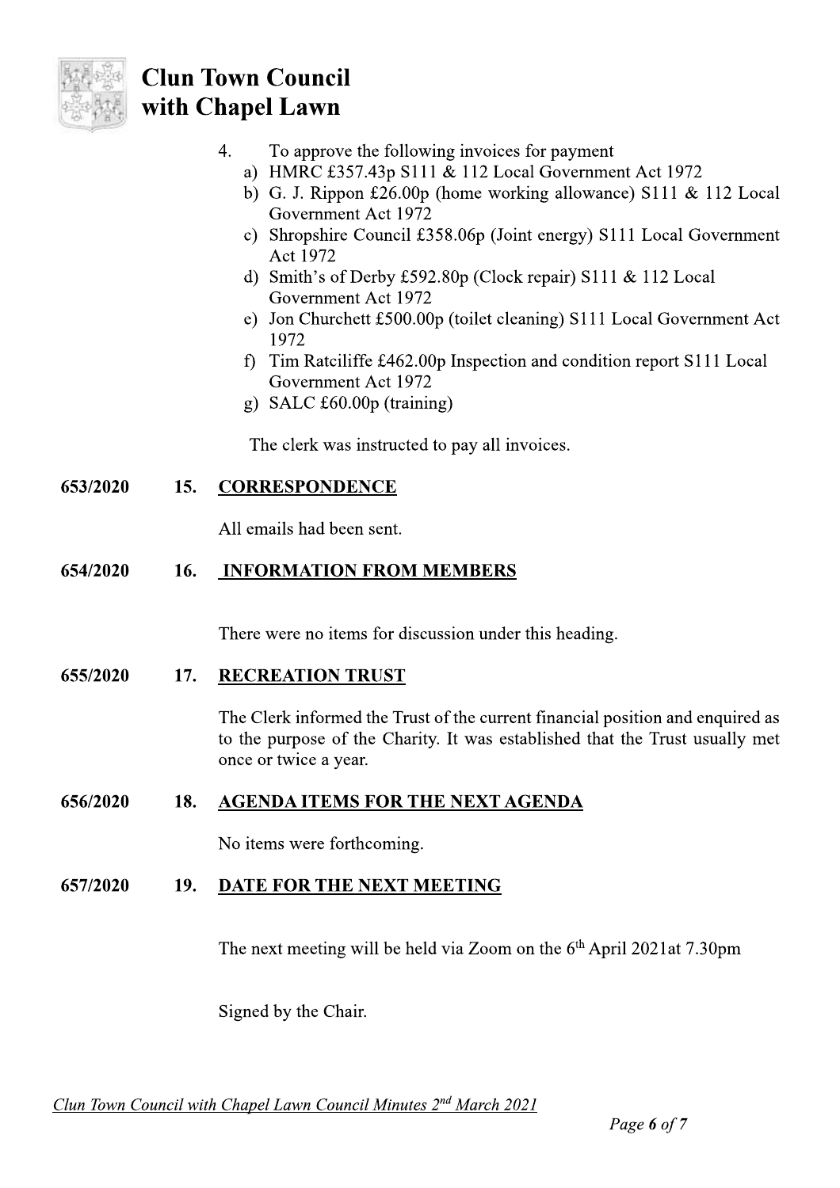# Clun Town Council with Chapel Lawn

4. To approve the following invoices for payment
   a) HMRC £357.43p S111 & 112 Local Government Act 1972
   b) G. J. Rippon £26.00p (home working allowance) S111 & 112 Local Government Act 1972
   c) Shropshire Council £358.06p (Joint energy) S111 Local Government Act 1972
   d) Smith's of Derby £592.80p (Clock repair) S111 & 112 Local Government Act 1972
   e) Jon Churchett £500.00p (toilet cleaning) S111 Local Government Act 1972
   f) Tim Ratciliffe £462.00p Inspection and condition report S111 Local Government Act 1972
   g) SALC £60.00p (training)

   The clerk was instructed to pay all invoices.

**653/2020 15. <u>CORRESPONDENCE</u>**

All emails had been sent.

**654/2020 16. <u>INFORMATION FROM MEMBERS</u>**

There were no items for discussion under this heading.

**655/2020 17. <u>RECREATION TRUST</u>**

The Clerk informed the Trust of the current financial position and enquired as to the purpose of the Charity. It was established that the Trust usually met once or twice a year.

**656/2020 18. <u>AGENDA ITEMS FOR THE NEXT AGENDA</u>**

No items were forthcoming.

**657/2020 19. <u>DATE FOR THE NEXT MEETING</u>**

The next meeting will be held via Zoom on the 6th April 2021at 7.30pm

Signed by the Chair.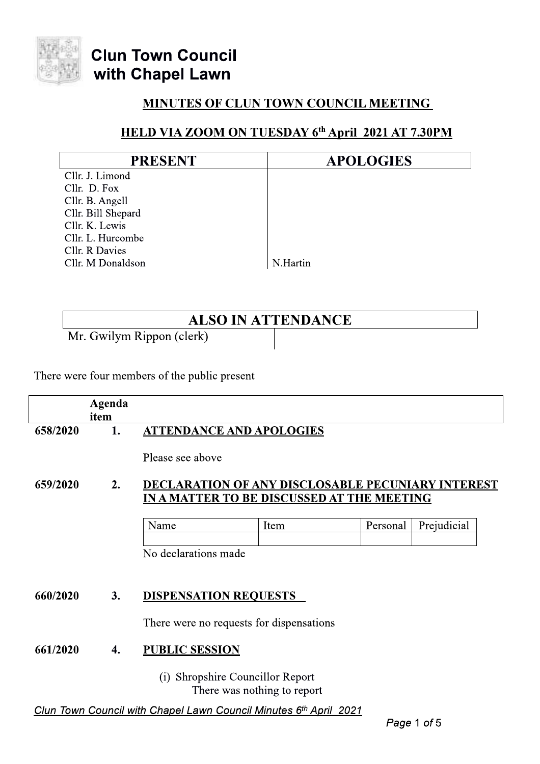# Clun Town Council with Chapel Lawn

## MINUTES OF CLUN TOWN COUNCIL MEETING

## HELD VIA ZOOM ON TUESDAY 6th April 2021 AT 7.30PM

| PRESENT | APOLOGIES |
|---|---|
| Cllr. J. Limond | |
| Cllr. D. Fox | |
| Cllr. B. Angell | |
| Cllr. Bill Shepard | |
| Cllr. K. Lewis | |
| Cllr. L. Hurcombe | |
| Cllr. R Davies | |
| Cllr. M Donaldson | N.Hartin |

| ALSO IN ATTENDANCE | |
|---|---|
| Mr. Gwilym Rippon (clerk) | |

There were four members of the public present

| | Agenda item | |
|---|---|---|
| 658/2020 | 1. | **ATTENDANCE AND APOLOGIES** |

Please see above

**659/2020 2. DECLARATION OF ANY DISCLOSABLE PECUNIARY INTEREST IN A MATTER TO BE DISCUSSED AT THE MEETING**

| Name | Item | Personal | Prejudicial |
|---|---|---|---|
| | | | |

No declarations made

**660/2020 3. DISPENSATION REQUESTS**

There were no requests for dispensations

**661/2020 4. PUBLIC SESSION**

(i) Shropshire Councillor Report
There was nothing to report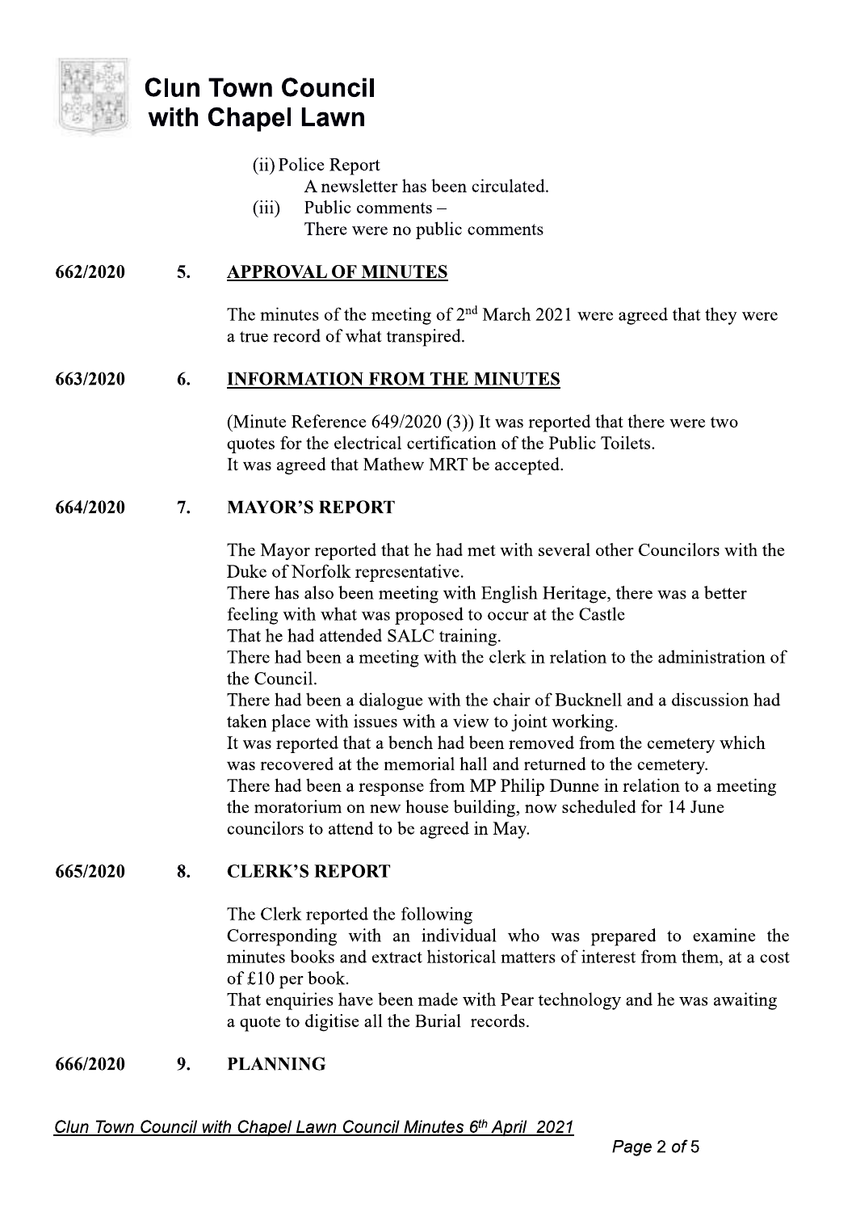(ii) Police Report

A newsletter has been circulated.

(iii) Public comments –

There were no public comments

**662/2020 5. APPROVAL OF MINUTES**

The minutes of the meeting of 2nd March 2021 were agreed that they were a true record of what transpired.

**663/2020 6. INFORMATION FROM THE MINUTES**

(Minute Reference 649/2020 (3)) It was reported that there were two quotes for the electrical certification of the Public Toilets.
It was agreed that Mathew MRT be accepted.

**664/2020 7. MAYOR'S REPORT**

The Mayor reported that he had met with several other Councilors with the Duke of Norfolk representative.
There has also been meeting with English Heritage, there was a better feeling with what was proposed to occur at the Castle
That he had attended SALC training.
There had been a meeting with the clerk in relation to the administration of the Council.
There had been a dialogue with the chair of Bucknell and a discussion had taken place with issues with a view to joint working.
It was reported that a bench had been removed from the cemetery which was recovered at the memorial hall and returned to the cemetery.
There had been a response from MP Philip Dunne in relation to a meeting the moratorium on new house building, now scheduled for 14 June councilors to attend to be agreed in May.

**665/2020 8. CLERK'S REPORT**

The Clerk reported the following
Corresponding with an individual who was prepared to examine the minutes books and extract historical matters of interest from them, at a cost of £10 per book.
That enquiries have been made with Pear technology and he was awaiting a quote to digitise all the Burial records.

**666/2020 9. PLANNING**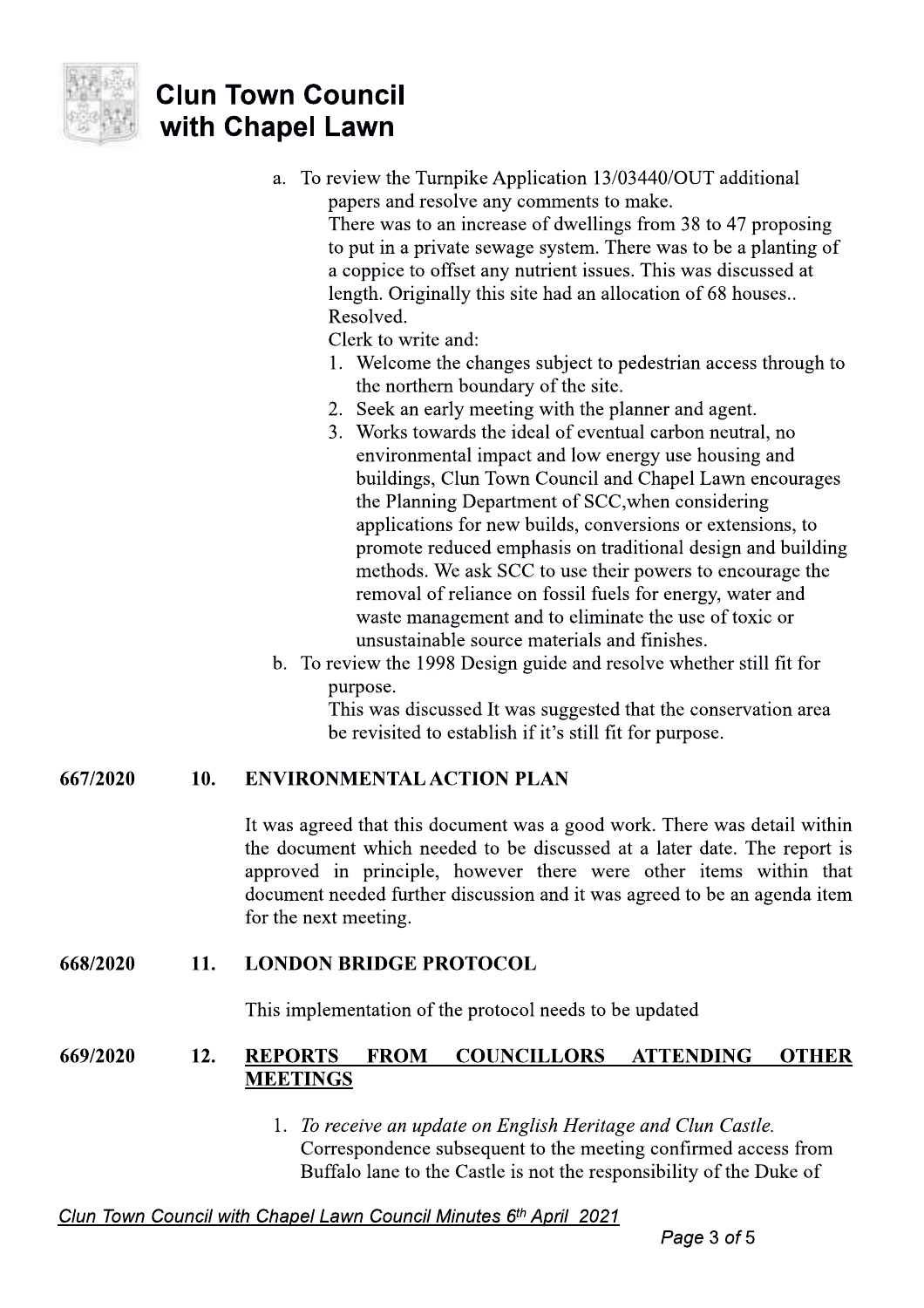a. To review the Turnpike Application 13/03440/OUT additional papers and resolve any comments to make.
   There was to an increase of dwellings from 38 to 47 proposing to put in a private sewage system. There was to be a planting of a coppice to offset any nutrient issues. This was discussed at length. Originally this site had an allocation of 68 houses..
   Resolved.
   Clerk to write and:
   1. Welcome the changes subject to pedestrian access through to the northern boundary of the site.
   2. Seek an early meeting with the planner and agent.
   3. Works towards the ideal of eventual carbon neutral, no environmental impact and low energy use housing and buildings, Clun Town Council and Chapel Lawn encourages the Planning Department of SCC,when considering applications for new builds, conversions or extensions, to promote reduced emphasis on traditional design and building methods. We ask SCC to use their powers to encourage the removal of reliance on fossil fuels for energy, water and waste management and to eliminate the use of toxic or unsustainable source materials and finishes.

b. To review the 1998 Design guide and resolve whether still fit for purpose.
   This was discussed It was suggested that the conservation area be revisited to establish if it's still fit for purpose.

**667/2020 10. ENVIRONMENTAL ACTION PLAN**

It was agreed that this document was a good work. There was detail within the document which needed to be discussed at a later date. The report is approved in principle, however there were other items within that document needed further discussion and it was agreed to be an agenda item for the next meeting.

**668/2020 11. LONDON BRIDGE PROTOCOL**

This implementation of the protocol needs to be updated

**669/2020 12. <u>REPORTS FROM COUNCILLORS ATTENDING OTHER MEETINGS</u>**

1. *To receive an update on English Heritage and Clun Castle.*
   Correspondence subsequent to the meeting confirmed access from Buffalo lane to the Castle is not the responsibility of the Duke of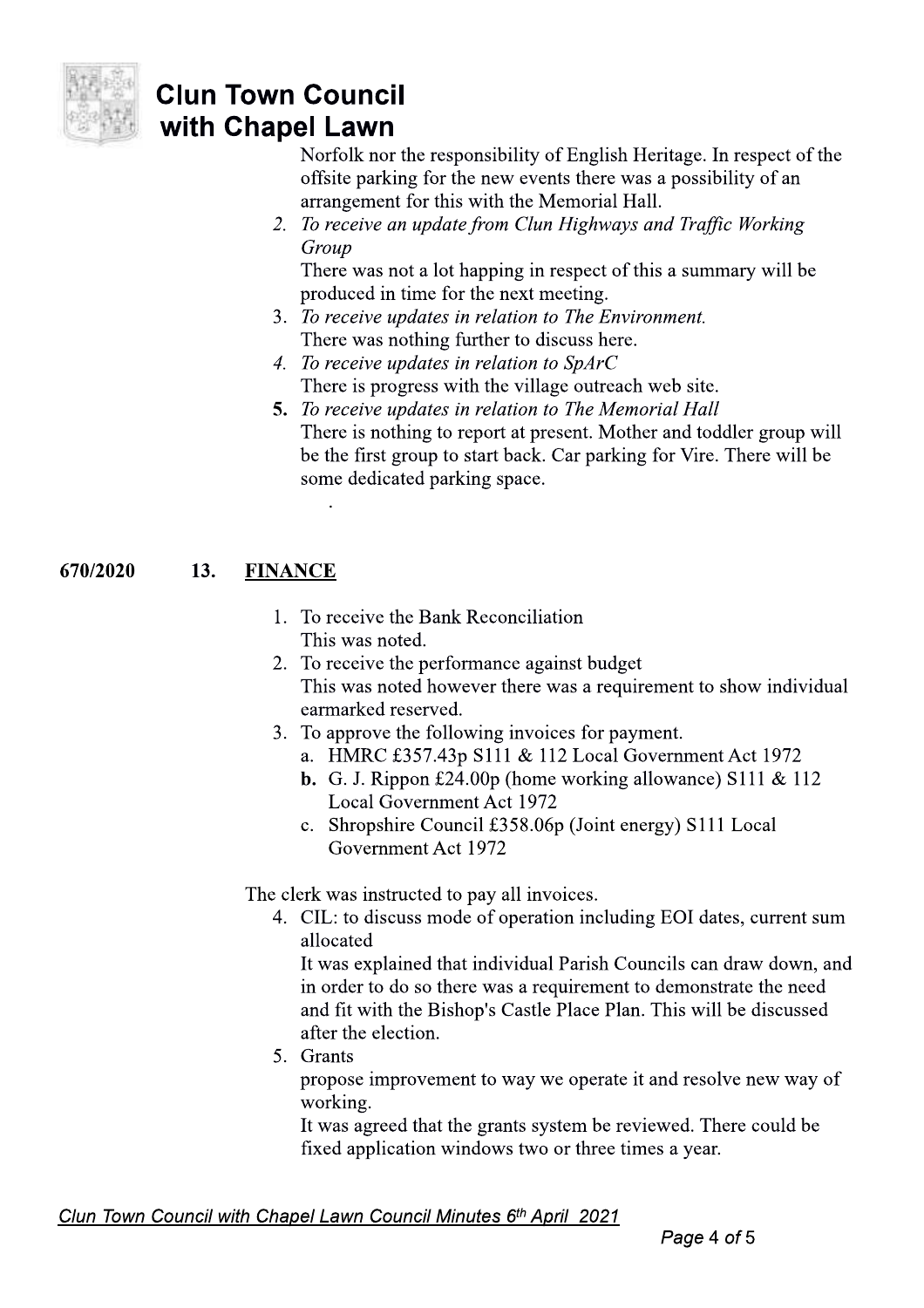Norfolk nor the responsibility of English Heritage. In respect of the offsite parking for the new events there was a possibility of an arrangement for this with the Memorial Hall.

2. *To receive an update from Clun Highways and Traffic Working Group*
   There was not a lot happing in respect of this a summary will be produced in time for the next meeting.
3. *To receive updates in relation to The Environment.*
   There was nothing further to discuss here.
4. *To receive updates in relation to SpArC*
   There is progress with the village outreach web site.
5. *To receive updates in relation to The Memorial Hall*
   There is nothing to report at present. Mother and toddler group will be the first group to start back. Car parking for Vire. There will be some dedicated parking space.

670/2020 **13. FINANCE**

1. To receive the Bank Reconciliation
   This was noted.
2. To receive the performance against budget
   This was noted however there was a requirement to show individual earmarked reserved.
3. To approve the following invoices for payment.
   a. HMRC £357.43p S111 & 112 Local Government Act 1972
   **b.** G. J. Rippon £24.00p (home working allowance) S111 & 112 Local Government Act 1972
   c. Shropshire Council £358.06p (Joint energy) S111 Local Government Act 1972

The clerk was instructed to pay all invoices.

4. CIL: to discuss mode of operation including EOI dates, current sum allocated
   It was explained that individual Parish Councils can draw down, and in order to do so there was a requirement to demonstrate the need and fit with the Bishop's Castle Place Plan. This will be discussed after the election.
5. Grants
   propose improvement to way we operate it and resolve new way of working.
   It was agreed that the grants system be reviewed. There could be fixed application windows two or three times a year.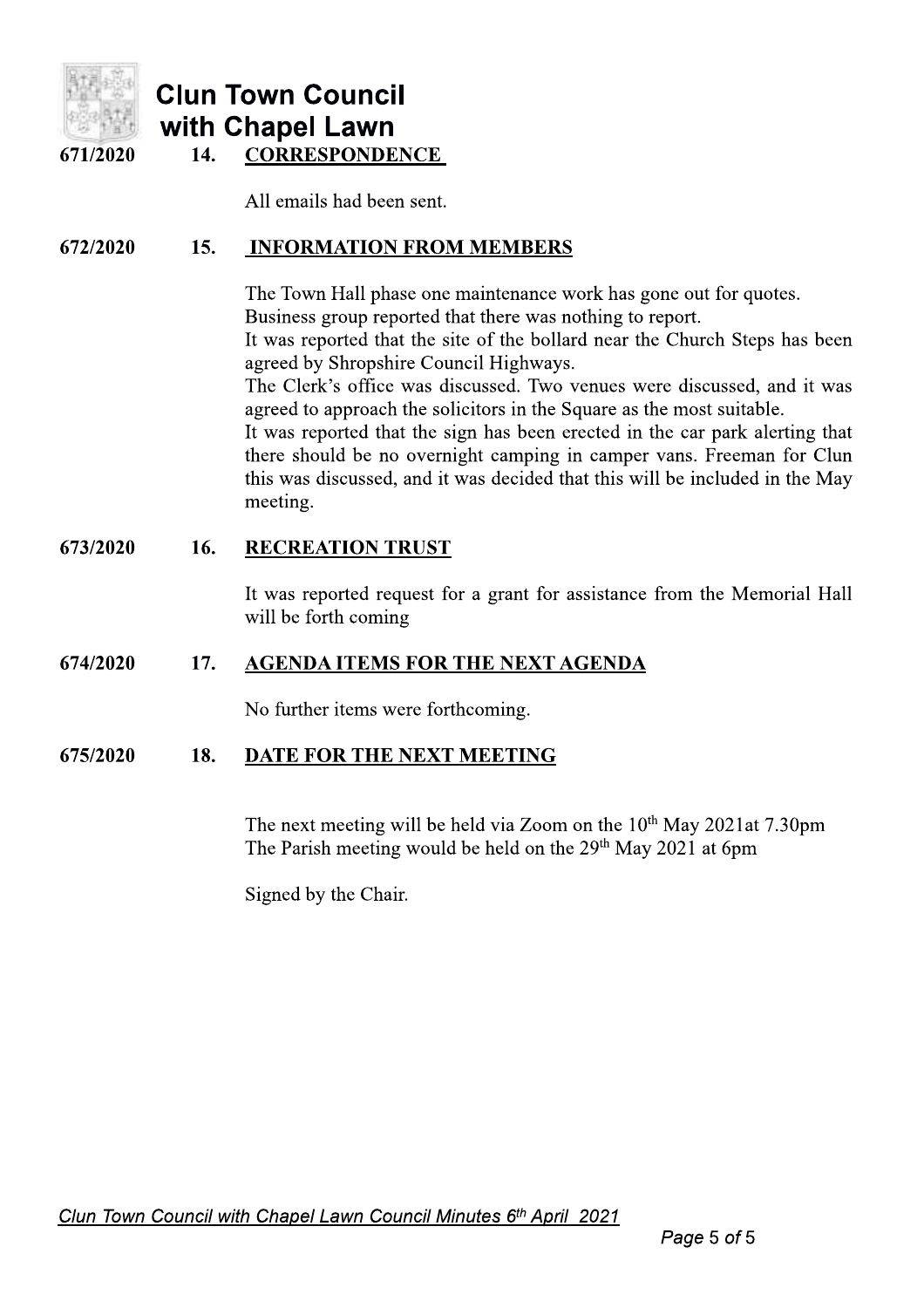671/2020 **14. CORRESPONDENCE**

All emails had been sent.

672/2020 **15. INFORMATION FROM MEMBERS**

The Town Hall phase one maintenance work has gone out for quotes.
Business group reported that there was nothing to report.
It was reported that the site of the bollard near the Church Steps has been agreed by Shropshire Council Highways.
The Clerk's office was discussed. Two venues were discussed, and it was agreed to approach the solicitors in the Square as the most suitable.
It was reported that the sign has been erected in the car park alerting that there should be no overnight camping in camper vans. Freeman for Clun this was discussed, and it was decided that this will be included in the May meeting.

673/2020 **16. RECREATION TRUST**

It was reported request for a grant for assistance from the Memorial Hall will be forth coming

674/2020 **17. AGENDA ITEMS FOR THE NEXT AGENDA**

No further items were forthcoming.

675/2020 **18. DATE FOR THE NEXT MEETING**

The next meeting will be held via Zoom on the 10th May 2021at 7.30pm
The Parish meeting would be held on the 29th May 2021 at 6pm

Signed by the Chair.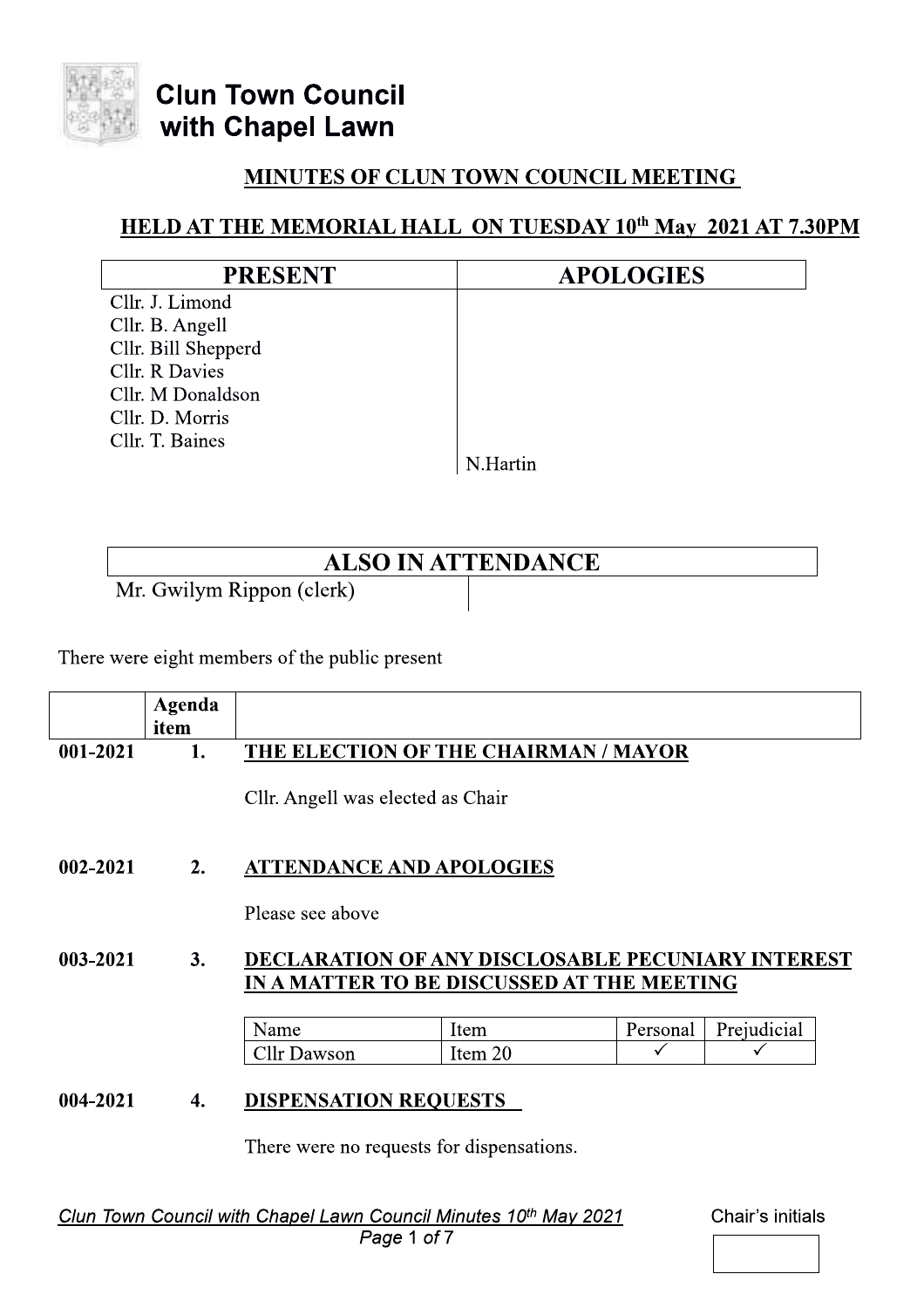Clun Town Council with Chapel Lawn

## MINUTES OF CLUN TOWN COUNCIL MEETING

## HELD AT THE MEMORIAL HALL ON TUESDAY 10th May 2021 AT 7.30PM

| PRESENT | APOLOGIES |
|---|---|
| Cllr. J. Limond | |
| Cllr. B. Angell | |
| Cllr. Bill Shepperd | |
| Cllr. R Davies | |
| Cllr. M Donaldson | |
| Cllr. D. Morris | |
| Cllr. T. Baines | |
| | N.Hartin |

| ALSO IN ATTENDANCE | |
|---|---|
| Mr. Gwilym Rippon (clerk) | |

There were eight members of the public present

| | Agenda item | |
|---|---|---|
| 001-2021 | 1. | **THE ELECTION OF THE CHAIRMAN / MAYOR** |
| | | Cllr. Angell was elected as Chair |
| 002-2021 | 2. | **ATTENDANCE AND APOLOGIES** |
| | | Please see above |
| 003-2021 | 3. | **DECLARATION OF ANY DISCLOSABLE PECUNIARY INTEREST IN A MATTER TO BE DISCUSSED AT THE MEETING** |

| Name | Item | Personal | Prejudicial |
|---|---|---|---|
| Cllr Dawson | Item 20 | ✓ | ✓ |

| | | |
|---|---|---|
| 004-2021 | 4. | **DISPENSATION REQUESTS** |
| | | There were no requests for dispensations. |

Chair's initials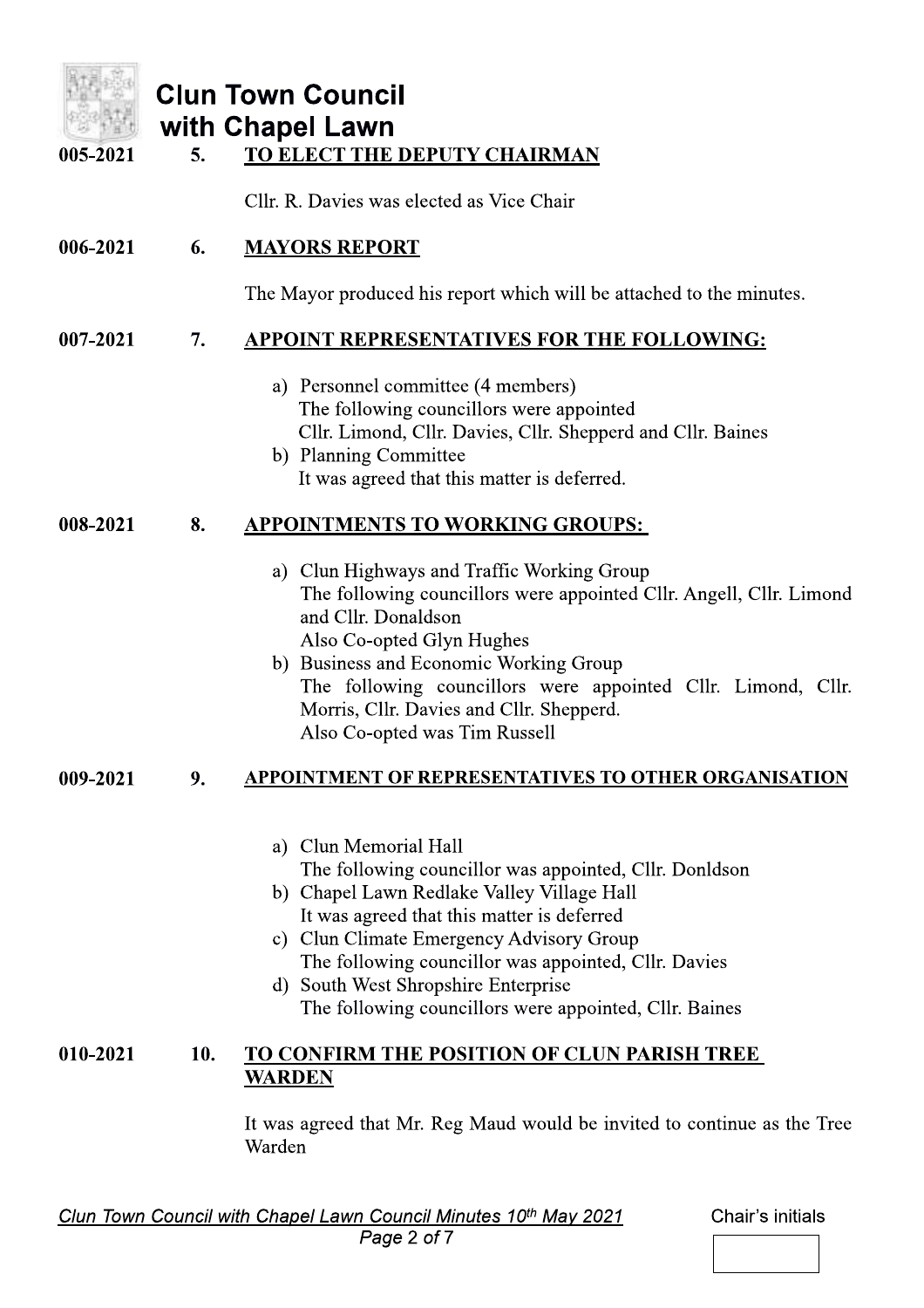| | | |
|---|---|---|
| 005-2021 | 5. | **TO ELECT THE DEPUTY CHAIRMAN** |
| | | Cllr. R. Davies was elected as Vice Chair |
| 006-2021 | 6. | **MAYORS REPORT** |
| | | The Mayor produced his report which will be attached to the minutes. |
| 007-2021 | 7. | **APPOINT REPRESENTATIVES FOR THE FOLLOWING:** |
| | | a) Personnel committee (4 members)<br>The following councillors were appointed<br>Cllr. Limond, Cllr. Davies, Cllr. Shepperd and Cllr. Baines<br>b) Planning Committee<br>It was agreed that this matter is deferred. |
| 008-2021 | 8. | **APPOINTMENTS TO WORKING GROUPS:** |
| | | a) Clun Highways and Traffic Working Group<br>The following councillors were appointed Cllr. Angell, Cllr. Limond and Cllr. Donaldson<br>Also Co-opted Glyn Hughes<br>b) Business and Economic Working Group<br>The following councillors were appointed Cllr. Limond, Cllr. Morris, Cllr. Davies and Cllr. Shepperd.<br>Also Co-opted was Tim Russell |
| 009-2021 | 9. | **APPOINTMENT OF REPRESENTATIVES TO OTHER ORGANISATION** |
| | | a) Clun Memorial Hall<br>The following councillor was appointed, Cllr. Donldson<br>b) Chapel Lawn Redlake Valley Village Hall<br>It was agreed that this matter is deferred<br>c) Clun Climate Emergency Advisory Group<br>The following councillor was appointed, Cllr. Davies<br>d) South West Shropshire Enterprise<br>The following councillors were appointed, Cllr. Baines |
| 010-2021 | 10. | **TO CONFIRM THE POSITION OF CLUN PARISH TREE WARDEN** |
| | | It was agreed that Mr. Reg Maud would be invited to continue as the Tree Warden |

Chair's initials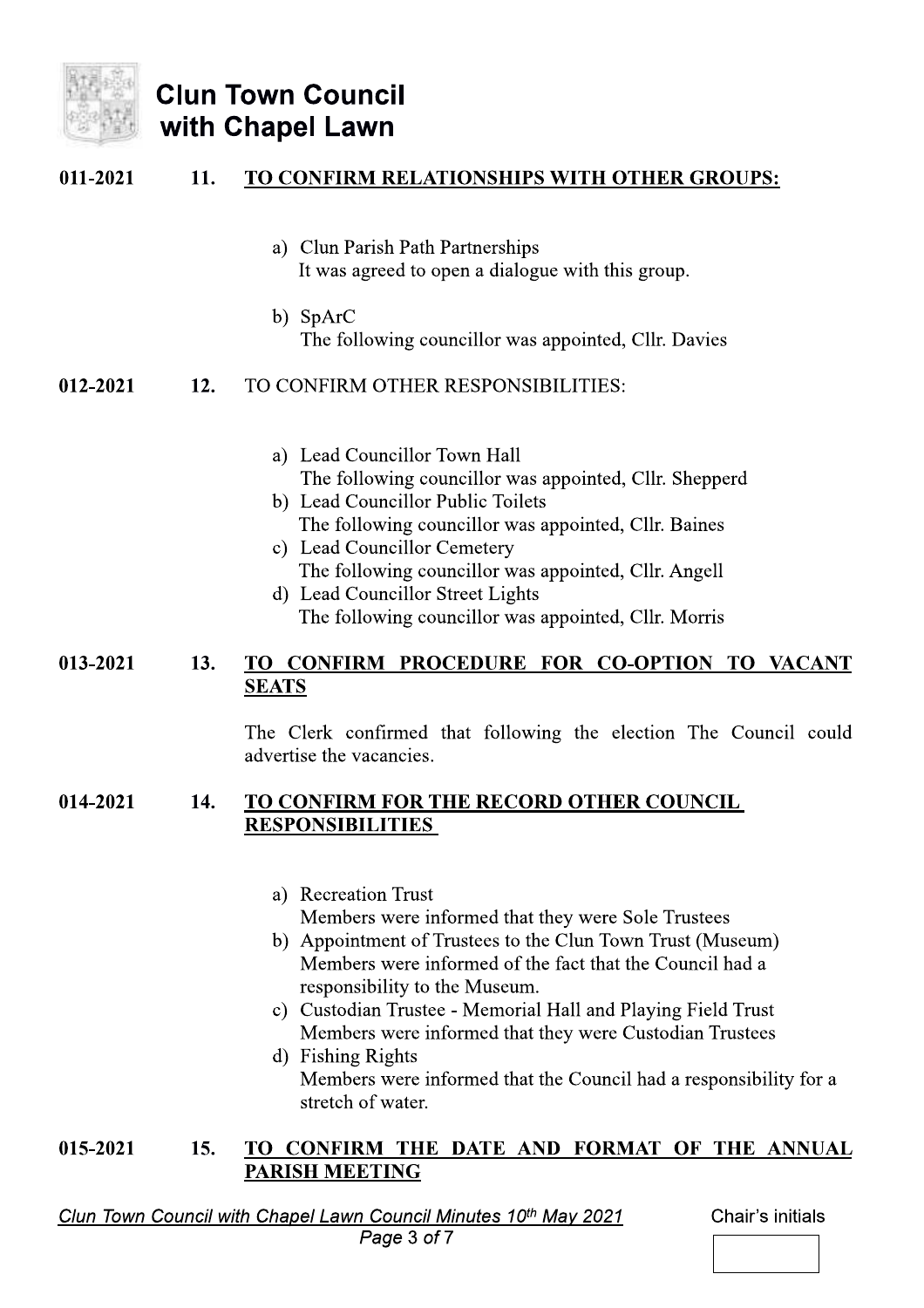**011-2021 11. TO CONFIRM RELATIONSHIPS WITH OTHER GROUPS:**

a) Clun Parish Path Partnerships
   It was agreed to open a dialogue with this group.

b) SpArC
   The following councillor was appointed, Cllr. Davies

**012-2021 12.** TO CONFIRM OTHER RESPONSIBILITIES:

a) Lead Councillor Town Hall
   The following councillor was appointed, Cllr. Shepperd
b) Lead Councillor Public Toilets
   The following councillor was appointed, Cllr. Baines
c) Lead Councillor Cemetery
   The following councillor was appointed, Cllr. Angell
d) Lead Councillor Street Lights
   The following councillor was appointed, Cllr. Morris

**013-2021 13. TO CONFIRM PROCEDURE FOR CO-OPTION TO VACANT SEATS**

The Clerk confirmed that following the election The Council could advertise the vacancies.

**014-2021 14. TO CONFIRM FOR THE RECORD OTHER COUNCIL RESPONSIBILITIES**

a) Recreation Trust
   Members were informed that they were Sole Trustees
b) Appointment of Trustees to the Clun Town Trust (Museum)
   Members were informed of the fact that the Council had a responsibility to the Museum.
c) Custodian Trustee - Memorial Hall and Playing Field Trust
   Members were informed that they were Custodian Trustees
d) Fishing Rights
   Members were informed that the Council had a responsibility for a stretch of water.

**015-2021 15. TO CONFIRM THE DATE AND FORMAT OF THE ANNUAL PARISH MEETING**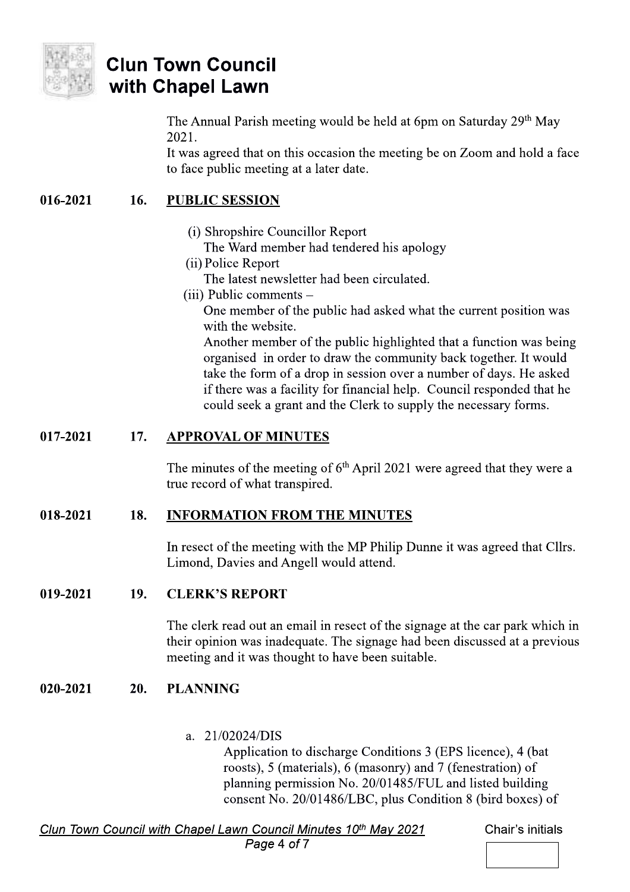The Annual Parish meeting would be held at 6pm on Saturday 29th May 2021.

It was agreed that on this occasion the meeting be on Zoom and hold a face to face public meeting at a later date.

**016-2021 16. PUBLIC SESSION**

(i) Shropshire Councillor Report
The Ward member had tendered his apology

(ii) Police Report
The latest newsletter had been circulated.

(iii) Public comments –
One member of the public had asked what the current position was with the website.
Another member of the public highlighted that a function was being organised in order to draw the community back together. It would take the form of a drop in session over a number of days. He asked if there was a facility for financial help. Council responded that he could seek a grant and the Clerk to supply the necessary forms.

**017-2021 17. APPROVAL OF MINUTES**

The minutes of the meeting of 6th April 2021 were agreed that they were a true record of what transpired.

**018-2021 18. INFORMATION FROM THE MINUTES**

In resect of the meeting with the MP Philip Dunne it was agreed that Cllrs. Limond, Davies and Angell would attend.

**019-2021 19. CLERK'S REPORT**

The clerk read out an email in resect of the signage at the car park which in their opinion was inadequate. The signage had been discussed at a previous meeting and it was thought to have been suitable.

**020-2021 20. PLANNING**

a. 21/02024/DIS
Application to discharge Conditions 3 (EPS licence), 4 (bat roosts), 5 (materials), 6 (masonry) and 7 (fenestration) of planning permission No. 20/01485/FUL and listed building consent No. 20/01486/LBC, plus Condition 8 (bird boxes) of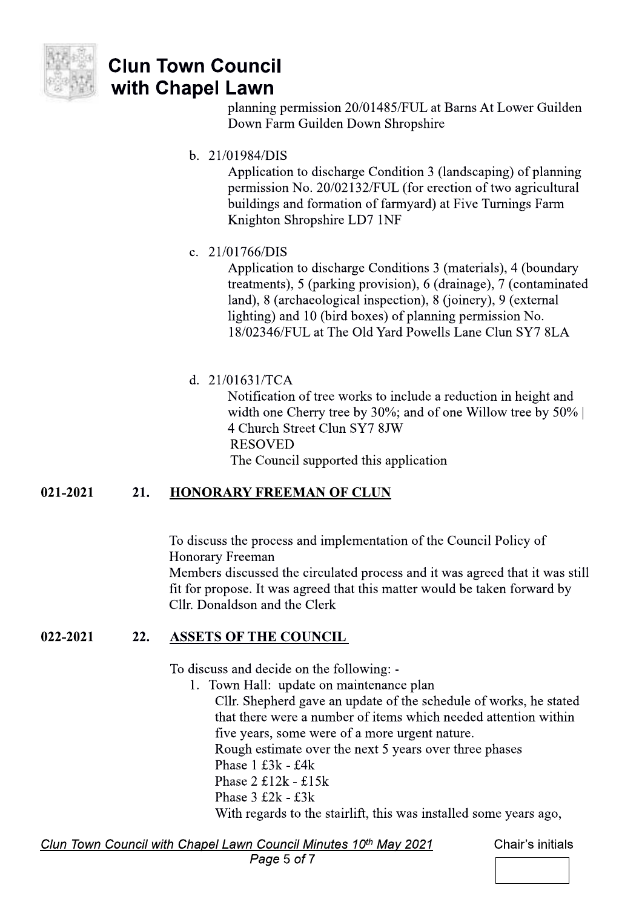planning permission 20/01485/FUL at Barns At Lower Guilden Down Farm Guilden Down Shropshire

b. 21/01984/DIS

Application to discharge Condition 3 (landscaping) of planning permission No. 20/02132/FUL (for erection of two agricultural buildings and formation of farmyard) at Five Turnings Farm Knighton Shropshire LD7 1NF

c. 21/01766/DIS

Application to discharge Conditions 3 (materials), 4 (boundary treatments), 5 (parking provision), 6 (drainage), 7 (contaminated land), 8 (archaeological inspection), 8 (joinery), 9 (external lighting) and 10 (bird boxes) of planning permission No. 18/02346/FUL at The Old Yard Powells Lane Clun SY7 8LA

d. 21/01631/TCA

Notification of tree works to include a reduction in height and width one Cherry tree by 30%; and of one Willow tree by 50% | 4 Church Street Clun SY7 8JW

RESOVED

The Council supported this application

## 021-2021 21. HONORARY FREEMAN OF CLUN

To discuss the process and implementation of the Council Policy of Honorary Freeman

Members discussed the circulated process and it was agreed that it was still fit for propose. It was agreed that this matter would be taken forward by Cllr. Donaldson and the Clerk

## 022-2021 22. ASSETS OF THE COUNCIL

To discuss and decide on the following: -

1. Town Hall: update on maintenance plan

   Cllr. Shepherd gave an update of the schedule of works, he stated that there were a number of items which needed attention within five years, some were of a more urgent nature.

   Rough estimate over the next 5 years over three phases

   Phase 1 £3k - £4k

   Phase 2 £12k - £15k

   Phase 3 £2k - £3k

   With regards to the stairlift, this was installed some years ago,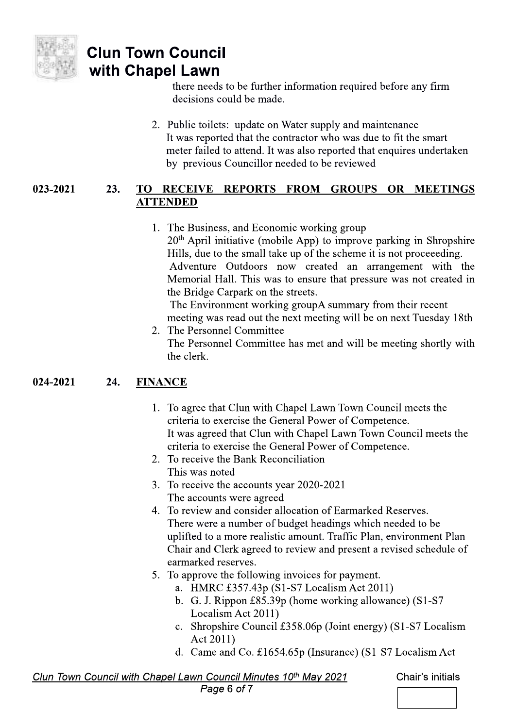there needs to be further information required before any firm decisions could be made.

2. Public toilets: update on Water supply and maintenance
   It was reported that the contractor who was due to fit the smart meter failed to attend. It was also reported that enquires undertaken by previous Councillor needed to be reviewed

**023-2021 23. TO RECEIVE REPORTS FROM GROUPS OR MEETINGS ATTENDED**

1. The Business, and Economic working group
   20th April initiative (mobile App) to improve parking in Shropshire Hills, due to the small take up of the scheme it is not proceeeding.
   Adventure Outdoors now created an arrangement with the Memorial Hall. This was to ensure that pressure was not created in the Bridge Carpark on the streets.
   The Environment working groupA summary from their recent meeting was read out the next meeting will be on next Tuesday 18th
2. The Personnel Committee
   The Personnel Committee has met and will be meeting shortly with the clerk.

**024-2021 24. FINANCE**

1. To agree that Clun with Chapel Lawn Town Council meets the criteria to exercise the General Power of Competence.
   It was agreed that Clun with Chapel Lawn Town Council meets the criteria to exercise the General Power of Competence.
2. To receive the Bank Reconciliation
   This was noted
3. To receive the accounts year 2020-2021
   The accounts were agreed
4. To review and consider allocation of Earmarked Reserves.
   There were a number of budget headings which needed to be uplifted to a more realistic amount. Traffic Plan, environment Plan Chair and Clerk agreed to review and present a revised schedule of earmarked reserves.
5. To approve the following invoices for payment.
   a. HMRC £357.43p (S1-S7 Localism Act 2011)
   b. G. J. Rippon £85.39p (home working allowance) (S1-S7 Localism Act 2011)
   c. Shropshire Council £358.06p (Joint energy) (S1-S7 Localism Act 2011)
   d. Came and Co. £1654.65p (Insurance) (S1-S7 Localism Act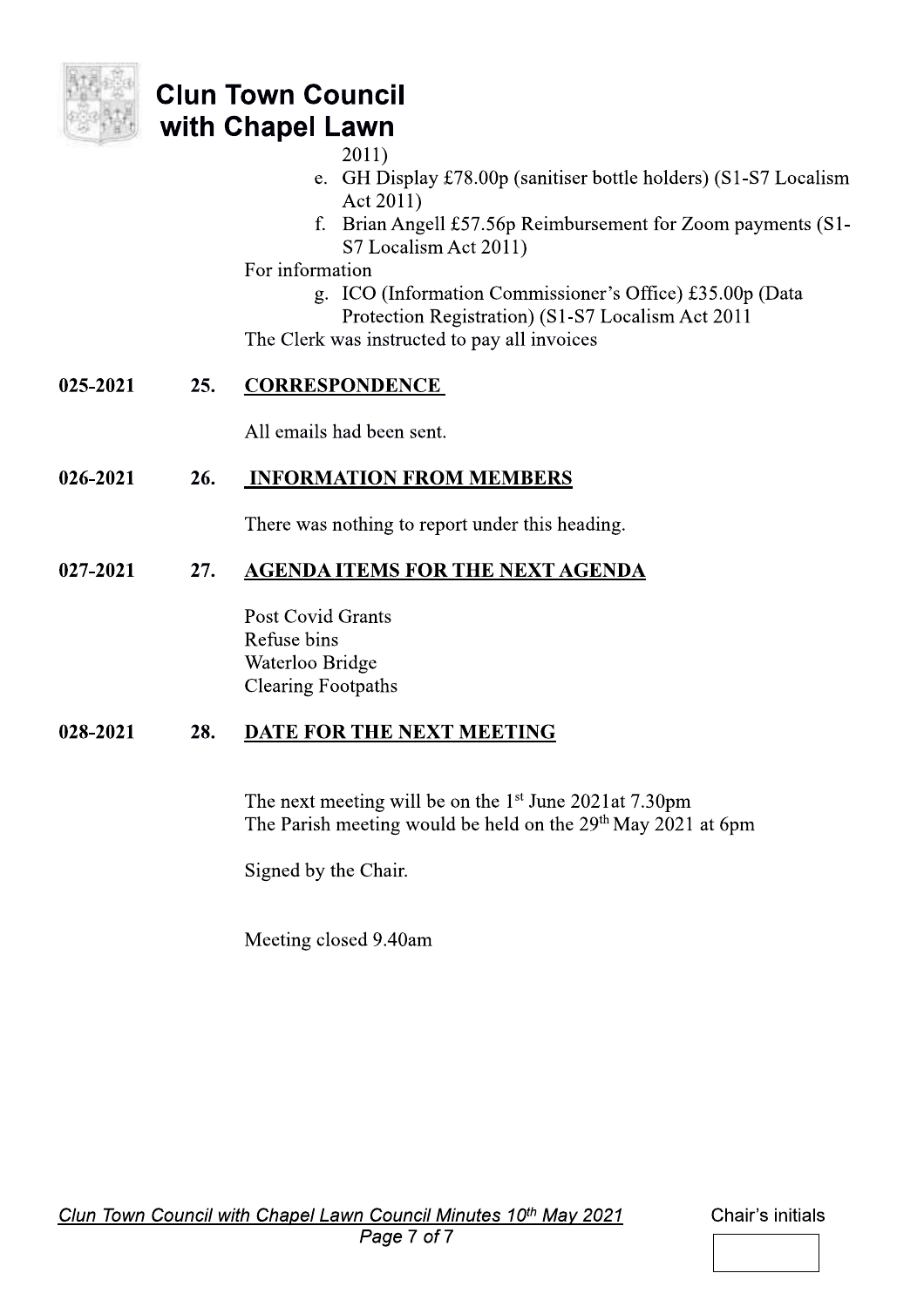2011)

e. GH Display £78.00p (sanitiser bottle holders) (S1-S7 Localism Act 2011)
f. Brian Angell £57.56p Reimbursement for Zoom payments (S1-S7 Localism Act 2011)

For information

g. ICO (Information Commissioner's Office) £35.00p (Data Protection Registration) (S1-S7 Localism Act 2011

The Clerk was instructed to pay all invoices

**025-2021 25. CORRESPONDENCE**

All emails had been sent.

**026-2021 26. INFORMATION FROM MEMBERS**

There was nothing to report under this heading.

**027-2021 27. AGENDA ITEMS FOR THE NEXT AGENDA**

Post Covid Grants
Refuse bins
Waterloo Bridge
Clearing Footpaths

**028-2021 28. DATE FOR THE NEXT MEETING**

The next meeting will be on the 1st June 2021at 7.30pm
The Parish meeting would be held on the 29th May 2021 at 6pm

Signed by the Chair.

Meeting closed 9.40am

Chair's initials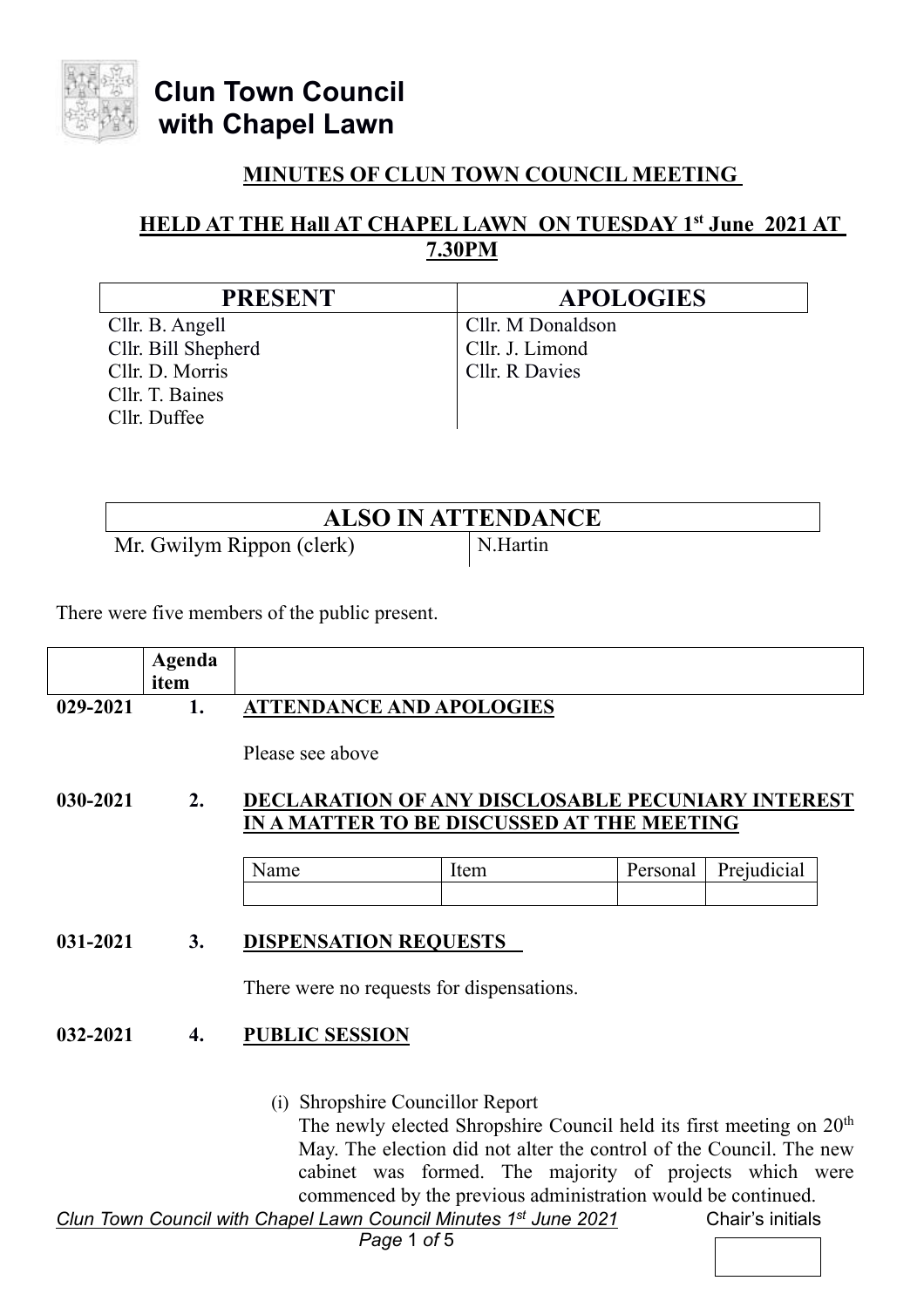# Clun Town Council with Chapel Lawn

## MINUTES OF CLUN TOWN COUNCIL MEETING

## HELD AT THE Hall AT CHAPEL LAWN ON TUESDAY 1st June 2021 AT 7.30PM

| PRESENT | APOLOGIES |
|---|---|
| Cllr. B. Angell | Cllr. M Donaldson |
| Cllr. Bill Shepherd | Cllr. J. Limond |
| Cllr. D. Morris | Cllr. R Davies |
| Cllr. T. Baines | |
| Cllr. Duffee | |

| ALSO IN ATTENDANCE | |
|---|---|
| Mr. Gwilym Rippon (clerk) | N.Hartin |

There were five members of the public present.

| | Agenda item | |
|---|---|---|
| **029-2021** | **1.** | **ATTENDANCE AND APOLOGIES** |

Please see above

**030-2021 2. DECLARATION OF ANY DISCLOSABLE PECUNIARY INTEREST IN A MATTER TO BE DISCUSSED AT THE MEETING**

| Name | Item | Personal | Prejudicial |
|---|---|---|---|
| | | | |

**031-2021 3. DISPENSATION REQUESTS**

There were no requests for dispensations.

**032-2021 4. PUBLIC SESSION**

(i) Shropshire Councillor Report
The newly elected Shropshire Council held its first meeting on 20th May. The election did not alter the control of the Council. The new cabinet was formed. The majority of projects which were commenced by the previous administration would be continued.

Chair's initials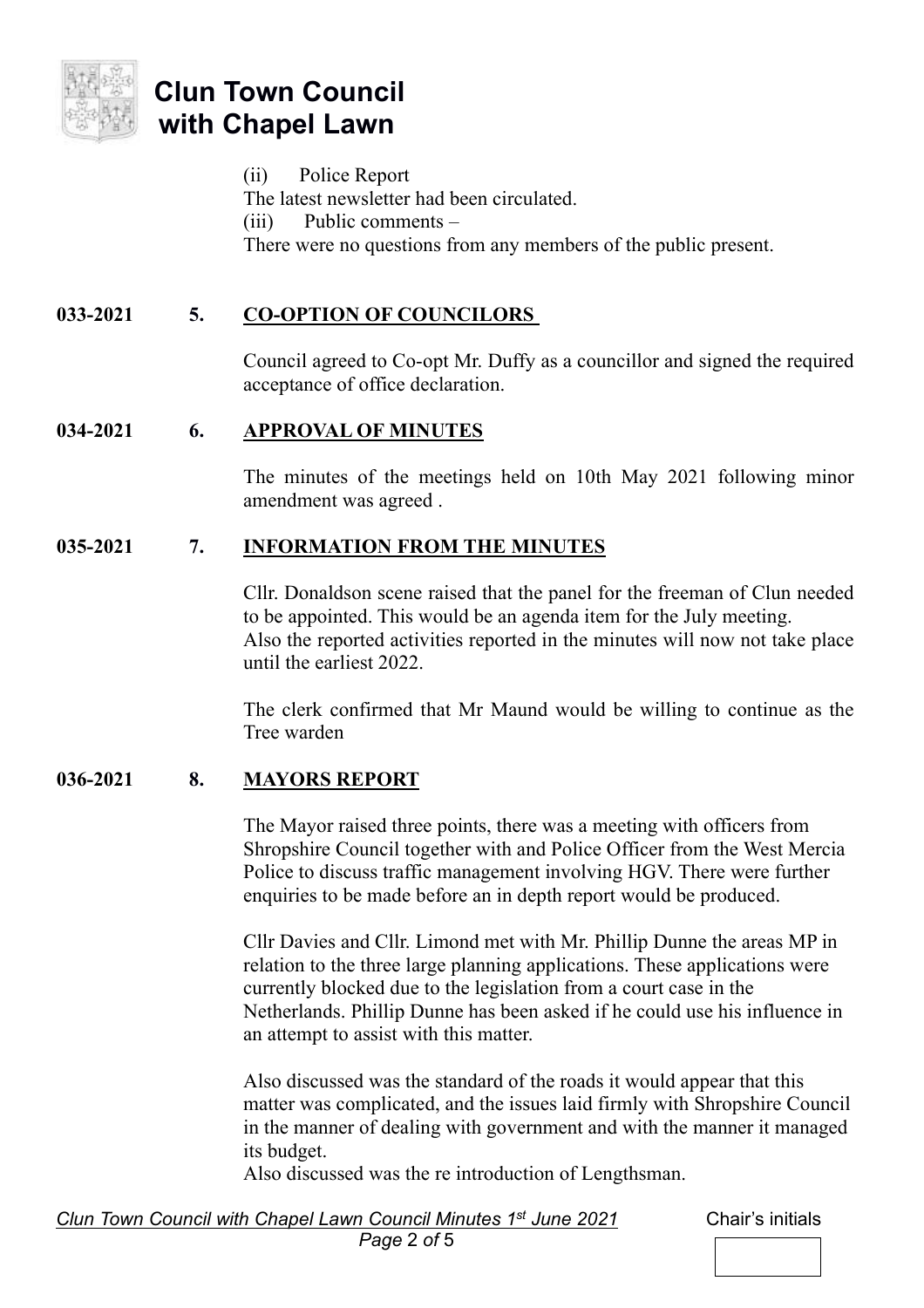(ii) Police Report

The latest newsletter had been circulated.

(iii) Public comments –

There were no questions from any members of the public present.

**033-2021 5. CO-OPTION OF COUNCILORS**

Council agreed to Co-opt Mr. Duffy as a councillor and signed the required acceptance of office declaration.

**034-2021 6. APPROVAL OF MINUTES**

The minutes of the meetings held on 10th May 2021 following minor amendment was agreed .

**035-2021 7. INFORMATION FROM THE MINUTES**

Cllr. Donaldson scene raised that the panel for the freeman of Clun needed to be appointed. This would be an agenda item for the July meeting.
Also the reported activities reported in the minutes will now not take place until the earliest 2022.

The clerk confirmed that Mr Maund would be willing to continue as the Tree warden

**036-2021 8. MAYORS REPORT**

The Mayor raised three points, there was a meeting with officers from Shropshire Council together with and Police Officer from the West Mercia Police to discuss traffic management involving HGV. There were further enquiries to be made before an in depth report would be produced.

Cllr Davies and Cllr. Limond met with Mr. Phillip Dunne the areas MP in relation to the three large planning applications. These applications were currently blocked due to the legislation from a court case in the Netherlands. Phillip Dunne has been asked if he could use his influence in an attempt to assist with this matter.

Also discussed was the standard of the roads it would appear that this matter was complicated, and the issues laid firmly with Shropshire Council in the manner of dealing with government and with the manner it managed its budget.
Also discussed was the re introduction of Lengthsman.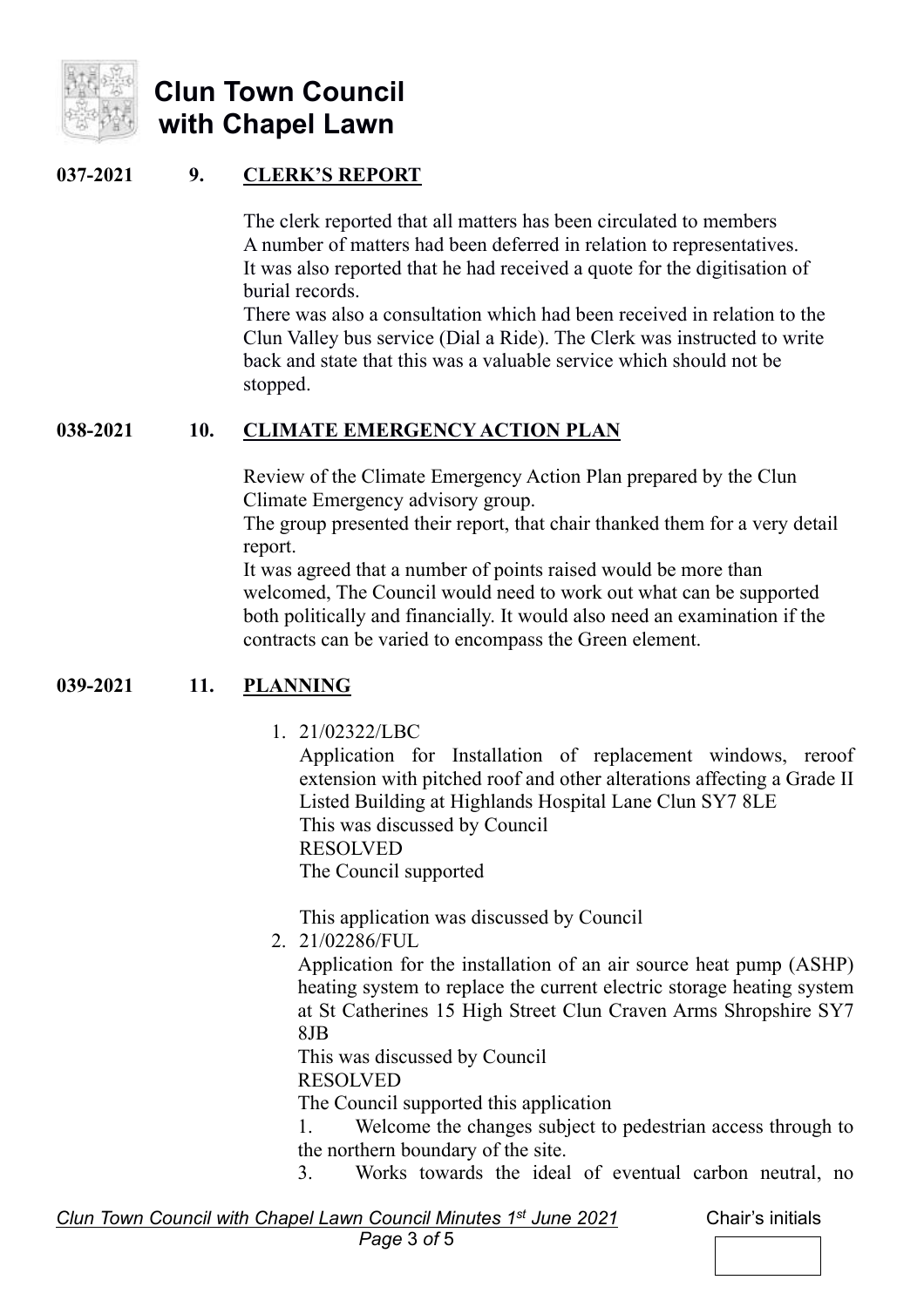**037-2021 9. CLERK'S REPORT**

The clerk reported that all matters has been circulated to members
A number of matters had been deferred in relation to representatives.
It was also reported that he had received a quote for the digitisation of burial records.
There was also a consultation which had been received in relation to the Clun Valley bus service (Dial a Ride). The Clerk was instructed to write back and state that this was a valuable service which should not be stopped.

**038-2021 10. CLIMATE EMERGENCY ACTION PLAN**

Review of the Climate Emergency Action Plan prepared by the Clun Climate Emergency advisory group.
The group presented their report, that chair thanked them for a very detail report.
It was agreed that a number of points raised would be more than welcomed, The Council would need to work out what can be supported both politically and financially. It would also need an examination if the contracts can be varied to encompass the Green element.

**039-2021 11. PLANNING**

1. 21/02322/LBC
   Application for Installation of replacement windows, reroof extension with pitched roof and other alterations affecting a Grade II Listed Building at Highlands Hospital Lane Clun SY7 8LE
   This was discussed by Council
   RESOLVED
   The Council supported

   This application was discussed by Council
2. 21/02286/FUL
   Application for the installation of an air source heat pump (ASHP) heating system to replace the current electric storage heating system at St Catherines 15 High Street Clun Craven Arms Shropshire SY7 8JB
   This was discussed by Council
   RESOLVED
   The Council supported this application
   1. Welcome the changes subject to pedestrian access through to the northern boundary of the site.
   3. Works towards the ideal of eventual carbon neutral, no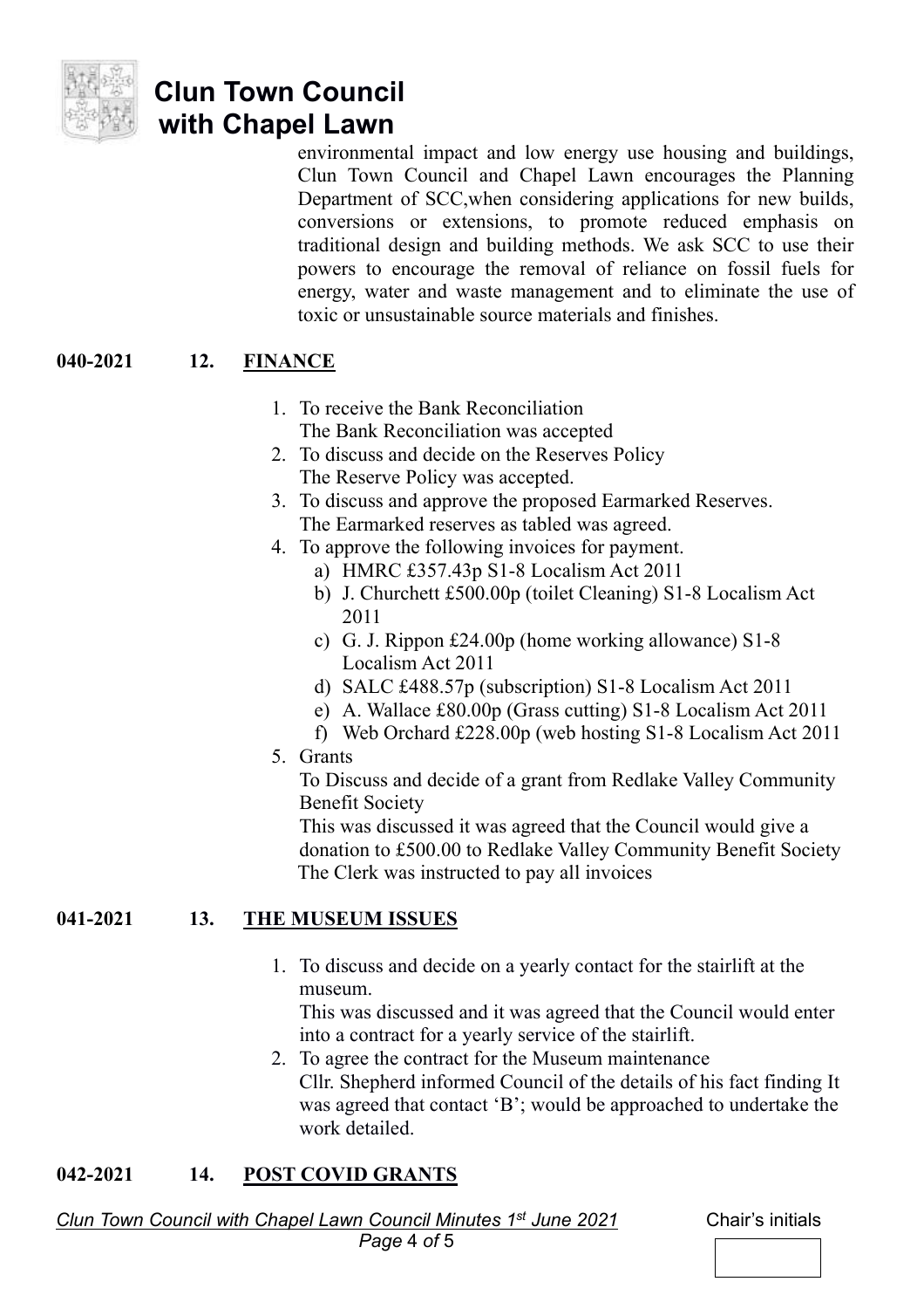environmental impact and low energy use housing and buildings, Clun Town Council and Chapel Lawn encourages the Planning Department of SCC,when considering applications for new builds, conversions or extensions, to promote reduced emphasis on traditional design and building methods. We ask SCC to use their powers to encourage the removal of reliance on fossil fuels for energy, water and waste management and to eliminate the use of toxic or unsustainable source materials and finishes.

**040-2021 12. FINANCE**

1. To receive the Bank Reconciliation
   The Bank Reconciliation was accepted
2. To discuss and decide on the Reserves Policy
   The Reserve Policy was accepted.
3. To discuss and approve the proposed Earmarked Reserves.
   The Earmarked reserves as tabled was agreed.
4. To approve the following invoices for payment.
   a) HMRC £357.43p S1-8 Localism Act 2011
   b) J. Churchett £500.00p (toilet Cleaning) S1-8 Localism Act 2011
   c) G. J. Rippon £24.00p (home working allowance) S1-8 Localism Act 2011
   d) SALC £488.57p (subscription) S1-8 Localism Act 2011
   e) A. Wallace £80.00p (Grass cutting) S1-8 Localism Act 2011
   f) Web Orchard £228.00p (web hosting S1-8 Localism Act 2011
5. Grants
   To Discuss and decide of a grant from Redlake Valley Community Benefit Society
   This was discussed it was agreed that the Council would give a donation to £500.00 to Redlake Valley Community Benefit Society
   The Clerk was instructed to pay all invoices

**041-2021 13. THE MUSEUM ISSUES**

1. To discuss and decide on a yearly contact for the stairlift at the museum.
   This was discussed and it was agreed that the Council would enter into a contract for a yearly service of the stairlift.
2. To agree the contract for the Museum maintenance
   Cllr. Shepherd informed Council of the details of his fact finding It was agreed that contact 'B'; would be approached to undertake the work detailed.

**042-2021 14. POST COVID GRANTS**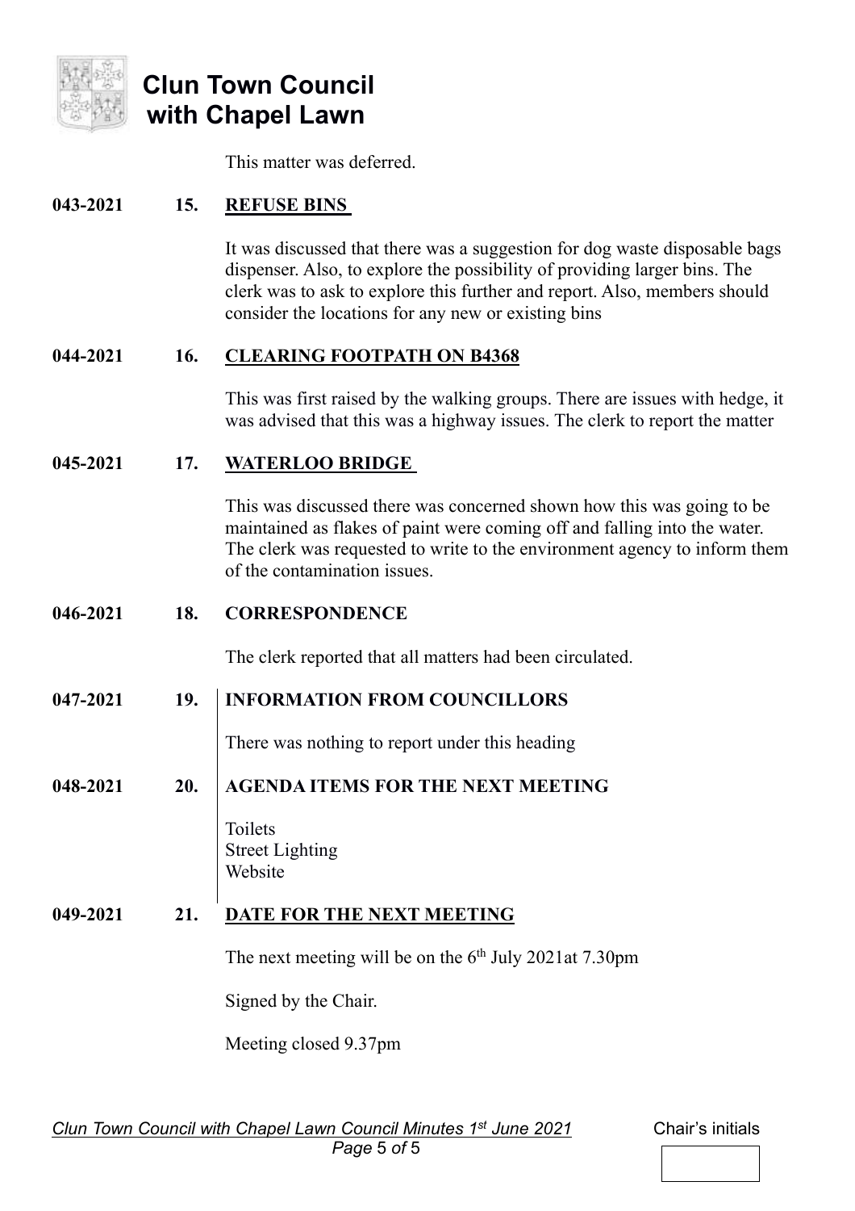This matter was deferred.

**043-2021 15. REFUSE BINS**

It was discussed that there was a suggestion for dog waste disposable bags dispenser. Also, to explore the possibility of providing larger bins. The clerk was to ask to explore this further and report. Also, members should consider the locations for any new or existing bins

**044-2021 16. CLEARING FOOTPATH ON B4368**

This was first raised by the walking groups. There are issues with hedge, it was advised that this was a highway issues. The clerk to report the matter

**045-2021 17. WATERLOO BRIDGE**

This was discussed there was concerned shown how this was going to be maintained as flakes of paint were coming off and falling into the water. The clerk was requested to write to the environment agency to inform them of the contamination issues.

**046-2021 18. CORRESPONDENCE**

The clerk reported that all matters had been circulated.

**047-2021 19. INFORMATION FROM COUNCILLORS**

There was nothing to report under this heading

**048-2021 20. AGENDA ITEMS FOR THE NEXT MEETING**

Toilets
Street Lighting
Website

**049-2021 21. DATE FOR THE NEXT MEETING**

The next meeting will be on the 6th July 2021at 7.30pm

Signed by the Chair.

Meeting closed 9.37pm

Chair's initials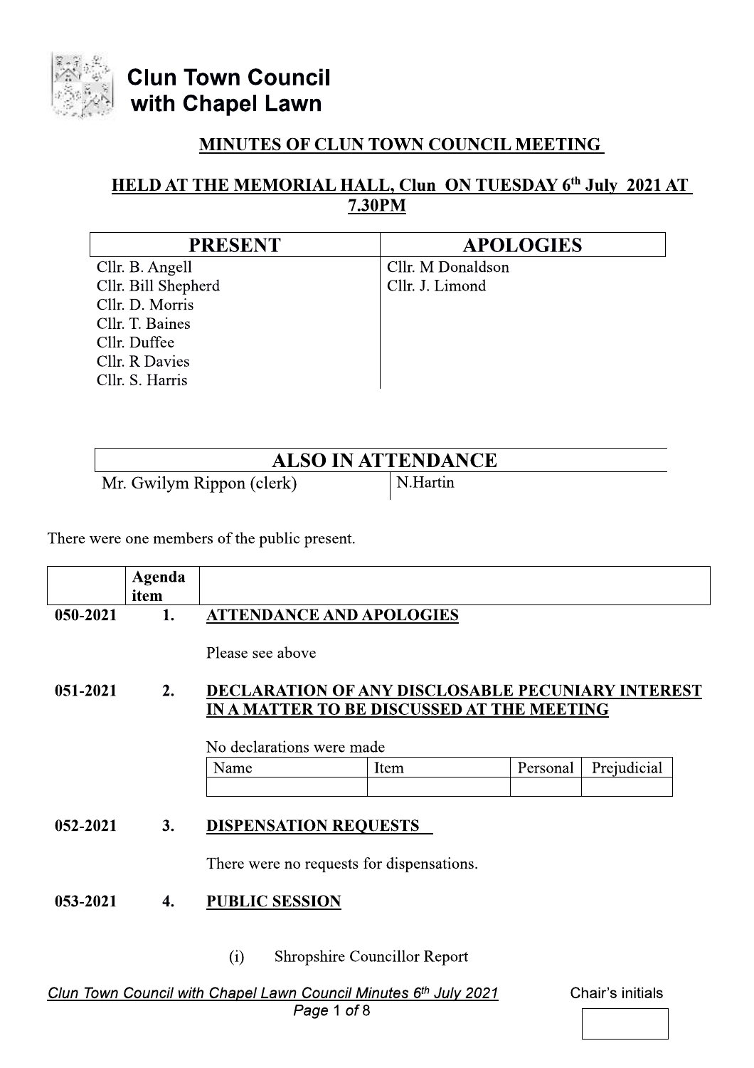# Clun Town Council with Chapel Lawn

## MINUTES OF CLUN TOWN COUNCIL MEETING

### HELD AT THE MEMORIAL HALL, Clun ON TUESDAY 6th July 2021 AT 7.30PM

| PRESENT | APOLOGIES |
|---|---|
| Cllr. B. Angell | Cllr. M Donaldson |
| Cllr. Bill Shepherd | Cllr. J. Limond |
| Cllr. D. Morris | |
| Cllr. T. Baines | |
| Cllr. Duffee | |
| Cllr. R Davies | |
| Cllr. S. Harris | |

| ALSO IN ATTENDANCE | |
|---|---|
| Mr. Gwilym Rippon (clerk) | N.Hartin |

There were one members of the public present.

| | Agenda item | |
|---|---|---|
| 050-2021 | 1. | **ATTENDANCE AND APOLOGIES** |
| | | Please see above |
| 051-2021 | 2. | **DECLARATION OF ANY DISCLOSABLE PECUNIARY INTEREST IN A MATTER TO BE DISCUSSED AT THE MEETING** |
| | | No declarations were made |

| Name | Item | Personal | Prejudicial |
|---|---|---|---|
| | | | |

| | | |
|---|---|---|
| 052-2021 | 3. | **DISPENSATION REQUESTS** |
| | | There were no requests for dispensations. |
| 053-2021 | 4. | **PUBLIC SESSION** |
| | | (i) Shropshire Councillor Report |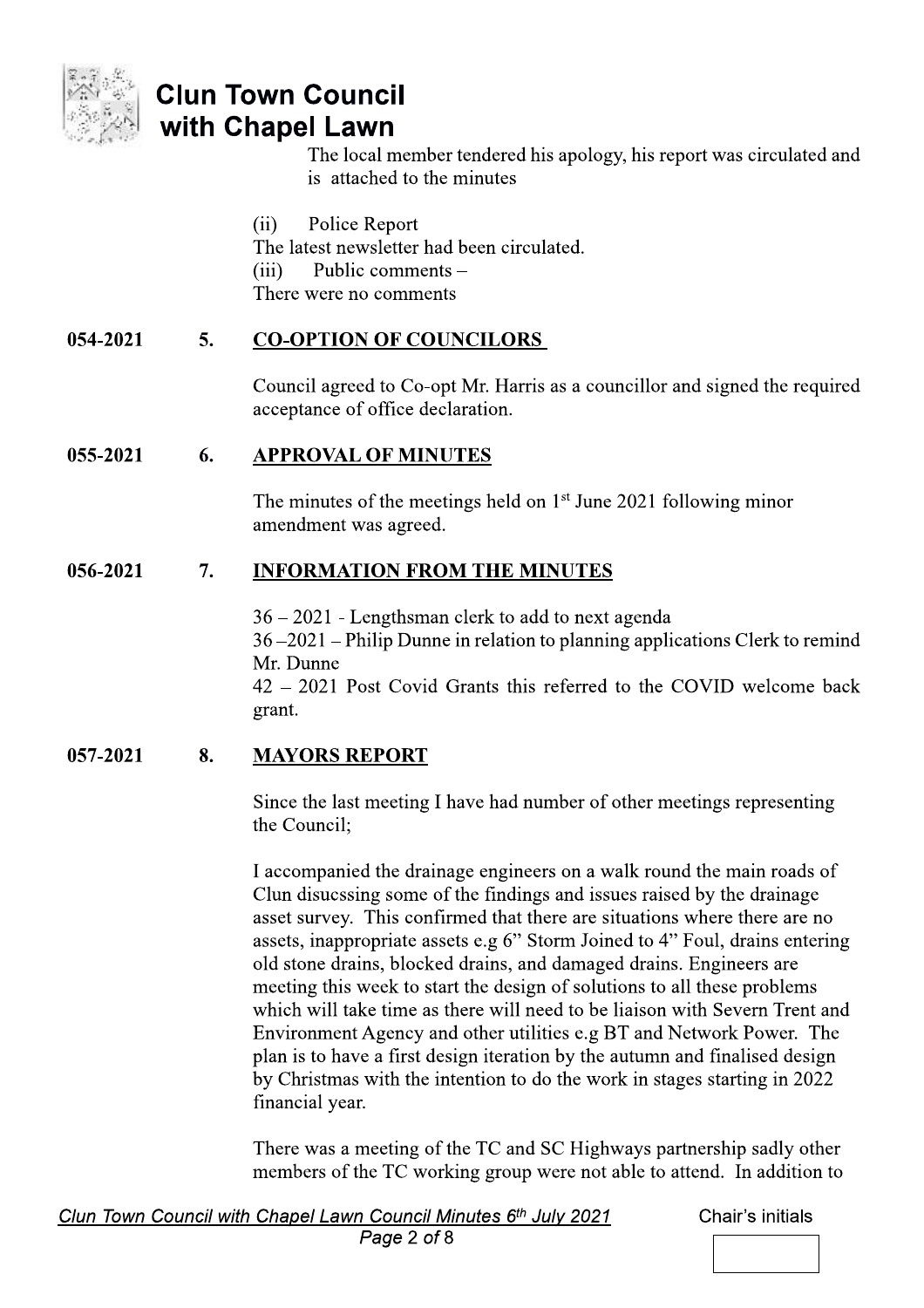The local member tendered his apology, his report was circulated and is attached to the minutes

(ii) Police Report

The latest newsletter had been circulated.

(iii) Public comments –

There were no comments

**054-2021 5. CO-OPTION OF COUNCILORS**

Council agreed to Co-opt Mr. Harris as a councillor and signed the required acceptance of office declaration.

**055-2021 6. APPROVAL OF MINUTES**

The minutes of the meetings held on 1st June 2021 following minor amendment was agreed.

**056-2021 7. INFORMATION FROM THE MINUTES**

36 – 2021 - Lengthsman clerk to add to next agenda

36 –2021 – Philip Dunne in relation to planning applications Clerk to remind Mr. Dunne

42 – 2021 Post Covid Grants this referred to the COVID welcome back grant.

**057-2021 8. MAYORS REPORT**

Since the last meeting I have had number of other meetings representing the Council;

I accompanied the drainage engineers on a walk round the main roads of Clun disucssing some of the findings and issues raised by the drainage asset survey. This confirmed that there are situations where there are no assets, inappropriate assets e.g 6" Storm Joined to 4" Foul, drains entering old stone drains, blocked drains, and damaged drains. Engineers are meeting this week to start the design of solutions to all these problems which will take time as there will need to be liaison with Severn Trent and Environment Agency and other utilities e.g BT and Network Power. The plan is to have a first design iteration by the autumn and finalised design by Christmas with the intention to do the work in stages starting in 2022 financial year.

There was a meeting of the TC and SC Highways partnership sadly other members of the TC working group were not able to attend. In addition to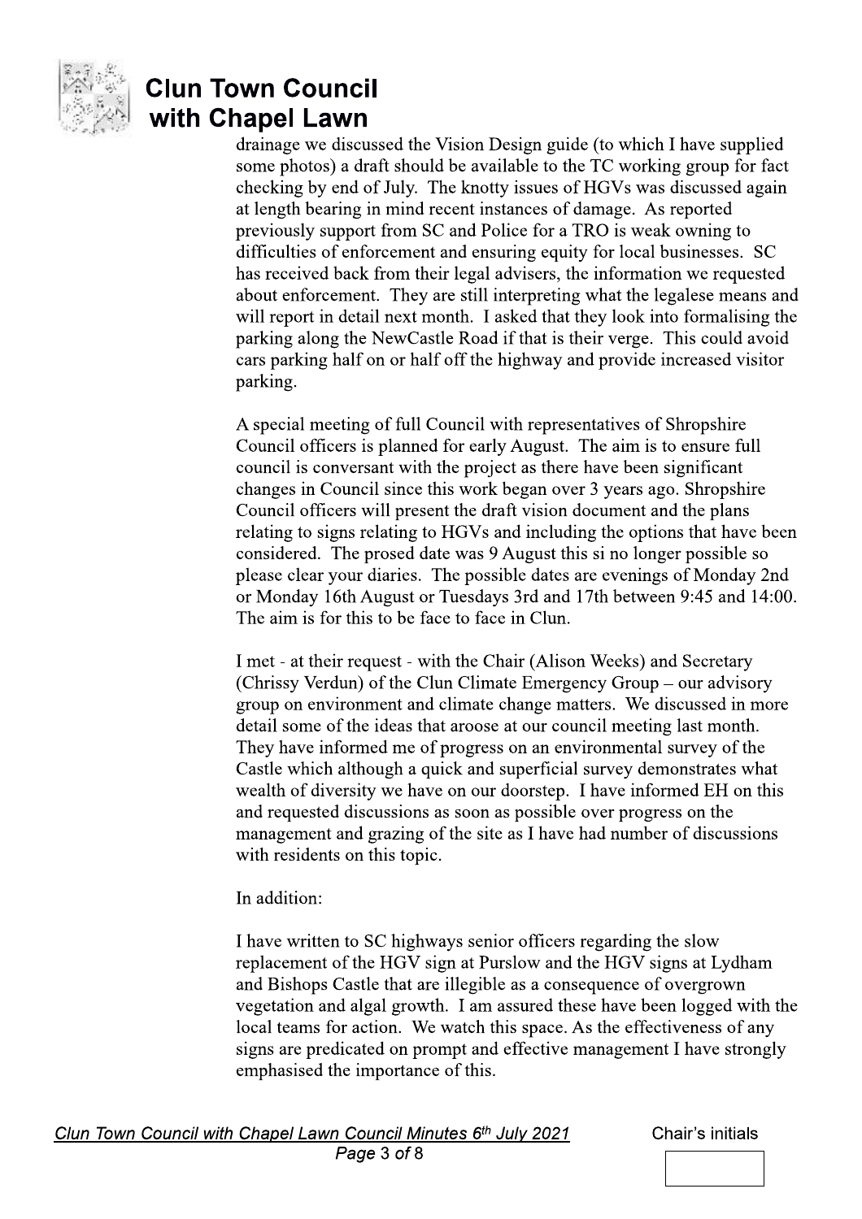drainage we discussed the Vision Design guide (to which I have supplied some photos) a draft should be available to the TC working group for fact checking by end of July. The knotty issues of HGVs was discussed again at length bearing in mind recent instances of damage. As reported previously support from SC and Police for a TRO is weak owning to difficulties of enforcement and ensuring equity for local businesses. SC has received back from their legal advisers, the information we requested about enforcement. They are still interpreting what the legalese means and will report in detail next month. I asked that they look into formalising the parking along the NewCastle Road if that is their verge. This could avoid cars parking half on or half off the highway and provide increased visitor parking.

A special meeting of full Council with representatives of Shropshire Council officers is planned for early August. The aim is to ensure full council is conversant with the project as there have been significant changes in Council since this work began over 3 years ago. Shropshire Council officers will present the draft vision document and the plans relating to signs relating to HGVs and including the options that have been considered. The prosed date was 9 August this si no longer possible so please clear your diaries. The possible dates are evenings of Monday 2nd or Monday 16th August or Tuesdays 3rd and 17th between 9:45 and 14:00. The aim is for this to be face to face in Clun.

I met - at their request - with the Chair (Alison Weeks) and Secretary (Chrissy Verdun) of the Clun Climate Emergency Group – our advisory group on environment and climate change matters. We discussed in more detail some of the ideas that aroose at our council meeting last month. They have informed me of progress on an environmental survey of the Castle which although a quick and superficial survey demonstrates what wealth of diversity we have on our doorstep. I have informed EH on this and requested discussions as soon as possible over progress on the management and grazing of the site as I have had number of discussions with residents on this topic.

In addition:

I have written to SC highways senior officers regarding the slow replacement of the HGV sign at Purslow and the HGV signs at Lydham and Bishops Castle that are illegible as a consequence of overgrown vegetation and algal growth. I am assured these have been logged with the local teams for action. We watch this space. As the effectiveness of any signs are predicated on prompt and effective management I have strongly emphasised the importance of this.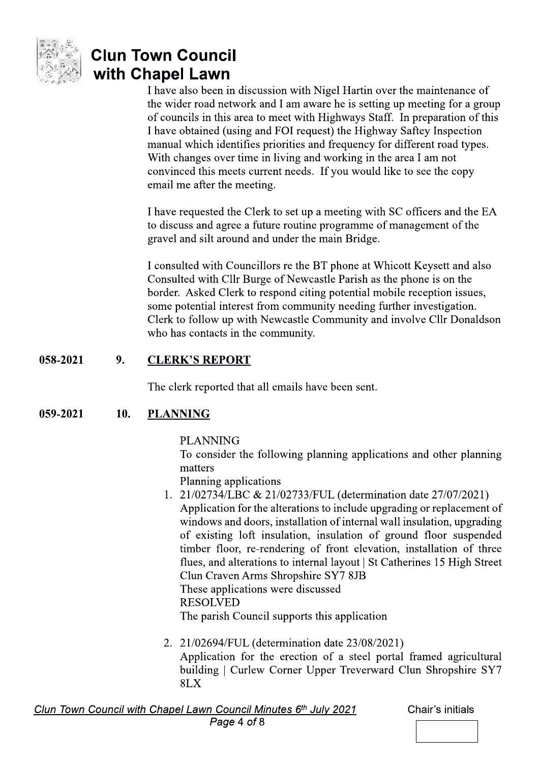I have also been in discussion with Nigel Hartin over the maintenance of the wider road network and I am aware he is setting up meeting for a group of councils in this area to meet with Highways Staff. In preparation of this I have obtained (using and FOI request) the Highway Saftey Inspection manual which identifies priorities and frequency for different road types. With changes over time in living and working in the area I am not convinced this meets current needs. If you would like to see the copy email me after the meeting.

I have requested the Clerk to set up a meeting with SC officers and the EA to discuss and agree a future routine programme of management of the gravel and silt around and under the main Bridge.

I consulted with Councillors re the BT phone at Whicott Keysett and also Consulted with Cllr Burge of Newcastle Parish as the phone is on the border. Asked Clerk to respond citing potential mobile reception issues, some potential interest from community needing further investigation. Clerk to follow up with Newcastle Community and involve Cllr Donaldson who has contacts in the community.

**058-2021 9. CLERK'S REPORT**

The clerk reported that all emails have been sent.

**059-2021 10. PLANNING**

PLANNING

To consider the following planning applications and other planning matters

Planning applications

1. 21/02734/LBC & 21/02733/FUL (determination date 27/07/2021)
   Application for the alterations to include upgrading or replacement of windows and doors, installation of internal wall insulation, upgrading of existing loft insulation, insulation of ground floor suspended timber floor, re-rendering of front elevation, installation of three flues, and alterations to internal layout | St Catherines 15 High Street Clun Craven Arms Shropshire SY7 8JB
   These applications were discussed
   RESOLVED
   The parish Council supports this application

2. 21/02694/FUL (determination date 23/08/2021)
   Application for the erection of a steel portal framed agricultural building | Curlew Corner Upper Treverward Clun Shropshire SY7 8LX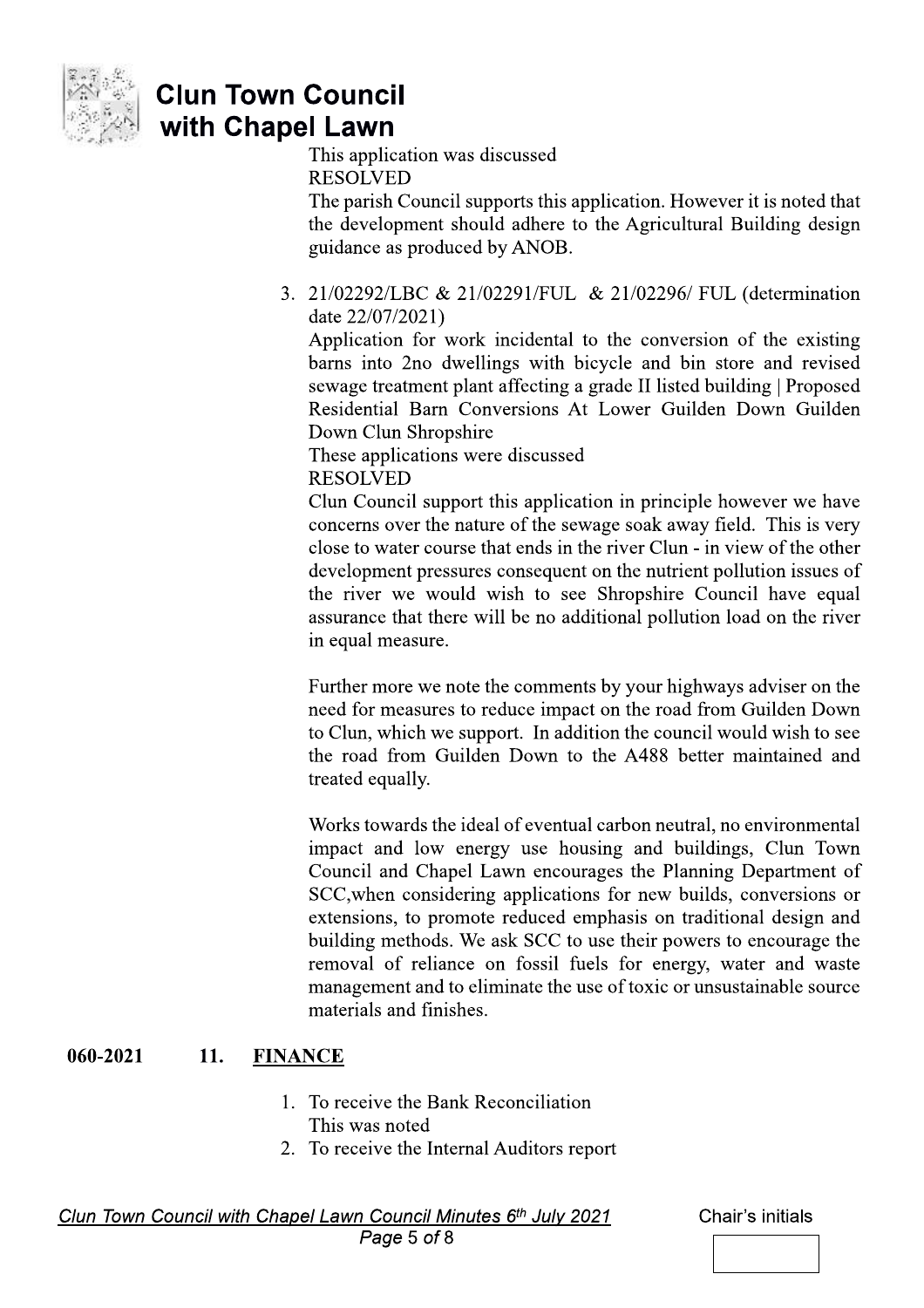This application was discussed
RESOLVED
The parish Council supports this application. However it is noted that the development should adhere to the Agricultural Building design guidance as produced by ANOB.

3. 21/02292/LBC & 21/02291/FUL & 21/02296/ FUL (determination date 22/07/2021)
   Application for work incidental to the conversion of the existing barns into 2no dwellings with bicycle and bin store and revised sewage treatment plant affecting a grade II listed building | Proposed Residential Barn Conversions At Lower Guilden Down Guilden Down Clun Shropshire
   These applications were discussed
   RESOLVED
   Clun Council support this application in principle however we have concerns over the nature of the sewage soak away field. This is very close to water course that ends in the river Clun - in view of the other development pressures consequent on the nutrient pollution issues of the river we would wish to see Shropshire Council have equal assurance that there will be no additional pollution load on the river in equal measure.

   Further more we note the comments by your highways adviser on the need for measures to reduce impact on the road from Guilden Down to Clun, which we support. In addition the council would wish to see the road from Guilden Down to the A488 better maintained and treated equally.

   Works towards the ideal of eventual carbon neutral, no environmental impact and low energy use housing and buildings, Clun Town Council and Chapel Lawn encourages the Planning Department of SCC,when considering applications for new builds, conversions or extensions, to promote reduced emphasis on traditional design and building methods. We ask SCC to use their powers to encourage the removal of reliance on fossil fuels for energy, water and waste management and to eliminate the use of toxic or unsustainable source materials and finishes.

**060-2021 11. FINANCE**

1. To receive the Bank Reconciliation
   This was noted
2. To receive the Internal Auditors report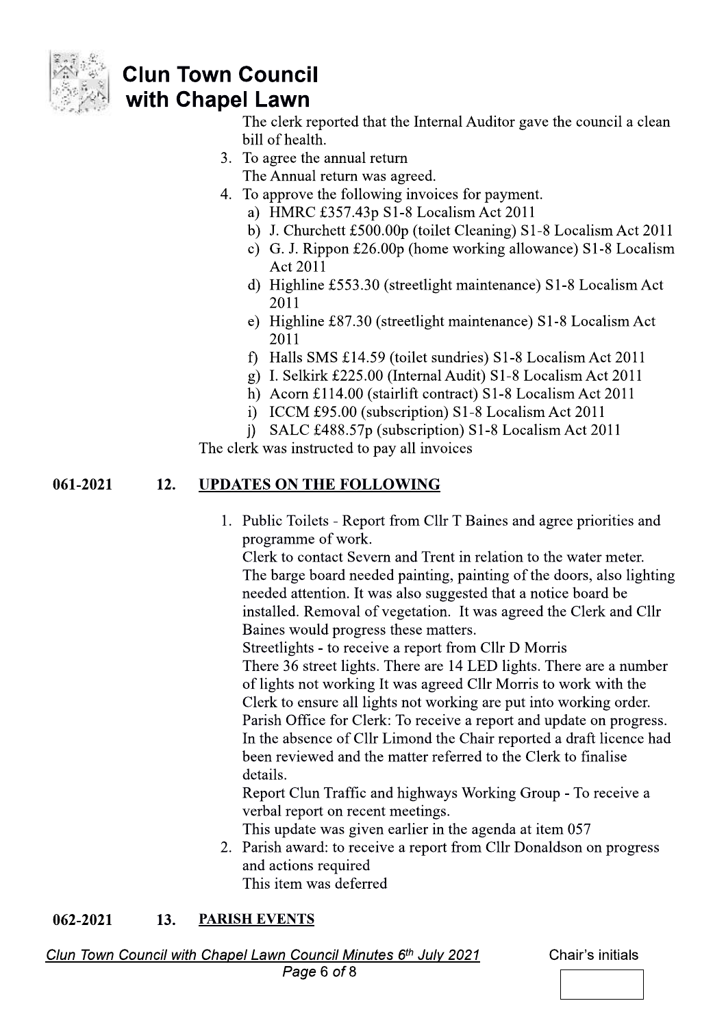The clerk reported that the Internal Auditor gave the council a clean bill of health.

3. To agree the annual return
   The Annual return was agreed.
4. To approve the following invoices for payment.
   a) HMRC £357.43p S1-8 Localism Act 2011
   b) J. Churchett £500.00p (toilet Cleaning) S1-8 Localism Act 2011
   c) G. J. Rippon £26.00p (home working allowance) S1-8 Localism Act 2011
   d) Highline £553.30 (streetlight maintenance) S1-8 Localism Act 2011
   e) Highline £87.30 (streetlight maintenance) S1-8 Localism Act 2011
   f) Halls SMS £14.59 (toilet sundries) S1-8 Localism Act 2011
   g) I. Selkirk £225.00 (Internal Audit) S1-8 Localism Act 2011
   h) Acorn £114.00 (stairlift contract) S1-8 Localism Act 2011
   i) ICCM £95.00 (subscription) S1-8 Localism Act 2011
   j) SALC £488.57p (subscription) S1-8 Localism Act 2011

The clerk was instructed to pay all invoices

**061-2021 12. UPDATES ON THE FOLLOWING**

1. Public Toilets - Report from Cllr T Baines and agree priorities and programme of work.
   Clerk to contact Severn and Trent in relation to the water meter. The barge board needed painting, painting of the doors, also lighting needed attention. It was also suggested that a notice board be installed. Removal of vegetation. It was agreed the Clerk and Cllr Baines would progress these matters.
   Streetlights - to receive a report from Cllr D Morris
   There 36 street lights. There are 14 LED lights. There are a number of lights not working It was agreed Cllr Morris to work with the Clerk to ensure all lights not working are put into working order.
   Parish Office for Clerk: To receive a report and update on progress. In the absence of Cllr Limond the Chair reported a draft licence had been reviewed and the matter referred to the Clerk to finalise details.
   Report Clun Traffic and highways Working Group - To receive a verbal report on recent meetings.
   This update was given earlier in the agenda at item 057
2. Parish award: to receive a report from Cllr Donaldson on progress and actions required
   This item was deferred

**062-2021 13. PARISH EVENTS**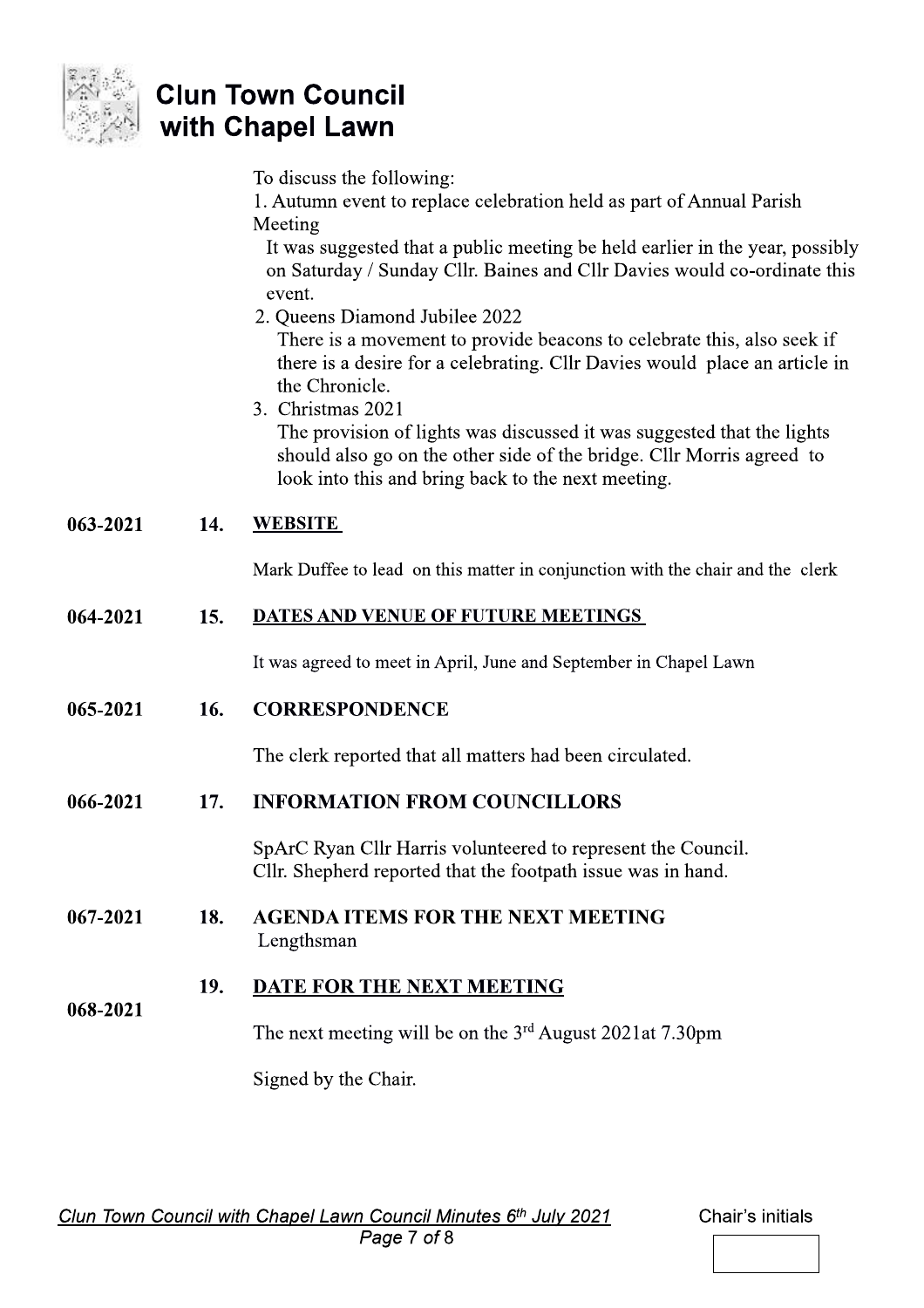To discuss the following:

1. Autumn event to replace celebration held as part of Annual Parish Meeting
   It was suggested that a public meeting be held earlier in the year, possibly on Saturday / Sunday Cllr. Baines and Cllr Davies would co-ordinate this event.
2. Queens Diamond Jubilee 2022
   There is a movement to provide beacons to celebrate this, also seek if there is a desire for a celebrating. Cllr Davies would place an article in the Chronicle.
3. Christmas 2021
   The provision of lights was discussed it was suggested that the lights should also go on the other side of the bridge. Cllr Morris agreed to look into this and bring back to the next meeting.

**063-2021 14. WEBSITE**

Mark Duffee to lead on this matter in conjunction with the chair and the clerk

**064-2021 15. DATES AND VENUE OF FUTURE MEETINGS**

It was agreed to meet in April, June and September in Chapel Lawn

**065-2021 16. CORRESPONDENCE**

The clerk reported that all matters had been circulated.

**066-2021 17. INFORMATION FROM COUNCILLORS**

SpArC Ryan Cllr Harris volunteered to represent the Council.
Cllr. Shepherd reported that the footpath issue was in hand.

**067-2021 18. AGENDA ITEMS FOR THE NEXT MEETING**

Lengthsman

**068-2021 19. DATE FOR THE NEXT MEETING**

The next meeting will be on the 3rd August 2021at 7.30pm

Signed by the Chair.

Chair's initials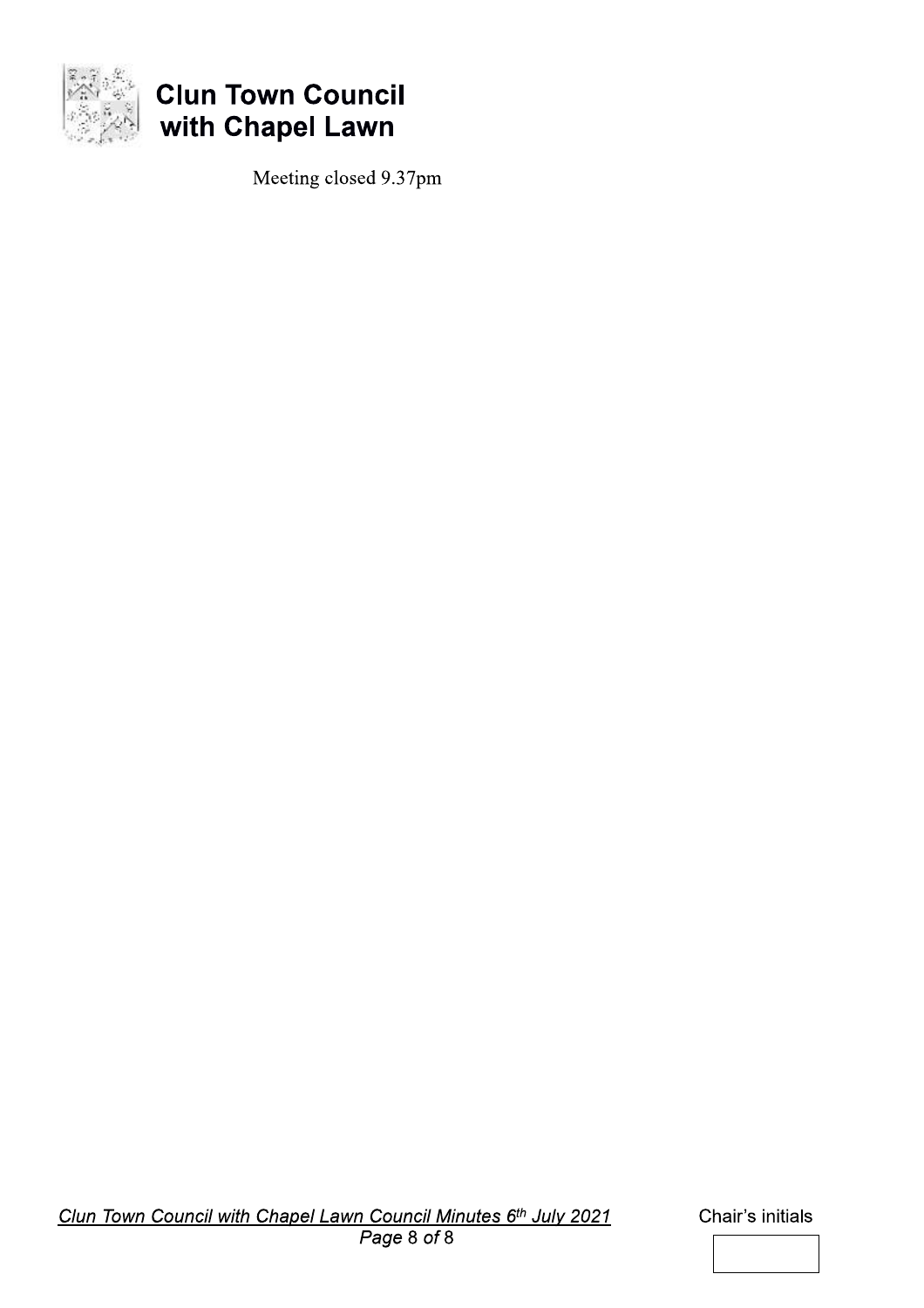Meeting closed 9.37pm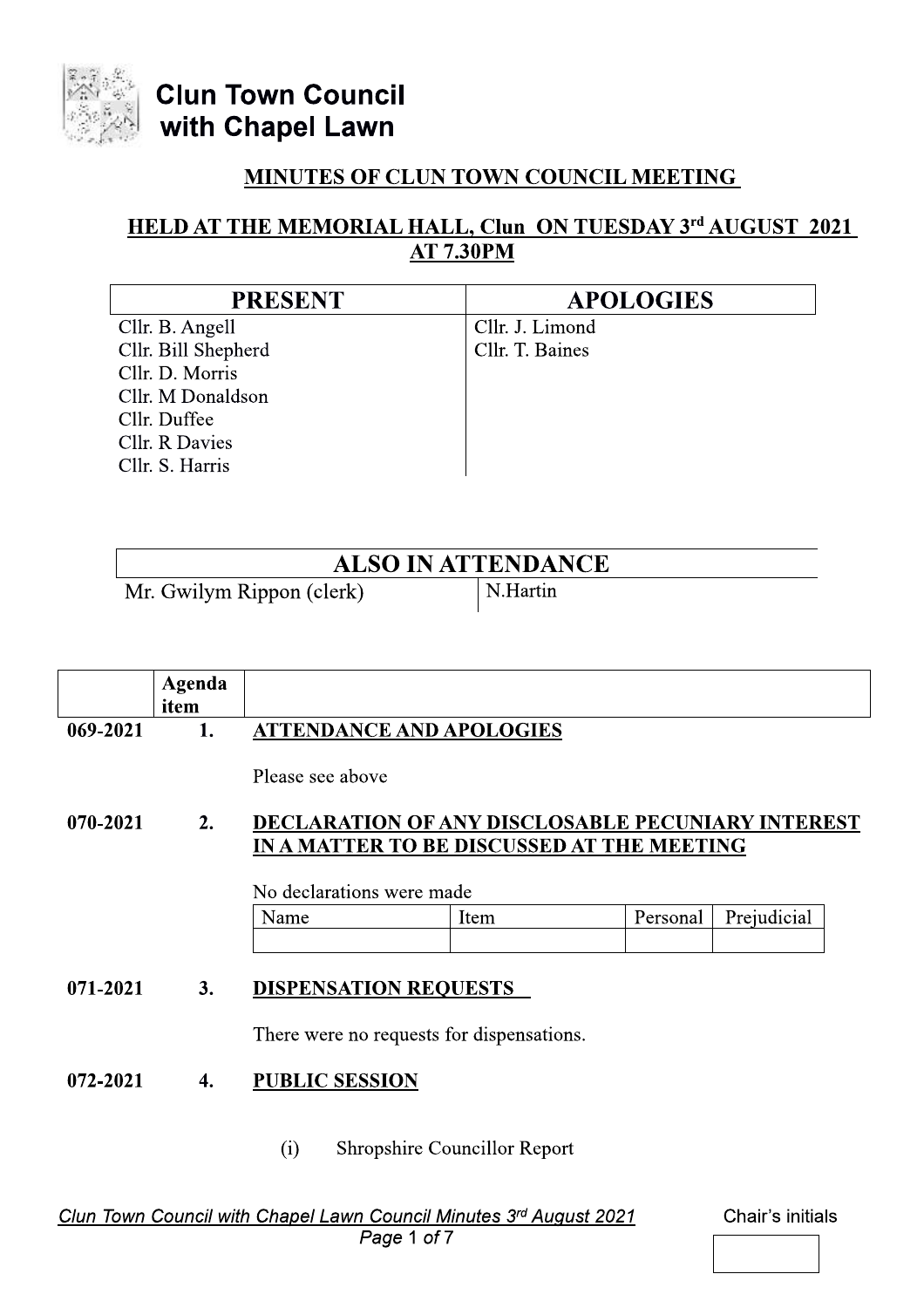**Clun Town Council with Chapel Lawn**

## MINUTES OF CLUN TOWN COUNCIL MEETING

### HELD AT THE MEMORIAL HALL, Clun ON TUESDAY 3rd AUGUST 2021 AT 7.30PM

| PRESENT | APOLOGIES |
|---|---|
| Cllr. B. Angell | Cllr. J. Limond |
| Cllr. Bill Shepherd | Cllr. T. Baines |
| Cllr. D. Morris | |
| Cllr. M Donaldson | |
| Cllr. Duffee | |
| Cllr. R Davies | |
| Cllr. S. Harris | |

| ALSO IN ATTENDANCE | |
|---|---|
| Mr. Gwilym Rippon (clerk) | N.Hartin |

| | Agenda item | |
|---|---|---|
| 069-2021 | 1. | **ATTENDANCE AND APOLOGIES** |

Please see above

**070-2021 — 2. DECLARATION OF ANY DISCLOSABLE PECUNIARY INTEREST IN A MATTER TO BE DISCUSSED AT THE MEETING**

No declarations were made

| Name | Item | Personal | Prejudicial |
|---|---|---|---|
| | | | |

**071-2021 — 3. DISPENSATION REQUESTS**

There were no requests for dispensations.

**072-2021 — 4. PUBLIC SESSION**

(i) Shropshire Councillor Report

Chair's initials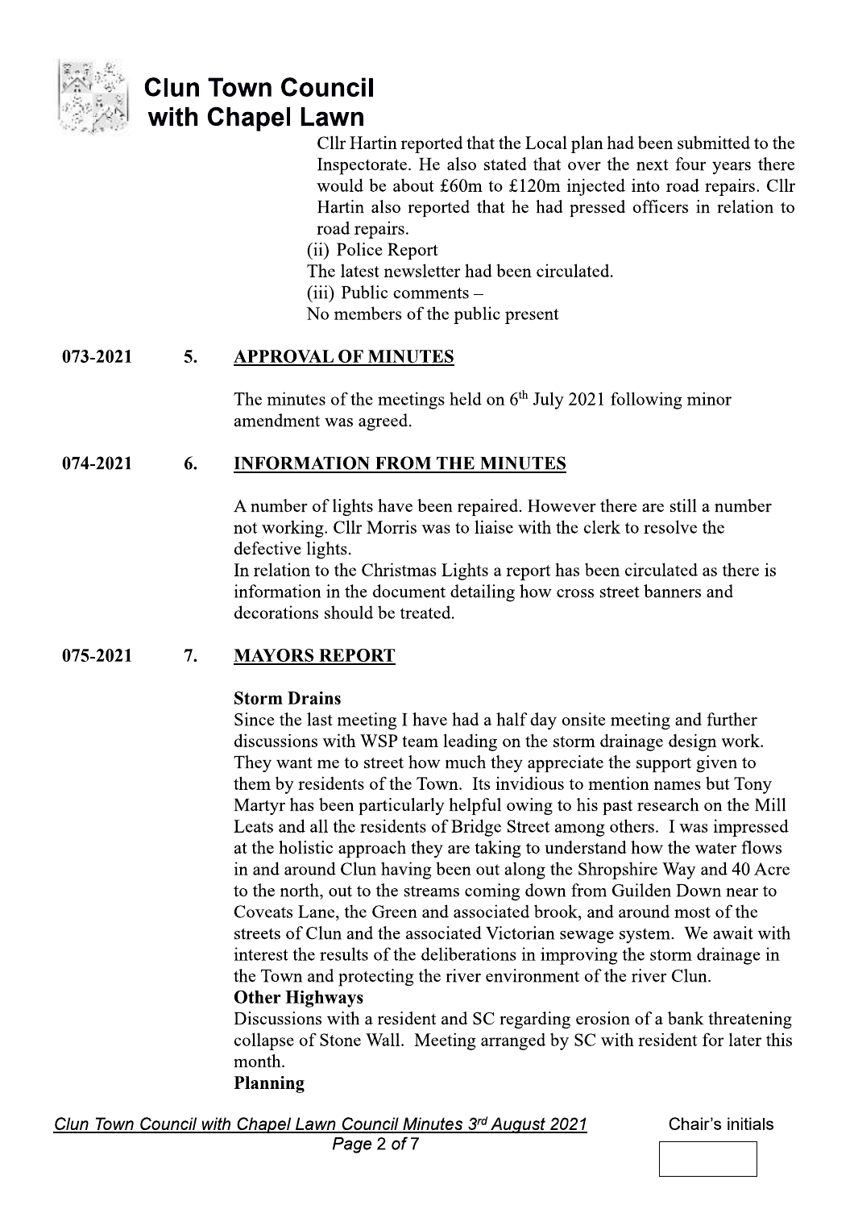Cllr Hartin reported that the Local plan had been submitted to the Inspectorate. He also stated that over the next four years there would be about £60m to £120m injected into road repairs. Cllr Hartin also reported that he had pressed officers in relation to road repairs.

(ii) Police Report

The latest newsletter had been circulated.

(iii) Public comments –

No members of the public present

**073-2021 5. APPROVAL OF MINUTES**

The minutes of the meetings held on 6th July 2021 following minor amendment was agreed.

**074-2021 6. INFORMATION FROM THE MINUTES**

A number of lights have been repaired. However there are still a number not working. Cllr Morris was to liaise with the clerk to resolve the defective lights.

In relation to the Christmas Lights a report has been circulated as there is information in the document detailing how cross street banners and decorations should be treated.

**075-2021 7. MAYORS REPORT**

**Storm Drains**

Since the last meeting I have had a half day onsite meeting and further discussions with WSP team leading on the storm drainage design work. They want me to street how much they appreciate the support given to them by residents of the Town. Its invidious to mention names but Tony Martyr has been particularly helpful owing to his past research on the Mill Leats and all the residents of Bridge Street among others. I was impressed at the holistic approach they are taking to understand how the water flows in and around Clun having been out along the Shropshire Way and 40 Acre to the north, out to the streams coming down from Guilden Down near to Coveats Lane, the Green and associated brook, and around most of the streets of Clun and the associated Victorian sewage system. We await with interest the results of the deliberations in improving the storm drainage in the Town and protecting the river environment of the river Clun.

**Other Highways**

Discussions with a resident and SC regarding erosion of a bank threatening collapse of Stone Wall. Meeting arranged by SC with resident for later this month.

**Planning**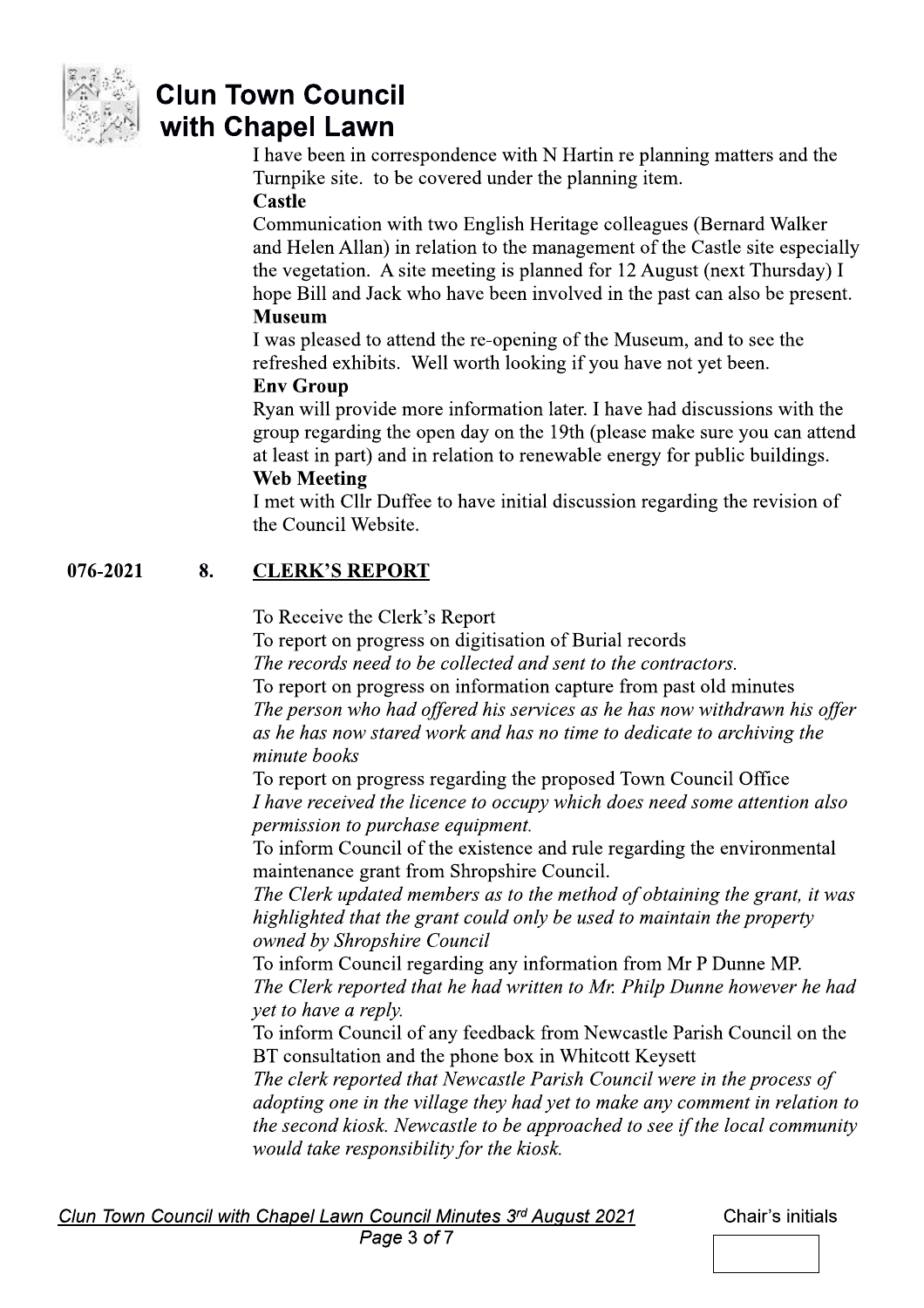I have been in correspondence with N Hartin re planning matters and the Turnpike site. to be covered under the planning item.

**Castle**

Communication with two English Heritage colleagues (Bernard Walker and Helen Allan) in relation to the management of the Castle site especially the vegetation. A site meeting is planned for 12 August (next Thursday) I hope Bill and Jack who have been involved in the past can also be present.

**Museum**

I was pleased to attend the re-opening of the Museum, and to see the refreshed exhibits. Well worth looking if you have not yet been.

**Env Group**

Ryan will provide more information later. I have had discussions with the group regarding the open day on the 19th (please make sure you can attend at least in part) and in relation to renewable energy for public buildings.

**Web Meeting**

I met with Cllr Duffee to have initial discussion regarding the revision of the Council Website.

**076-2021 8. <u>CLERK'S REPORT</u>**

To Receive the Clerk's Report

To report on progress on digitisation of Burial records

*The records need to be collected and sent to the contractors.*

To report on progress on information capture from past old minutes

*The person who had offered his services as he has now withdrawn his offer as he has now stared work and has no time to dedicate to archiving the minute books*

To report on progress regarding the proposed Town Council Office

*I have received the licence to occupy which does need some attention also permission to purchase equipment.*

To inform Council of the existence and rule regarding the environmental maintenance grant from Shropshire Council.

*The Clerk updated members as to the method of obtaining the grant, it was highlighted that the grant could only be used to maintain the property owned by Shropshire Council*

To inform Council regarding any information from Mr P Dunne MP.

*The Clerk reported that he had written to Mr. Philp Dunne however he had yet to have a reply.*

To inform Council of any feedback from Newcastle Parish Council on the BT consultation and the phone box in Whitcott Keysett

*The clerk reported that Newcastle Parish Council were in the process of adopting one in the village they had yet to make any comment in relation to the second kiosk. Newcastle to be approached to see if the local community would take responsibility for the kiosk.*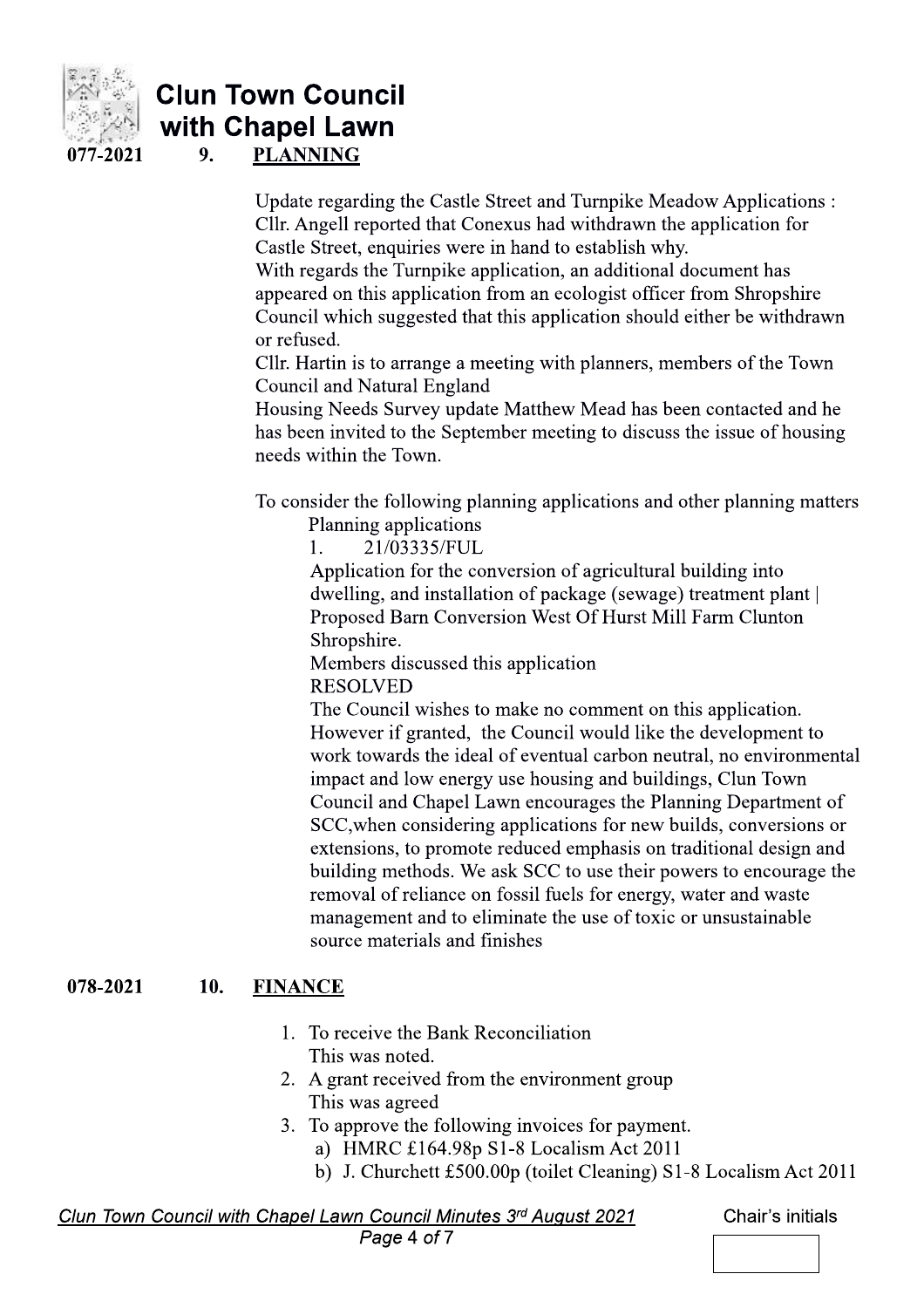077-2021 **9. PLANNING**

Update regarding the Castle Street and Turnpike Meadow Applications : Cllr. Angell reported that Conexus had withdrawn the application for Castle Street, enquiries were in hand to establish why.
With regards the Turnpike application, an additional document has appeared on this application from an ecologist officer from Shropshire Council which suggested that this application should either be withdrawn or refused.
Cllr. Hartin is to arrange a meeting with planners, members of the Town Council and Natural England
Housing Needs Survey update Matthew Mead has been contacted and he has been invited to the September meeting to discuss the issue of housing needs within the Town.

To consider the following planning applications and other planning matters
Planning applications
1. 21/03335/FUL
Application for the conversion of agricultural building into dwelling, and installation of package (sewage) treatment plant | Proposed Barn Conversion West Of Hurst Mill Farm Clunton Shropshire.
Members discussed this application
RESOLVED
The Council wishes to make no comment on this application. However if granted, the Council would like the development to work towards the ideal of eventual carbon neutral, no environmental impact and low energy use housing and buildings, Clun Town Council and Chapel Lawn encourages the Planning Department of SCC,when considering applications for new builds, conversions or extensions, to promote reduced emphasis on traditional design and building methods. We ask SCC to use their powers to encourage the removal of reliance on fossil fuels for energy, water and waste management and to eliminate the use of toxic or unsustainable source materials and finishes

078-2021 **10. FINANCE**

1. To receive the Bank Reconciliation
   This was noted.
2. A grant received from the environment group
   This was agreed
3. To approve the following invoices for payment.
   a) HMRC £164.98p S1-8 Localism Act 2011
   b) J. Churchett £500.00p (toilet Cleaning) S1-8 Localism Act 2011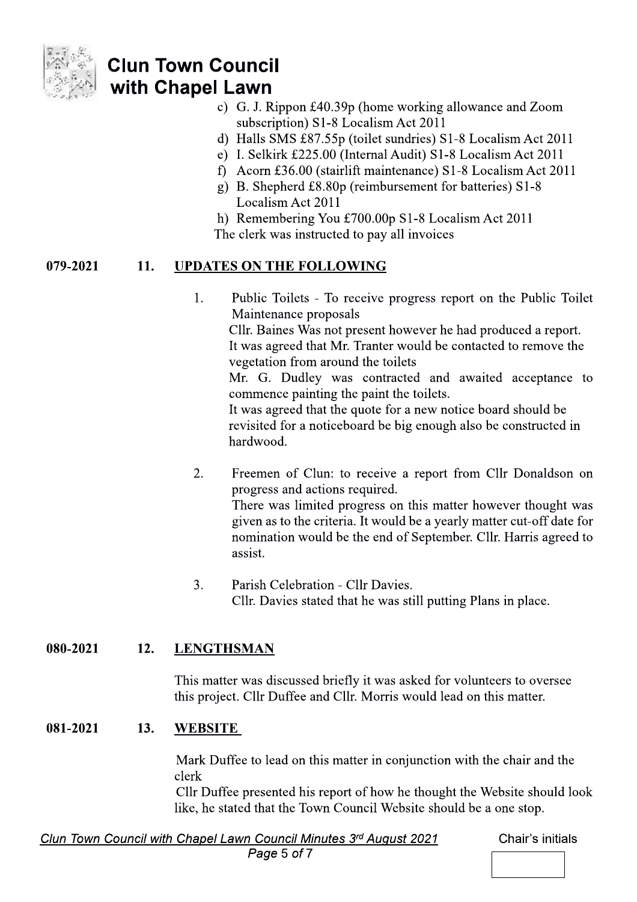c) G. J. Rippon £40.39p (home working allowance and Zoom subscription) S1-8 Localism Act 2011
d) Halls SMS £87.55p (toilet sundries) S1-8 Localism Act 2011
e) I. Selkirk £225.00 (Internal Audit) S1-8 Localism Act 2011
f) Acorn £36.00 (stairlift maintenance) S1-8 Localism Act 2011
g) B. Shepherd £8.80p (reimbursement for batteries) S1-8 Localism Act 2011
h) Remembering You £700.00p S1-8 Localism Act 2011

The clerk was instructed to pay all invoices

**079-2021 11. UPDATES ON THE FOLLOWING**

1. Public Toilets - To receive progress report on the Public Toilet Maintenance proposals
   Cllr. Baines Was not present however he had produced a report. It was agreed that Mr. Tranter would be contacted to remove the vegetation from around the toilets
   Mr. G. Dudley was contracted and awaited acceptance to commence painting the paint the toilets.
   It was agreed that the quote for a new notice board should be revisited for a noticeboard be big enough also be constructed in hardwood.

2. Freemen of Clun: to receive a report from Cllr Donaldson on progress and actions required.
   There was limited progress on this matter however thought was given as to the criteria. It would be a yearly matter cut-off date for nomination would be the end of September. Cllr. Harris agreed to assist.

3. Parish Celebration - Cllr Davies.
   Cllr. Davies stated that he was still putting Plans in place.

**080-2021 12. LENGTHSMAN**

This matter was discussed briefly it was asked for volunteers to oversee this project. Cllr Duffee and Cllr. Morris would lead on this matter.

**081-2021 13. WEBSITE**

Mark Duffee to lead on this matter in conjunction with the chair and the clerk

Cllr Duffee presented his report of how he thought the Website should look like, he stated that the Town Council Website should be a one stop.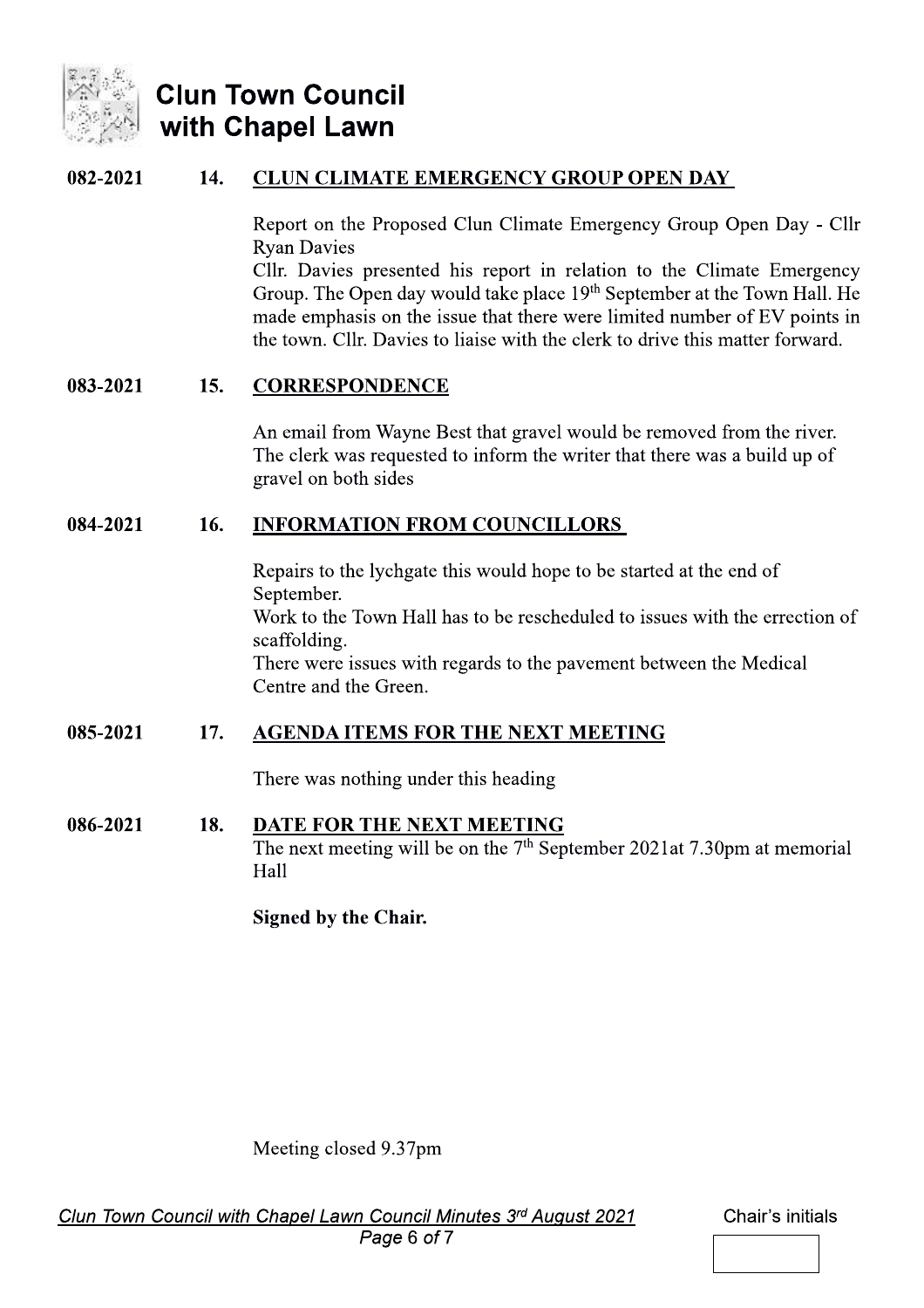# Clun Town Council with Chapel Lawn

**082-2021 14. CLUN CLIMATE EMERGENCY GROUP OPEN DAY**

Report on the Proposed Clun Climate Emergency Group Open Day - Cllr Ryan Davies
Cllr. Davies presented his report in relation to the Climate Emergency Group. The Open day would take place 19th September at the Town Hall. He made emphasis on the issue that there were limited number of EV points in the town. Cllr. Davies to liaise with the clerk to drive this matter forward.

**083-2021 15. CORRESPONDENCE**

An email from Wayne Best that gravel would be removed from the river. The clerk was requested to inform the writer that there was a build up of gravel on both sides

**084-2021 16. INFORMATION FROM COUNCILLORS**

Repairs to the lychgate this would hope to be started at the end of September.
Work to the Town Hall has to be rescheduled to issues with the errection of scaffolding.
There were issues with regards to the pavement between the Medical Centre and the Green.

**085-2021 17. AGENDA ITEMS FOR THE NEXT MEETING**

There was nothing under this heading

**086-2021 18. DATE FOR THE NEXT MEETING**

The next meeting will be on the 7th September 2021at 7.30pm at memorial Hall

**Signed by the Chair.**

Meeting closed 9.37pm

Chair's initials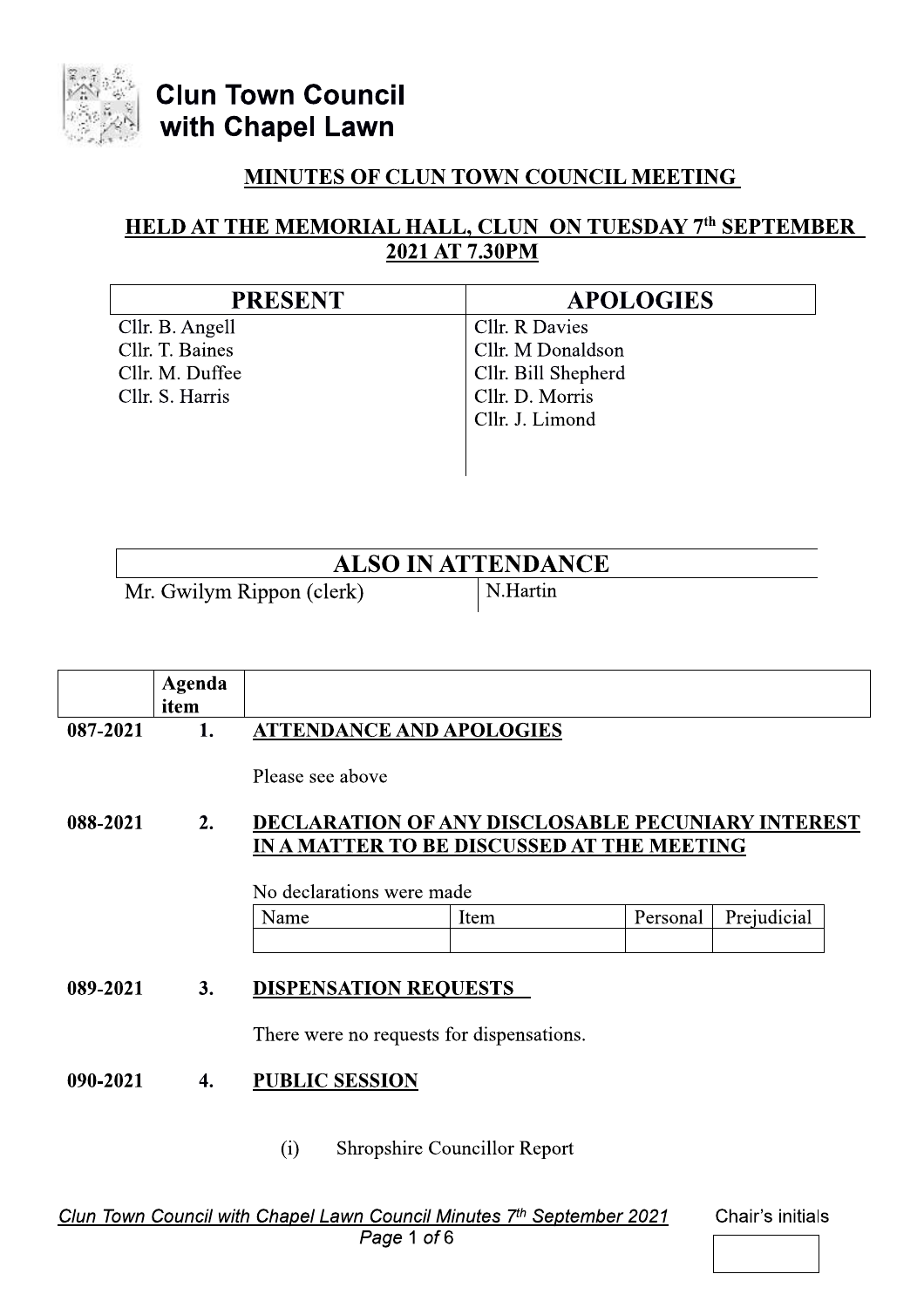# Clun Town Council with Chapel Lawn

## MINUTES OF CLUN TOWN COUNCIL MEETING

## HELD AT THE MEMORIAL HALL, CLUN ON TUESDAY 7th SEPTEMBER 2021 AT 7.30PM

| PRESENT | APOLOGIES |
|---|---|
| Cllr. B. Angell | Cllr. R Davies |
| Cllr. T. Baines | Cllr. M Donaldson |
| Cllr. M. Duffee | Cllr. Bill Shepherd |
| Cllr. S. Harris | Cllr. D. Morris |
| | Cllr. J. Limond |

| ALSO IN ATTENDANCE | |
|---|---|
| Mr. Gwilym Rippon (clerk) | N.Hartin |

| | Agenda item | |
|---|---|---|

**087-2021 1. ATTENDANCE AND APOLOGIES**

Please see above

**088-2021 2. DECLARATION OF ANY DISCLOSABLE PECUNIARY INTEREST IN A MATTER TO BE DISCUSSED AT THE MEETING**

No declarations were made

| Name | Item | Personal | Prejudicial |
|---|---|---|---|
| | | | |

**089-2021 3. DISPENSATION REQUESTS**

There were no requests for dispensations.

**090-2021 4. PUBLIC SESSION**

(i) Shropshire Councillor Report

Chair's initials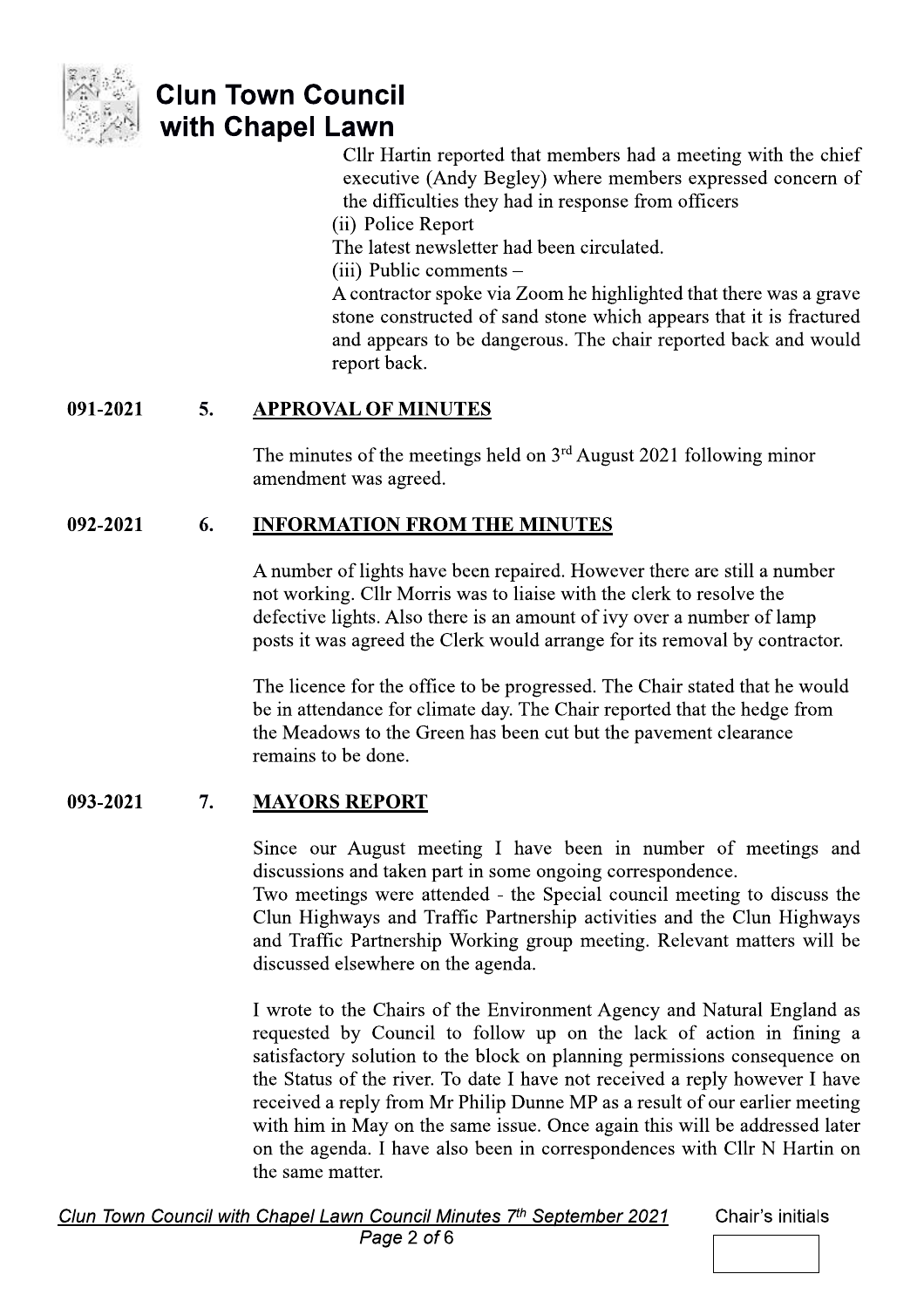Cllr Hartin reported that members had a meeting with the chief executive (Andy Begley) where members expressed concern of the difficulties they had in response from officers

(ii) Police Report

The latest newsletter had been circulated.

(iii) Public comments –

A contractor spoke via Zoom he highlighted that there was a grave stone constructed of sand stone which appears that it is fractured and appears to be dangerous. The chair reported back and would report back.

## 091-2021 5. APPROVAL OF MINUTES

The minutes of the meetings held on 3rd August 2021 following minor amendment was agreed.

## 092-2021 6. INFORMATION FROM THE MINUTES

A number of lights have been repaired. However there are still a number not working. Cllr Morris was to liaise with the clerk to resolve the defective lights. Also there is an amount of ivy over a number of lamp posts it was agreed the Clerk would arrange for its removal by contractor.

The licence for the office to be progressed. The Chair stated that he would be in attendance for climate day. The Chair reported that the hedge from the Meadows to the Green has been cut but the pavement clearance remains to be done.

## 093-2021 7. MAYORS REPORT

Since our August meeting I have been in number of meetings and discussions and taken part in some ongoing correspondence.

Two meetings were attended - the Special council meeting to discuss the Clun Highways and Traffic Partnership activities and the Clun Highways and Traffic Partnership Working group meeting. Relevant matters will be discussed elsewhere on the agenda.

I wrote to the Chairs of the Environment Agency and Natural England as requested by Council to follow up on the lack of action in fining a satisfactory solution to the block on planning permissions consequence on the Status of the river. To date I have not received a reply however I have received a reply from Mr Philip Dunne MP as a result of our earlier meeting with him in May on the same issue. Once again this will be addressed later on the agenda. I have also been in correspondences with Cllr N Hartin on the same matter.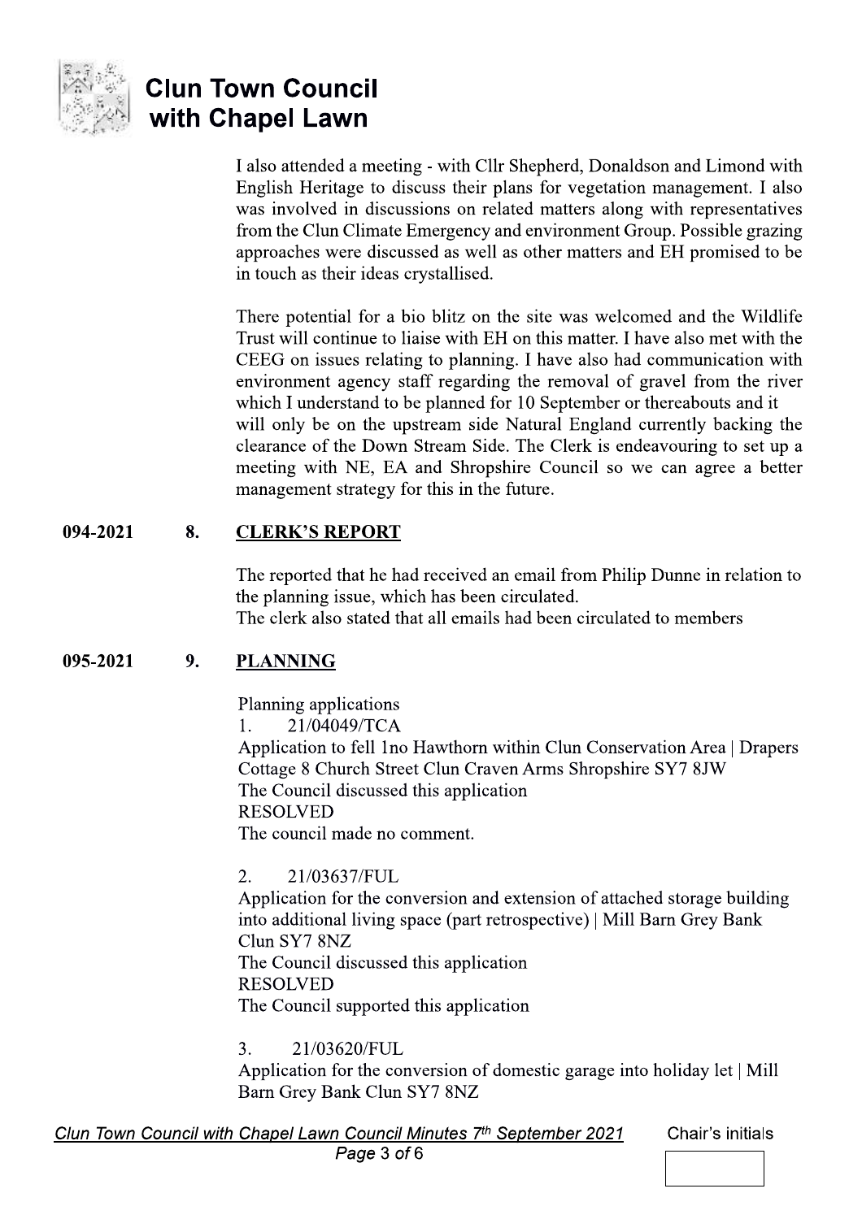I also attended a meeting - with Cllr Shepherd, Donaldson and Limond with English Heritage to discuss their plans for vegetation management. I also was involved in discussions on related matters along with representatives from the Clun Climate Emergency and environment Group. Possible grazing approaches were discussed as well as other matters and EH promised to be in touch as their ideas crystallised.

There potential for a bio blitz on the site was welcomed and the Wildlife Trust will continue to liaise with EH on this matter. I have also met with the CEEG on issues relating to planning. I have also had communication with environment agency staff regarding the removal of gravel from the river which I understand to be planned for 10 September or thereabouts and it will only be on the upstream side Natural England currently backing the clearance of the Down Stream Side. The Clerk is endeavouring to set up a meeting with NE, EA and Shropshire Council so we can agree a better management strategy for this in the future.

**094-2021 8. CLERK'S REPORT**

The reported that he had received an email from Philip Dunne in relation to the planning issue, which has been circulated.
The clerk also stated that all emails had been circulated to members

**095-2021 9. PLANNING**

Planning applications

1. 21/04049/TCA
Application to fell 1no Hawthorn within Clun Conservation Area | Drapers Cottage 8 Church Street Clun Craven Arms Shropshire SY7 8JW
The Council discussed this application
RESOLVED
The council made no comment.

2. 21/03637/FUL
Application for the conversion and extension of attached storage building into additional living space (part retrospective) | Mill Barn Grey Bank Clun SY7 8NZ
The Council discussed this application
RESOLVED
The Council supported this application

3. 21/03620/FUL
Application for the conversion of domestic garage into holiday let | Mill Barn Grey Bank Clun SY7 8NZ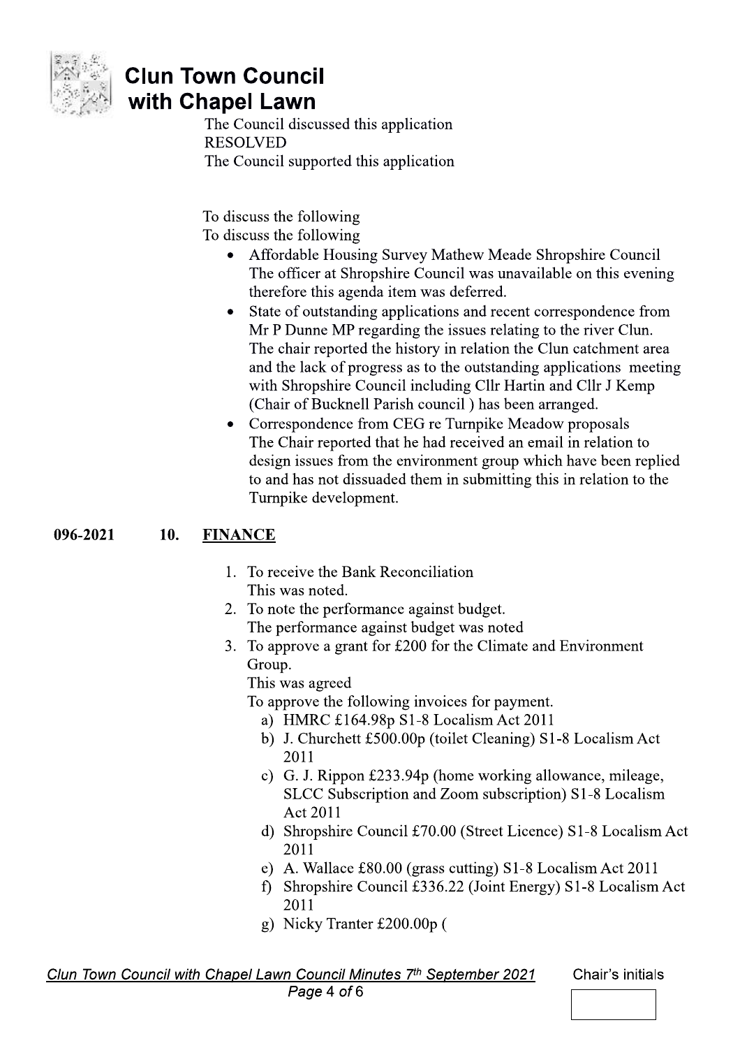The Council discussed this application
RESOLVED
The Council supported this application

To discuss the following
To discuss the following

- Affordable Housing Survey Mathew Meade Shropshire Council
  The officer at Shropshire Council was unavailable on this evening therefore this agenda item was deferred.
- State of outstanding applications and recent correspondence from Mr P Dunne MP regarding the issues relating to the river Clun.
  The chair reported the history in relation the Clun catchment area and the lack of progress as to the outstanding applications meeting with Shropshire Council including Cllr Hartin and Cllr J Kemp (Chair of Bucknell Parish council ) has been arranged.
- Correspondence from CEG re Turnpike Meadow proposals
  The Chair reported that he had received an email in relation to design issues from the environment group which have been replied to and has not dissuaded them in submitting this in relation to the Turnpike development.

## 096-2021 10. FINANCE

1. To receive the Bank Reconciliation
   This was noted.
2. To note the performance against budget.
   The performance against budget was noted
3. To approve a grant for £200 for the Climate and Environment Group.
   This was agreed
   To approve the following invoices for payment.
   a) HMRC £164.98p S1-8 Localism Act 2011
   b) J. Churchett £500.00p (toilet Cleaning) S1-8 Localism Act 2011
   c) G. J. Rippon £233.94p (home working allowance, mileage, SLCC Subscription and Zoom subscription) S1-8 Localism Act 2011
   d) Shropshire Council £70.00 (Street Licence) S1-8 Localism Act 2011
   e) A. Wallace £80.00 (grass cutting) S1-8 Localism Act 2011
   f) Shropshire Council £336.22 (Joint Energy) S1-8 Localism Act 2011
   g) Nicky Tranter £200.00p (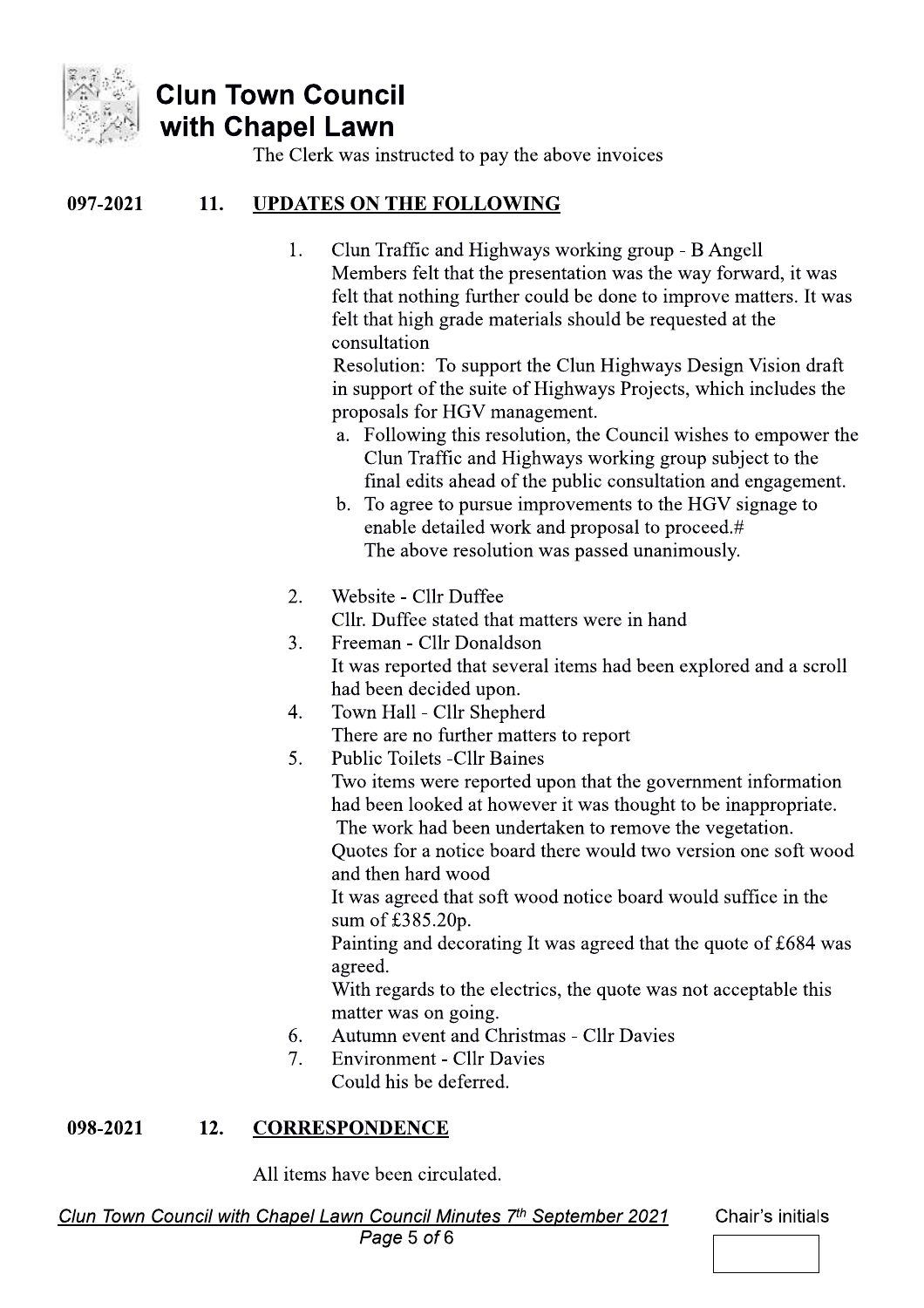The Clerk was instructed to pay the above invoices

## 097-2021 11. UPDATES ON THE FOLLOWING

1. Clun Traffic and Highways working group - B Angell
   Members felt that the presentation was the way forward, it was felt that nothing further could be done to improve matters. It was felt that high grade materials should be requested at the consultation
   Resolution: To support the Clun Highways Design Vision draft in support of the suite of Highways Projects, which includes the proposals for HGV management.
   a. Following this resolution, the Council wishes to empower the Clun Traffic and Highways working group subject to the final edits ahead of the public consultation and engagement.
   b. To agree to pursue improvements to the HGV signage to enable detailed work and proposal to proceed.#
      The above resolution was passed unanimously.

2. Website - Cllr Duffee
   Cllr. Duffee stated that matters were in hand
3. Freeman - Cllr Donaldson
   It was reported that several items had been explored and a scroll had been decided upon.
4. Town Hall - Cllr Shepherd
   There are no further matters to report
5. Public Toilets -Cllr Baines
   Two items were reported upon that the government information had been looked at however it was thought to be inappropriate.
   The work had been undertaken to remove the vegetation.
   Quotes for a notice board there would two version one soft wood and then hard wood
   It was agreed that soft wood notice board would suffice in the sum of £385.20p.
   Painting and decorating It was agreed that the quote of £684 was agreed.
   With regards to the electrics, the quote was not acceptable this matter was on going.
6. Autumn event and Christmas - Cllr Davies
7. Environment - Cllr Davies
   Could his be deferred.

## 098-2021 12. CORRESPONDENCE

All items have been circulated.

*Clun Town Council with Chapel Lawn Council Minutes 7th September 2021*

Chair's initials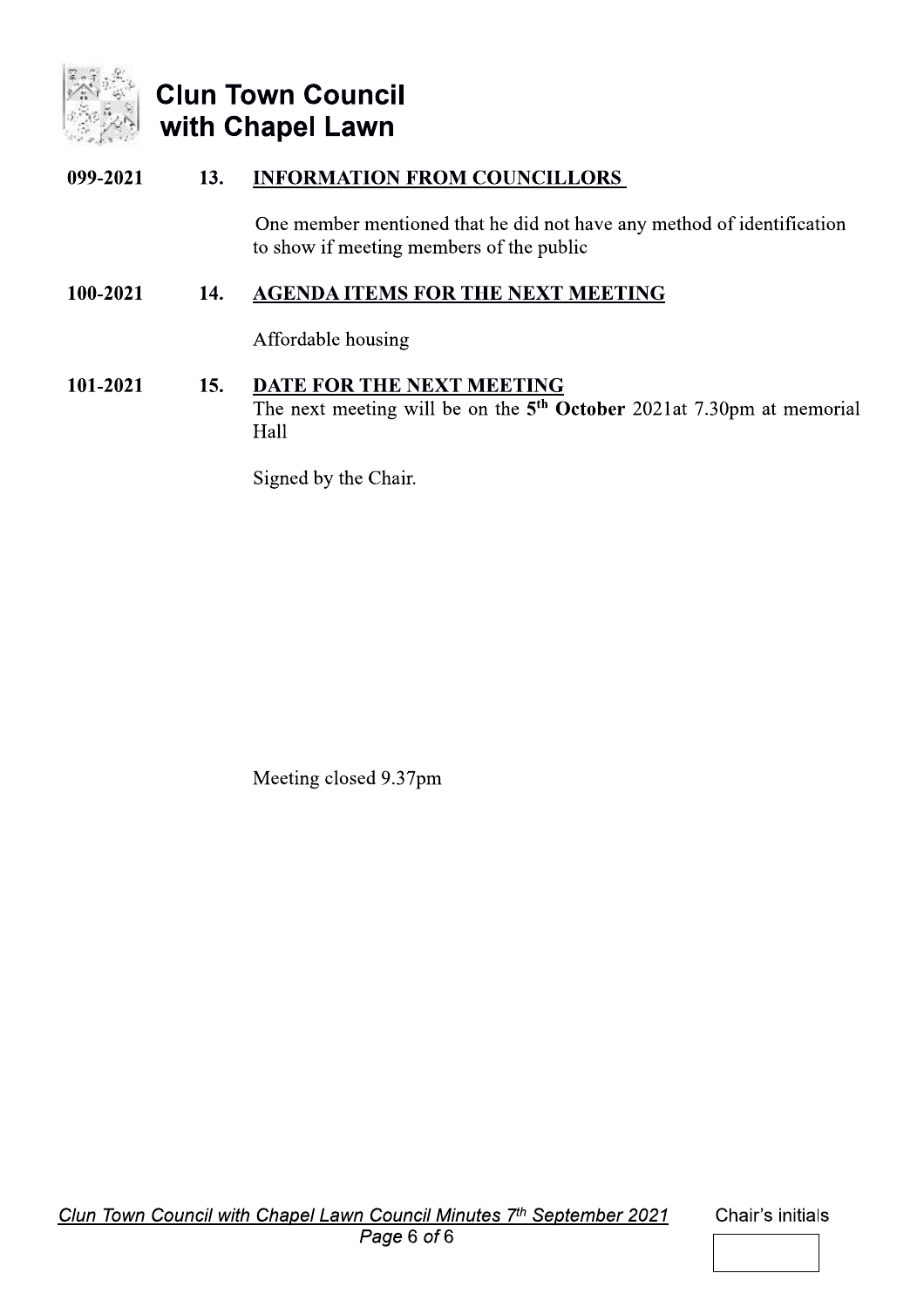**Clun Town Council with Chapel Lawn**

**099-2021 13. INFORMATION FROM COUNCILLORS**

One member mentioned that he did not have any method of identification to show if meeting members of the public

**100-2021 14. AGENDA ITEMS FOR THE NEXT MEETING**

Affordable housing

**101-2021 15. DATE FOR THE NEXT MEETING**

The next meeting will be on the 5th **October** 2021at 7.30pm at memorial Hall

Signed by the Chair.

Meeting closed 9.37pm

Chair's initials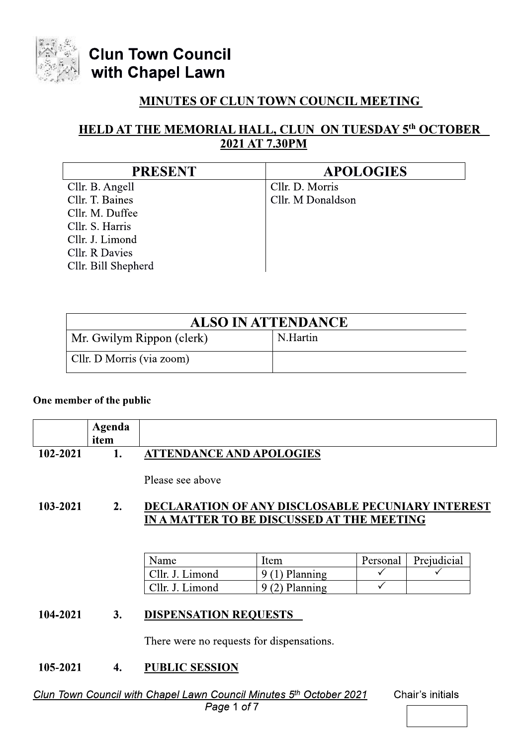# Clun Town Council with Chapel Lawn

## MINUTES OF CLUN TOWN COUNCIL MEETING

### HELD AT THE MEMORIAL HALL, CLUN ON TUESDAY 5th OCTOBER 2021 AT 7.30PM

| PRESENT | APOLOGIES |
|---|---|
| Cllr. B. Angell | Cllr. D. Morris |
| Cllr. T. Baines | Cllr. M Donaldson |
| Cllr. M. Duffee | |
| Cllr. S. Harris | |
| Cllr. J. Limond | |
| Cllr. R Davies | |
| Cllr. Bill Shepherd | |

| ALSO IN ATTENDANCE | |
|---|---|
| Mr. Gwilym Rippon (clerk) | N.Hartin |
| Cllr. D Morris (via zoom) | |

**One member of the public**

| | Agenda item | |
|---|---|---|
| 102-2021 | 1. | **ATTENDANCE AND APOLOGIES** |

Please see above

**103-2021 2. DECLARATION OF ANY DISCLOSABLE PECUNIARY INTEREST IN A MATTER TO BE DISCUSSED AT THE MEETING**

| Name | Item | Personal | Prejudicial |
|---|---|---|---|
| Cllr. J. Limond | 9 (1) Planning | ✓ | ✓ |
| Cllr. J. Limond | 9 (2) Planning | ✓ | |

**104-2021 3. DISPENSATION REQUESTS**

There were no requests for dispensations.

**105-2021 4. PUBLIC SESSION**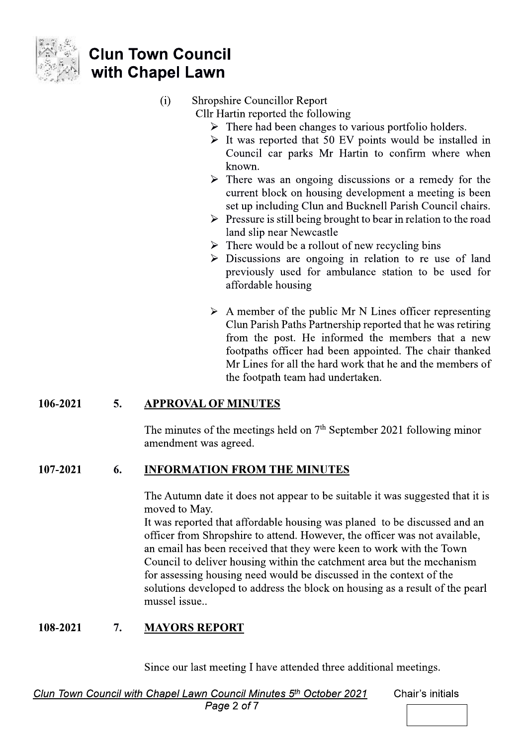(i) Shropshire Councillor Report

Cllr Hartin reported the following

- There had been changes to various portfolio holders.
- It was reported that 50 EV points would be installed in Council car parks Mr Hartin to confirm where when known.
- There was an ongoing discussions or a remedy for the current block on housing development a meeting is been set up including Clun and Bucknell Parish Council chairs.
- Pressure is still being brought to bear in relation to the road land slip near Newcastle
- There would be a rollout of new recycling bins
- Discussions are ongoing in relation to re use of land previously used for ambulance station to be used for affordable housing

- A member of the public Mr N Lines officer representing Clun Parish Paths Partnership reported that he was retiring from the post. He informed the members that a new footpaths officer had been appointed. The chair thanked Mr Lines for all the hard work that he and the members of the footpath team had undertaken.

**106-2021 5. APPROVAL OF MINUTES**

The minutes of the meetings held on 7th September 2021 following minor amendment was agreed.

**107-2021 6. INFORMATION FROM THE MINUTES**

The Autumn date it does not appear to be suitable it was suggested that it is moved to May.

It was reported that affordable housing was planed to be discussed and an officer from Shropshire to attend. However, the officer was not available, an email has been received that they were keen to work with the Town Council to deliver housing within the catchment area but the mechanism for assessing housing need would be discussed in the context of the solutions developed to address the block on housing as a result of the pearl mussel issue..

**108-2021 7. MAYORS REPORT**

Since our last meeting I have attended three additional meetings.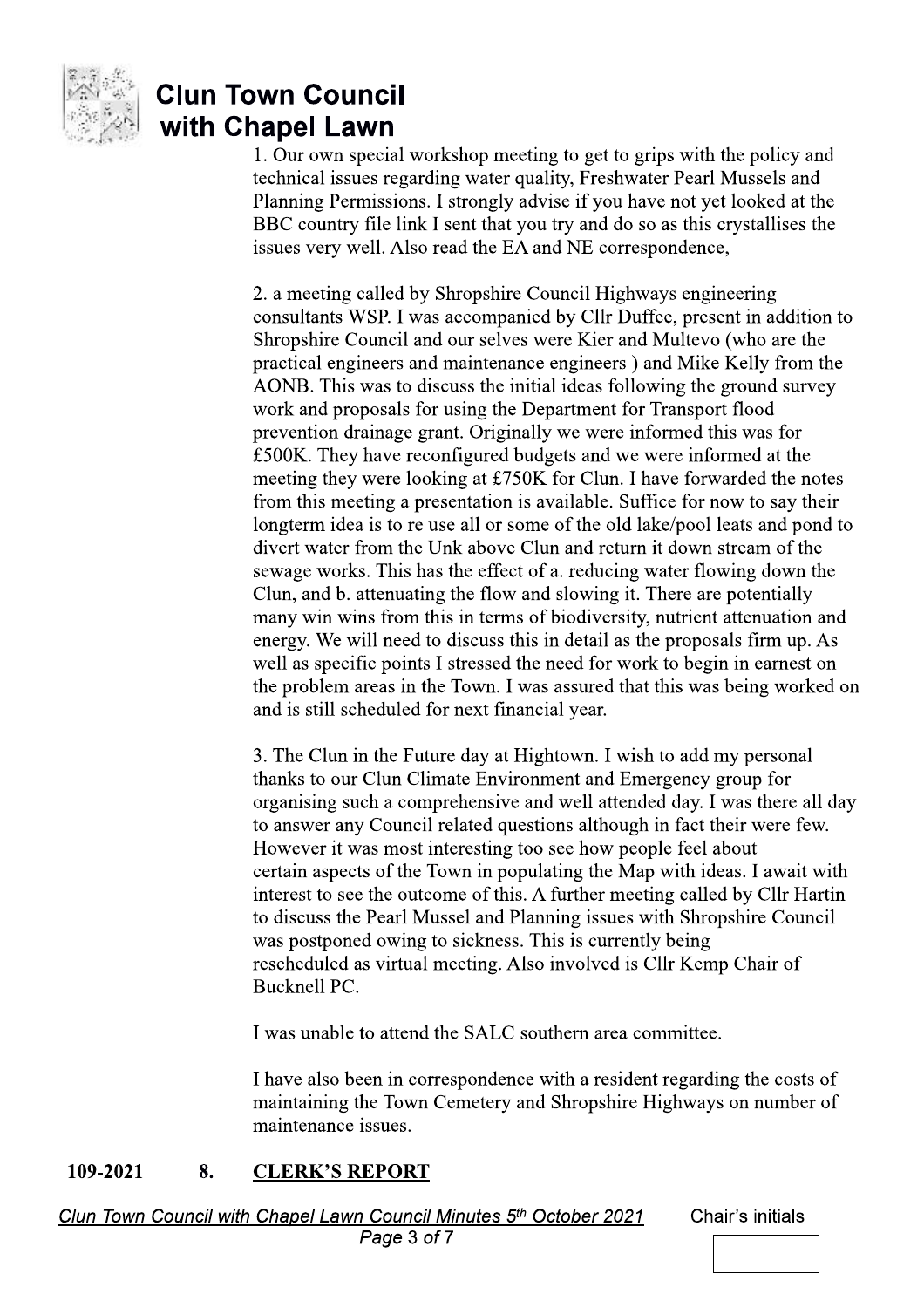1. Our own special workshop meeting to get to grips with the policy and technical issues regarding water quality, Freshwater Pearl Mussels and Planning Permissions. I strongly advise if you have not yet looked at the BBC country file link I sent that you try and do so as this crystallises the issues very well. Also read the EA and NE correspondence,

2. a meeting called by Shropshire Council Highways engineering consultants WSP. I was accompanied by Cllr Duffee, present in addition to Shropshire Council and our selves were Kier and Multevo (who are the practical engineers and maintenance engineers ) and Mike Kelly from the AONB. This was to discuss the initial ideas following the ground survey work and proposals for using the Department for Transport flood prevention drainage grant. Originally we were informed this was for £500K. They have reconfigured budgets and we were informed at the meeting they were looking at £750K for Clun. I have forwarded the notes from this meeting a presentation is available. Suffice for now to say their longterm idea is to re use all or some of the old lake/pool leats and pond to divert water from the Unk above Clun and return it down stream of the sewage works. This has the effect of a. reducing water flowing down the Clun, and b. attenuating the flow and slowing it. There are potentially many win wins from this in terms of biodiversity, nutrient attenuation and energy. We will need to discuss this in detail as the proposals firm up. As well as specific points I stressed the need for work to begin in earnest on the problem areas in the Town. I was assured that this was being worked on and is still scheduled for next financial year.

3. The Clun in the Future day at Hightown. I wish to add my personal thanks to our Clun Climate Environment and Emergency group for organising such a comprehensive and well attended day. I was there all day to answer any Council related questions although in fact their were few. However it was most interesting too see how people feel about certain aspects of the Town in populating the Map with ideas. I await with interest to see the outcome of this. A further meeting called by Cllr Hartin to discuss the Pearl Mussel and Planning issues with Shropshire Council was postponed owing to sickness. This is currently being rescheduled as virtual meeting. Also involved is Cllr Kemp Chair of Bucknell PC.

I was unable to attend the SALC southern area committee.

I have also been in correspondence with a resident regarding the costs of maintaining the Town Cemetery and Shropshire Highways on number of maintenance issues.

## 109-2021 8. CLERK'S REPORT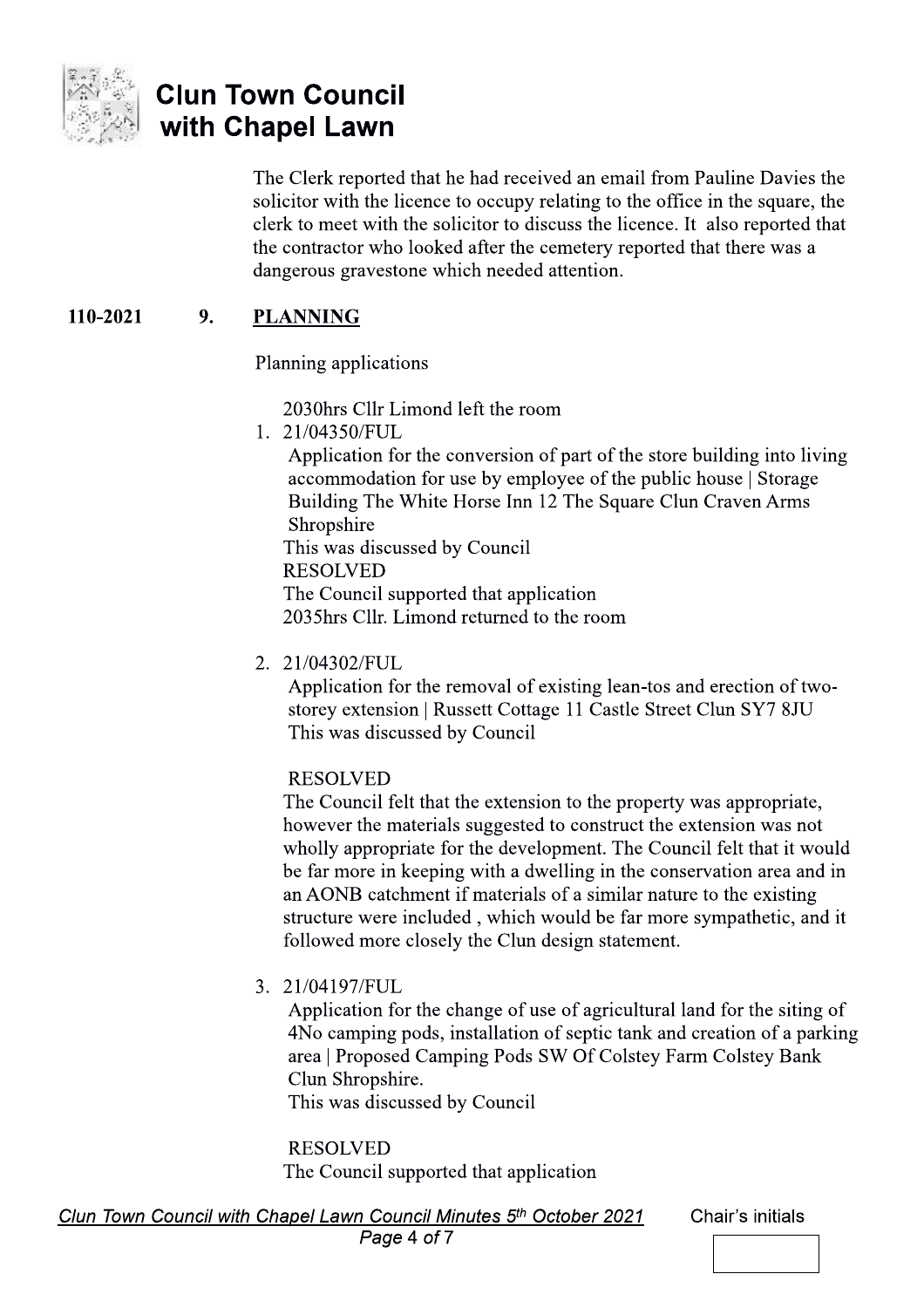The Clerk reported that he had received an email from Pauline Davies the solicitor with the licence to occupy relating to the office in the square, the clerk to meet with the solicitor to discuss the licence. It also reported that the contractor who looked after the cemetery reported that there was a dangerous gravestone which needed attention.

**110-2021 9. PLANNING**

Planning applications

2030hrs Cllr Limond left the room

1. 21/04350/FUL
   Application for the conversion of part of the store building into living accommodation for use by employee of the public house | Storage Building The White Horse Inn 12 The Square Clun Craven Arms Shropshire
   This was discussed by Council
   RESOLVED
   The Council supported that application
   2035hrs Cllr. Limond returned to the room

2. 21/04302/FUL
   Application for the removal of existing lean-tos and erection of two-storey extension | Russett Cottage 11 Castle Street Clun SY7 8JU
   This was discussed by Council

   RESOLVED
   The Council felt that the extension to the property was appropriate, however the materials suggested to construct the extension was not wholly appropriate for the development. The Council felt that it would be far more in keeping with a dwelling in the conservation area and in an AONB catchment if materials of a similar nature to the existing structure were included , which would be far more sympathetic, and it followed more closely the Clun design statement.

3. 21/04197/FUL
   Application for the change of use of agricultural land for the siting of 4No camping pods, installation of septic tank and creation of a parking area | Proposed Camping Pods SW Of Colstey Farm Colstey Bank Clun Shropshire.
   This was discussed by Council

   RESOLVED
   The Council supported that application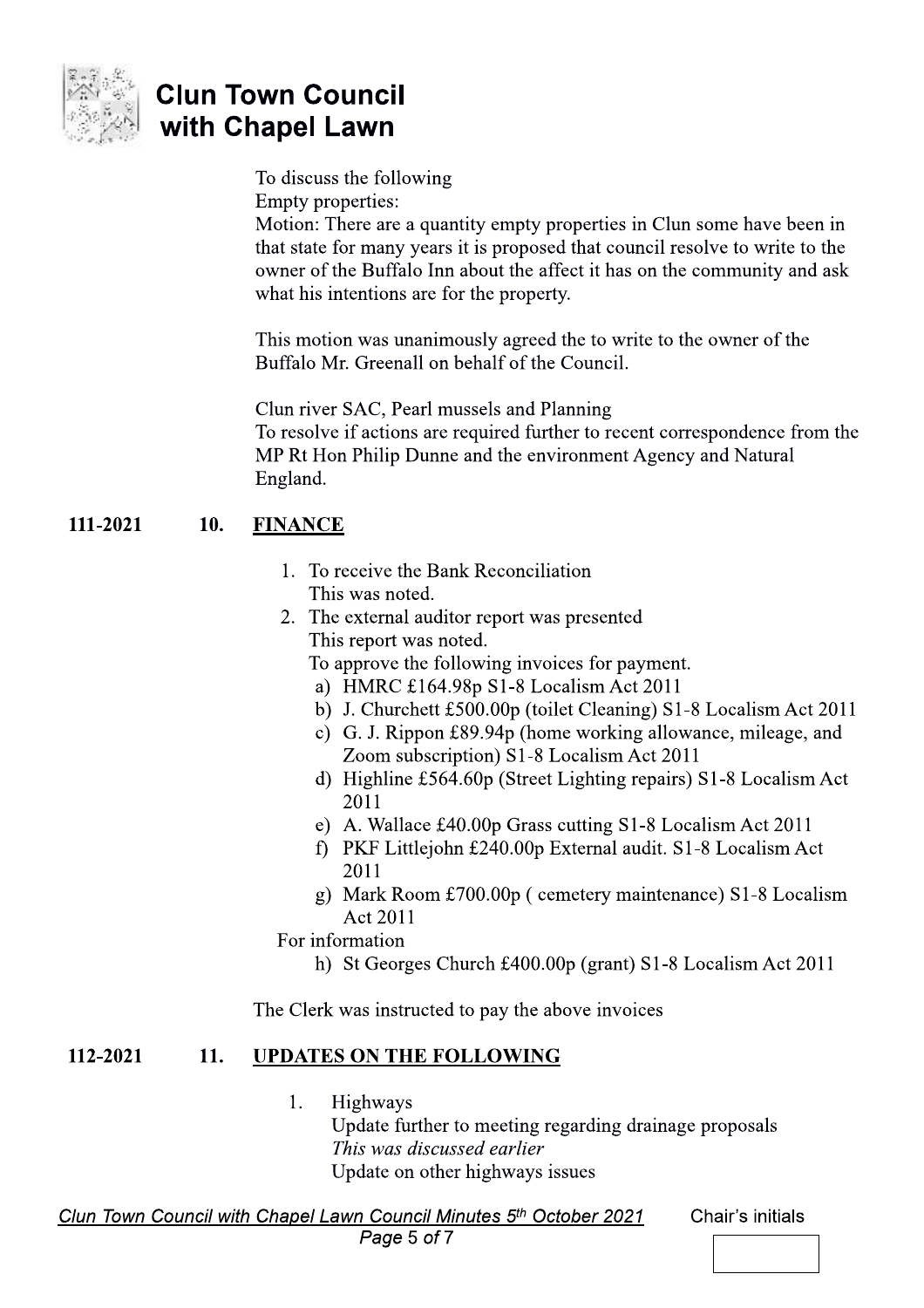To discuss the following

Empty properties:

Motion: There are a quantity empty properties in Clun some have been in that state for many years it is proposed that council resolve to write to the owner of the Buffalo Inn about the affect it has on the community and ask what his intentions are for the property.

This motion was unanimously agreed the to write to the owner of the Buffalo Mr. Greenall on behalf of the Council.

Clun river SAC, Pearl mussels and Planning

To resolve if actions are required further to recent correspondence from the MP Rt Hon Philip Dunne and the environment Agency and Natural England.

**111-2021 10. FINANCE**

1. To receive the Bank Reconciliation
   This was noted.
2. The external auditor report was presented
   This report was noted.
   To approve the following invoices for payment.
   a) HMRC £164.98p S1-8 Localism Act 2011
   b) J. Churchett £500.00p (toilet Cleaning) S1-8 Localism Act 2011
   c) G. J. Rippon £89.94p (home working allowance, mileage, and Zoom subscription) S1-8 Localism Act 2011
   d) Highline £564.60p (Street Lighting repairs) S1-8 Localism Act 2011
   e) A. Wallace £40.00p Grass cutting S1-8 Localism Act 2011
   f) PKF Littlejohn £240.00p External audit. S1-8 Localism Act 2011
   g) Mark Room £700.00p ( cemetery maintenance) S1-8 Localism Act 2011

   For information

   h) St Georges Church £400.00p (grant) S1-8 Localism Act 2011

The Clerk was instructed to pay the above invoices

**112-2021 11. UPDATES ON THE FOLLOWING**

1. Highways
   Update further to meeting regarding drainage proposals
   *This was discussed earlier*
   Update on other highways issues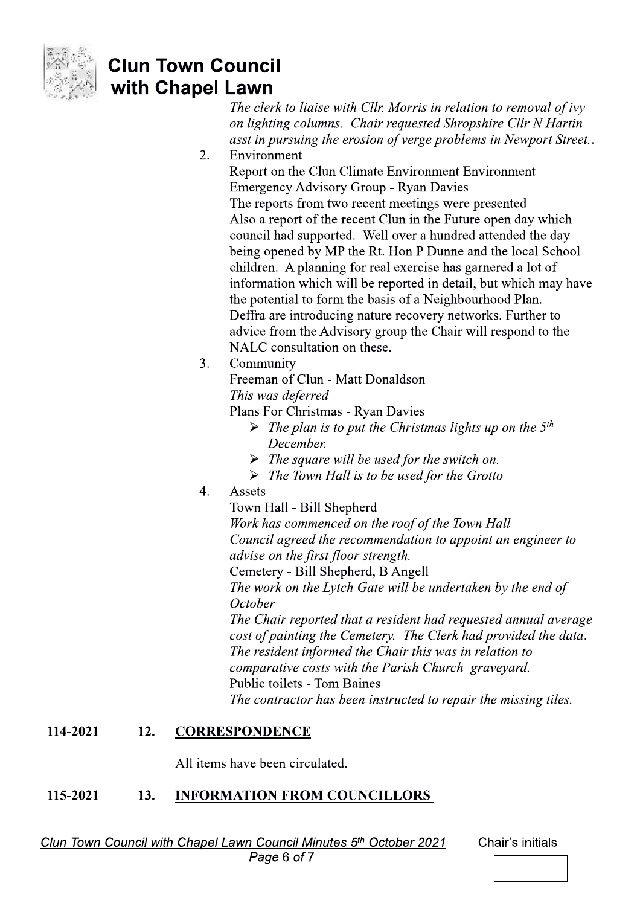*The clerk to liaise with Cllr. Morris in relation to removal of ivy on lighting columns. Chair requested Shropshire Cllr N Hartin asst in pursuing the erosion of verge problems in Newport Street..*

2. Environment

   Report on the Clun Climate Environment Environment Emergency Advisory Group - Ryan Davies

   The reports from two recent meetings were presented

   Also a report of the recent Clun in the Future open day which council had supported. Well over a hundred attended the day being opened by MP the Rt. Hon P Dunne and the local School children. A planning for real exercise has garnered a lot of information which will be reported in detail, but which may have the potential to form the basis of a Neighbourhood Plan.

   Deffra are introducing nature recovery networks. Further to advice from the Advisory group the Chair will respond to the NALC consultation on these.

3. Community

   Freeman of Clun - Matt Donaldson

   *This was deferred*

   Plans For Christmas - Ryan Davies

   - *The plan is to put the Christmas lights up on the 5th December.*
   - *The square will be used for the switch on.*
   - *The Town Hall is to be used for the Grotto*

4. Assets

   Town Hall - Bill Shepherd

   *Work has commenced on the roof of the Town Hall*

   *Council agreed the recommendation to appoint an engineer to advise on the first floor strength.*

   Cemetery - Bill Shepherd, B Angell

   *The work on the Lytch Gate will be undertaken by the end of October*

   *The Chair reported that a resident had requested annual average cost of painting the Cemetery. The Clerk had provided the data. The resident informed the Chair this was in relation to comparative costs with the Parish Church graveyard.*

   Public toilets - Tom Baines

   *The contractor has been instructed to repair the missing tiles.*

**114-2021 12. CORRESPONDENCE**

All items have been circulated.

**115-2021 13. INFORMATION FROM COUNCILLORS**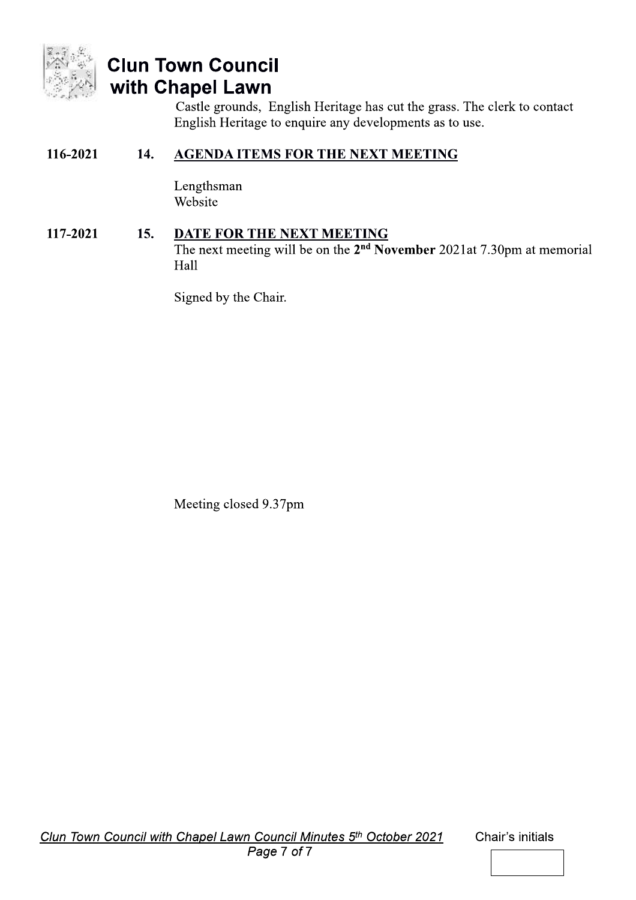Castle grounds, English Heritage has cut the grass. The clerk to contact English Heritage to enquire any developments as to use.

**116-2021 14. <u>AGENDA ITEMS FOR THE NEXT MEETING</u>**

Lengthsman
Website

**117-2021 15. <u>DATE FOR THE NEXT MEETING</u>**

The next meeting will be on the **2nd November** 2021at 7.30pm at memorial Hall

Signed by the Chair.

Meeting closed 9.37pm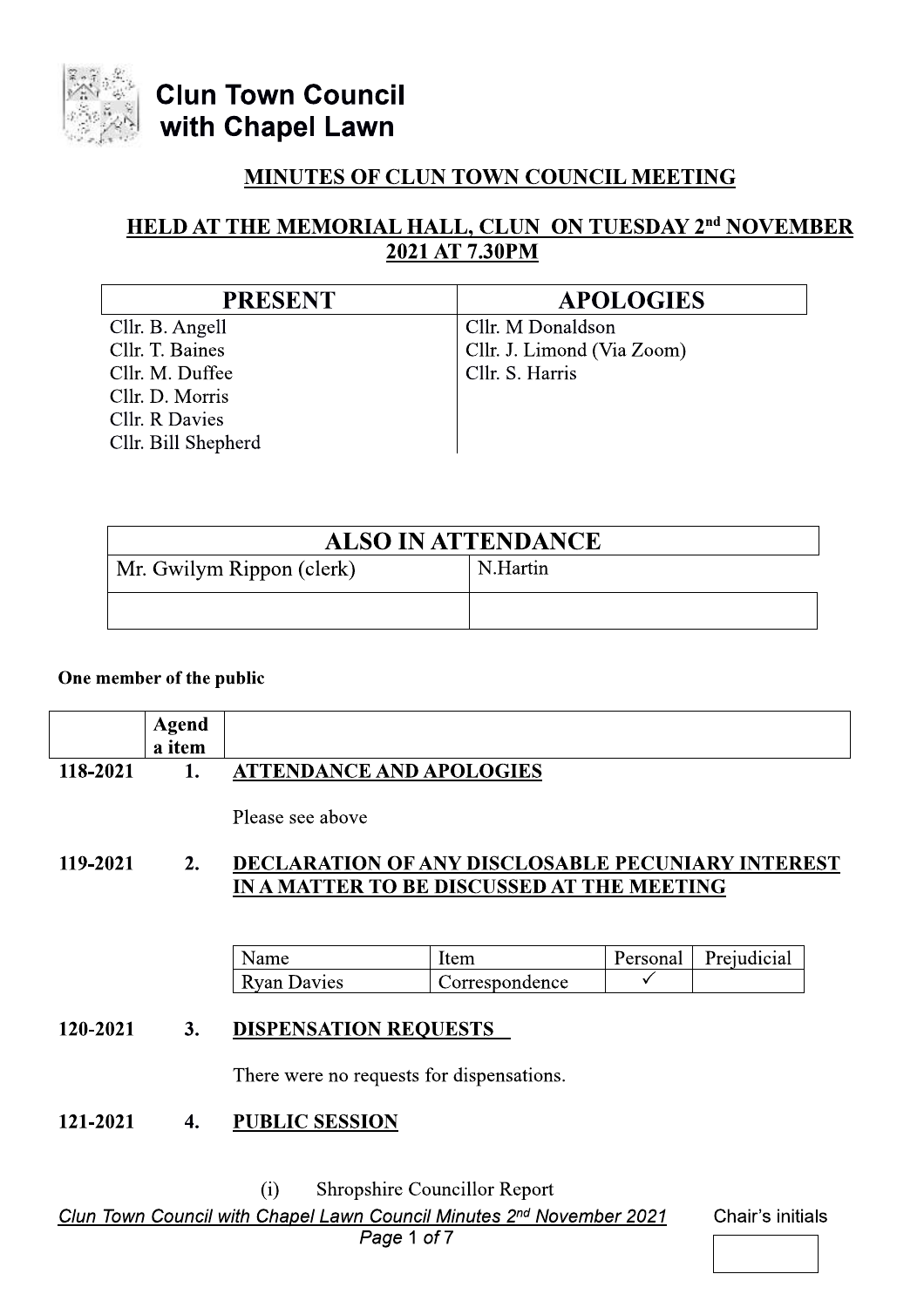# Clun Town Council with Chapel Lawn

## MINUTES OF CLUN TOWN COUNCIL MEETING

## HELD AT THE MEMORIAL HALL, CLUN ON TUESDAY 2nd NOVEMBER 2021 AT 7.30PM

| PRESENT | APOLOGIES |
|---|---|
| Cllr. B. Angell | Cllr. M Donaldson |
| Cllr. T. Baines | Cllr. J. Limond (Via Zoom) |
| Cllr. M. Duffee | Cllr. S. Harris |
| Cllr. D. Morris | |
| Cllr. R Davies | |
| Cllr. Bill Shepherd | |

| ALSO IN ATTENDANCE | |
|---|---|
| Mr. Gwilym Rippon (clerk) | N.Hartin |
| | |

**One member of the public**

| | Agenda item | |
|---|---|---|
| **118-2021** | **1.** | **ATTENDANCE AND APOLOGIES** |

Please see above

**119-2021 2. DECLARATION OF ANY DISCLOSABLE PECUNIARY INTEREST IN A MATTER TO BE DISCUSSED AT THE MEETING**

| Name | Item | Personal | Prejudicial |
|---|---|---|---|
| Ryan Davies | Correspondence | ✓ | |

**120-2021 3. DISPENSATION REQUESTS**

There were no requests for dispensations.

**121-2021 4. PUBLIC SESSION**

(i) Shropshire Councillor Report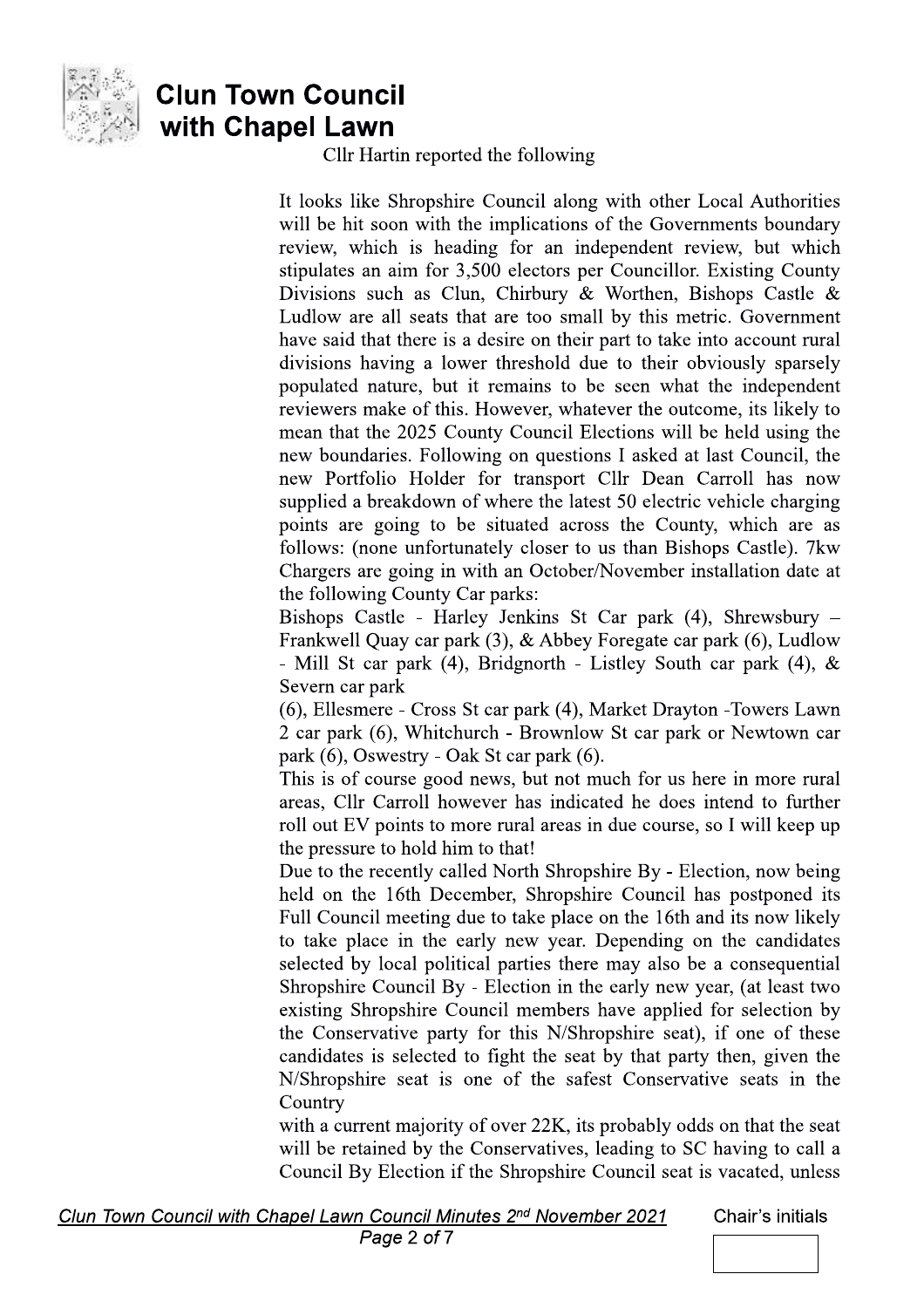Cllr Hartin reported the following

It looks like Shropshire Council along with other Local Authorities will be hit soon with the implications of the Governments boundary review, which is heading for an independent review, but which stipulates an aim for 3,500 electors per Councillor. Existing County Divisions such as Clun, Chirbury & Worthen, Bishops Castle & Ludlow are all seats that are too small by this metric. Government have said that there is a desire on their part to take into account rural divisions having a lower threshold due to their obviously sparsely populated nature, but it remains to be seen what the independent reviewers make of this. However, whatever the outcome, its likely to mean that the 2025 County Council Elections will be held using the new boundaries. Following on questions I asked at last Council, the new Portfolio Holder for transport Cllr Dean Carroll has now supplied a breakdown of where the latest 50 electric vehicle charging points are going to be situated across the County, which are as follows: (none unfortunately closer to us than Bishops Castle). 7kw Chargers are going in with an October/November installation date at the following County Car parks:

Bishops Castle - Harley Jenkins St Car park (4), Shrewsbury – Frankwell Quay car park (3), & Abbey Foregate car park (6), Ludlow - Mill St car park (4), Bridgnorth - Listley South car park (4), & Severn car park

(6), Ellesmere - Cross St car park (4), Market Drayton -Towers Lawn 2 car park (6), Whitchurch - Brownlow St car park or Newtown car park (6), Oswestry - Oak St car park (6).

This is of course good news, but not much for us here in more rural areas, Cllr Carroll however has indicated he does intend to further roll out EV points to more rural areas in due course, so I will keep up the pressure to hold him to that!

Due to the recently called North Shropshire By - Election, now being held on the 16th December, Shropshire Council has postponed its Full Council meeting due to take place on the 16th and its now likely to take place in the early new year. Depending on the candidates selected by local political parties there may also be a consequential Shropshire Council By - Election in the early new year, (at least two existing Shropshire Council members have applied for selection by the Conservative party for this N/Shropshire seat), if one of these candidates is selected to fight the seat by that party then, given the N/Shropshire seat is one of the safest Conservative seats in the Country

with a current majority of over 22K, its probably odds on that the seat will be retained by the Conservatives, leading to SC having to call a Council By Election if the Shropshire Council seat is vacated, unless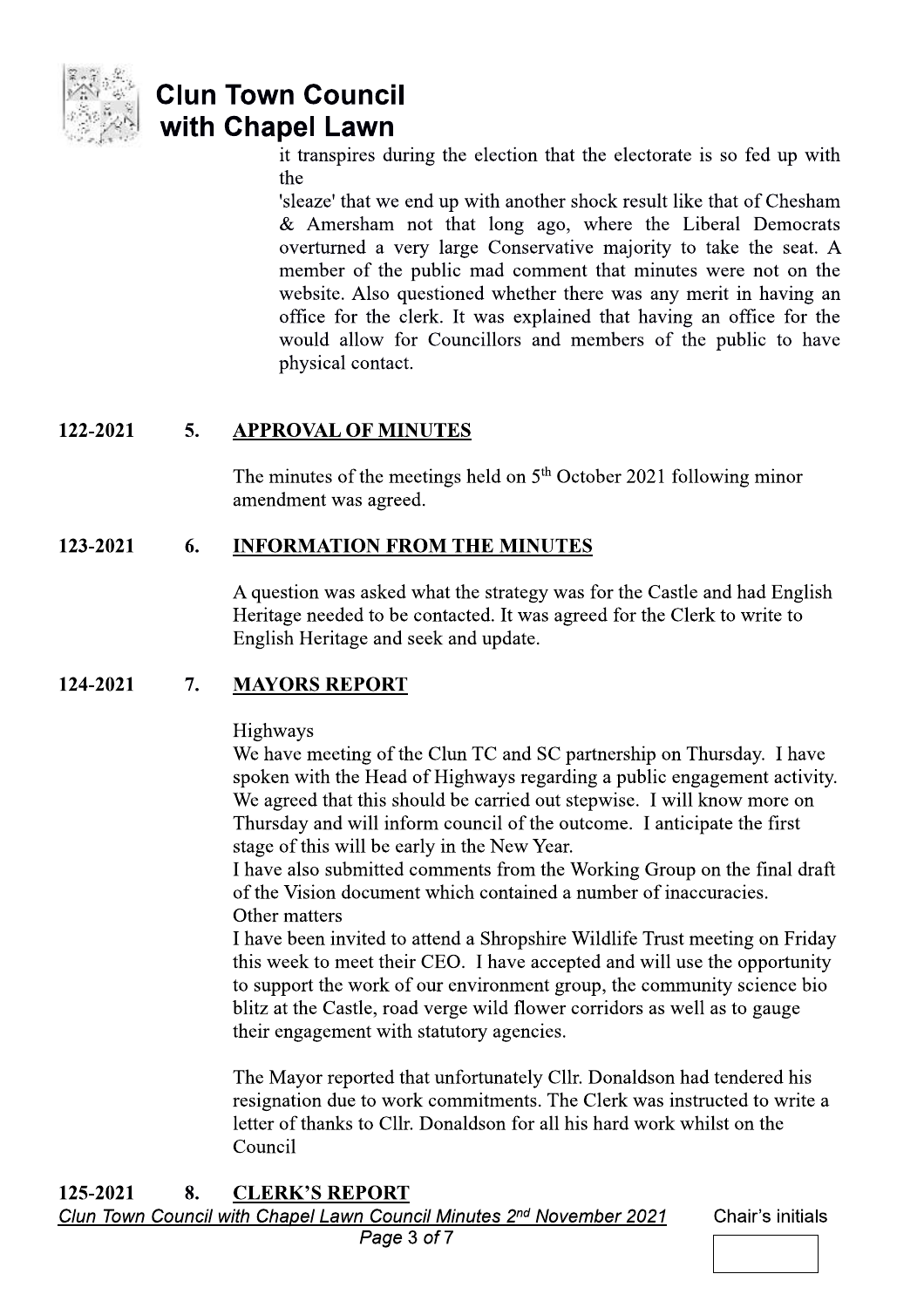it transpires during the election that the electorate is so fed up with the 'sleaze' that we end up with another shock result like that of Chesham & Amersham not that long ago, where the Liberal Democrats overturned a very large Conservative majority to take the seat. A member of the public mad comment that minutes were not on the website. Also questioned whether there was any merit in having an office for the clerk. It was explained that having an office for the would allow for Councillors and members of the public to have physical contact.

**122-2021 5. APPROVAL OF MINUTES**

The minutes of the meetings held on 5th October 2021 following minor amendment was agreed.

**123-2021 6. INFORMATION FROM THE MINUTES**

A question was asked what the strategy was for the Castle and had English Heritage needed to be contacted. It was agreed for the Clerk to write to English Heritage and seek and update.

**124-2021 7. MAYORS REPORT**

Highways
We have meeting of the Clun TC and SC partnership on Thursday. I have spoken with the Head of Highways regarding a public engagement activity. We agreed that this should be carried out stepwise. I will know more on Thursday and will inform council of the outcome. I anticipate the first stage of this will be early in the New Year.
I have also submitted comments from the Working Group on the final draft of the Vision document which contained a number of inaccuracies.
Other matters
I have been invited to attend a Shropshire Wildlife Trust meeting on Friday this week to meet their CEO. I have accepted and will use the opportunity to support the work of our environment group, the community science bio blitz at the Castle, road verge wild flower corridors as well as to gauge their engagement with statutory agencies.

The Mayor reported that unfortunately Cllr. Donaldson had tendered his resignation due to work commitments. The Clerk was instructed to write a letter of thanks to Cllr. Donaldson for all his hard work whilst on the Council

**125-2021 8. CLERK'S REPORT**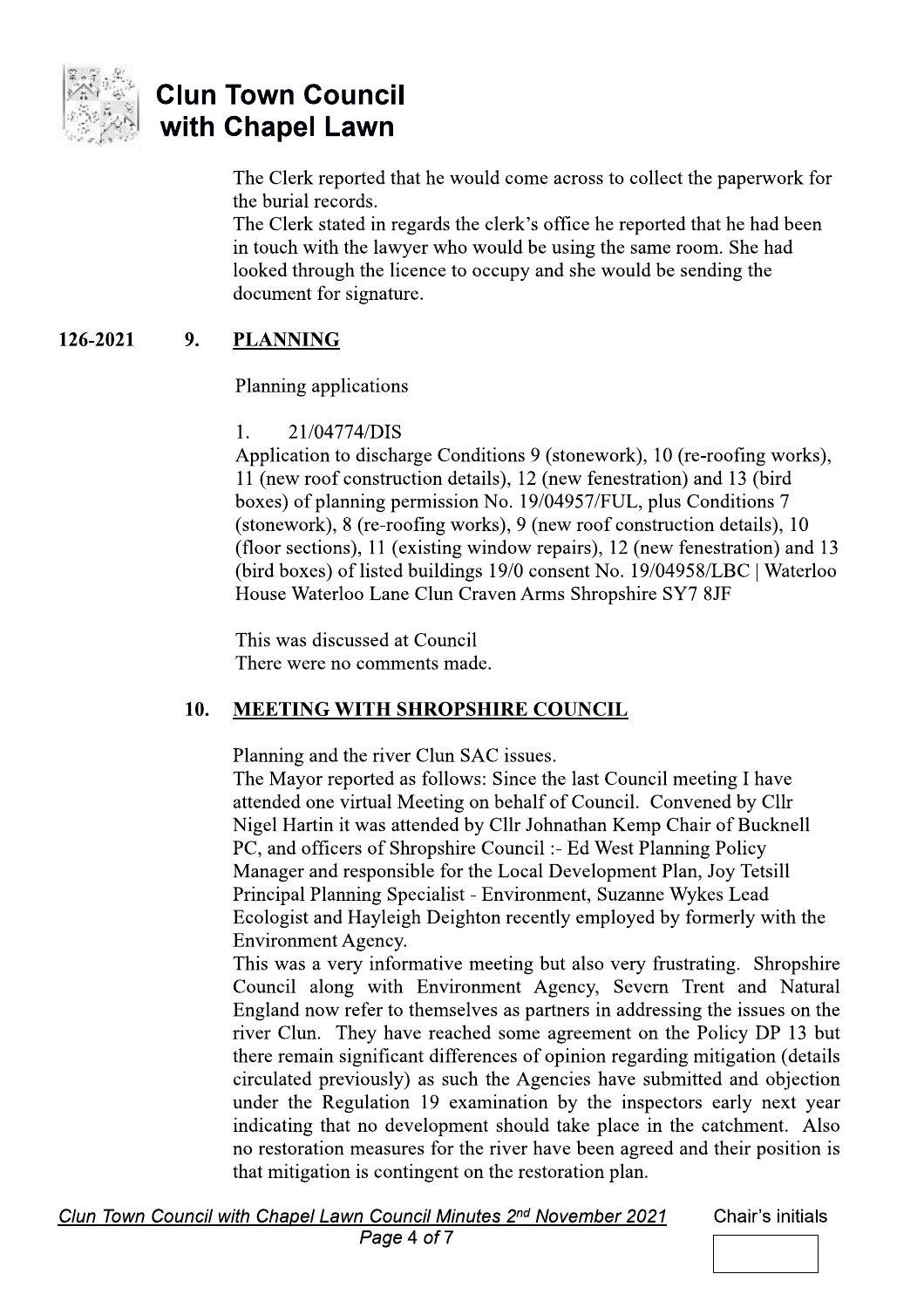The Clerk reported that he would come across to collect the paperwork for the burial records.
The Clerk stated in regards the clerk's office he reported that he had been in touch with the lawyer who would be using the same room. She had looked through the licence to occupy and she would be sending the document for signature.

**126-2021 9. PLANNING**

Planning applications

1. 21/04774/DIS
Application to discharge Conditions 9 (stonework), 10 (re-roofing works), 11 (new roof construction details), 12 (new fenestration) and 13 (bird boxes) of planning permission No. 19/04957/FUL, plus Conditions 7 (stonework), 8 (re-roofing works), 9 (new roof construction details), 10 (floor sections), 11 (existing window repairs), 12 (new fenestration) and 13 (bird boxes) of listed buildings 19/0 consent No. 19/04958/LBC | Waterloo House Waterloo Lane Clun Craven Arms Shropshire SY7 8JF

This was discussed at Council
There were no comments made.

**10. MEETING WITH SHROPSHIRE COUNCIL**

Planning and the river Clun SAC issues.
The Mayor reported as follows: Since the last Council meeting I have attended one virtual Meeting on behalf of Council. Convened by Cllr Nigel Hartin it was attended by Cllr Johnathan Kemp Chair of Bucknell PC, and officers of Shropshire Council :- Ed West Planning Policy Manager and responsible for the Local Development Plan, Joy Tetsill Principal Planning Specialist - Environment, Suzanne Wykes Lead Ecologist and Hayleigh Deighton recently employed by formerly with the Environment Agency.
This was a very informative meeting but also very frustrating. Shropshire Council along with Environment Agency, Severn Trent and Natural England now refer to themselves as partners in addressing the issues on the river Clun. They have reached some agreement on the Policy DP 13 but there remain significant differences of opinion regarding mitigation (details circulated previously) as such the Agencies have submitted and objection under the Regulation 19 examination by the inspectors early next year indicating that no development should take place in the catchment. Also no restoration measures for the river have been agreed and their position is that mitigation is contingent on the restoration plan.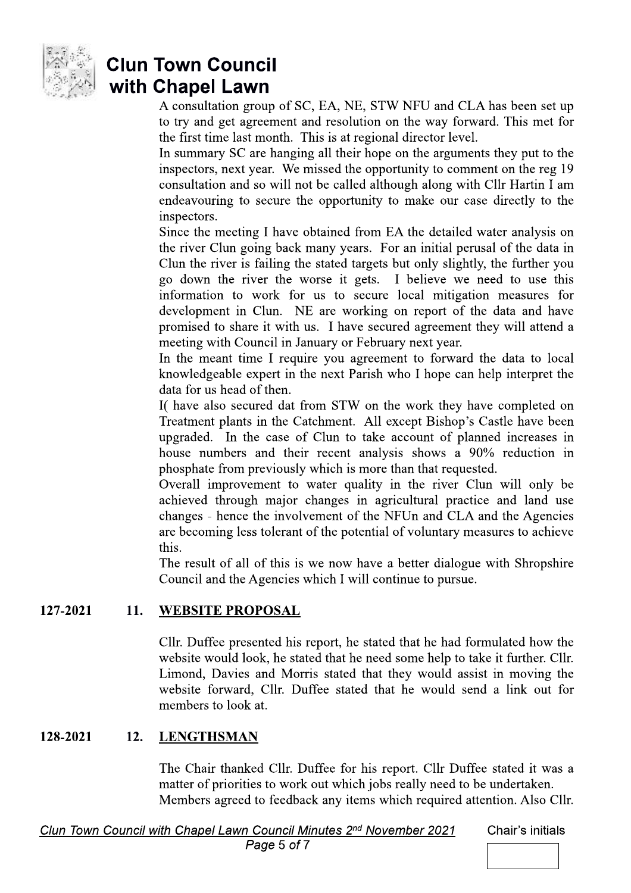A consultation group of SC, EA, NE, STW NFU and CLA has been set up to try and get agreement and resolution on the way forward. This met for the first time last month. This is at regional director level.

In summary SC are hanging all their hope on the arguments they put to the inspectors, next year. We missed the opportunity to comment on the reg 19 consultation and so will not be called although along with Cllr Hartin I am endeavouring to secure the opportunity to make our case directly to the inspectors.

Since the meeting I have obtained from EA the detailed water analysis on the river Clun going back many years. For an initial perusal of the data in Clun the river is failing the stated targets but only slightly, the further you go down the river the worse it gets. I believe we need to use this information to work for us to secure local mitigation measures for development in Clun. NE are working on report of the data and have promised to share it with us. I have secured agreement they will attend a meeting with Council in January or February next year.

In the meant time I require you agreement to forward the data to local knowledgeable expert in the next Parish who I hope can help interpret the data for us head of then.

I( have also secured dat from STW on the work they have completed on Treatment plants in the Catchment. All except Bishop's Castle have been upgraded. In the case of Clun to take account of planned increases in house numbers and their recent analysis shows a 90% reduction in phosphate from previously which is more than that requested.

Overall improvement to water quality in the river Clun will only be achieved through major changes in agricultural practice and land use changes - hence the involvement of the NFUn and CLA and the Agencies are becoming less tolerant of the potential of voluntary measures to achieve this.

The result of all of this is we now have a better dialogue with Shropshire Council and the Agencies which I will continue to pursue.

**127-2021 11. WEBSITE PROPOSAL**

Cllr. Duffee presented his report, he stated that he had formulated how the website would look, he stated that he need some help to take it further. Cllr. Limond, Davies and Morris stated that they would assist in moving the website forward, Cllr. Duffee stated that he would send a link out for members to look at.

**128-2021 12. LENGTHSMAN**

The Chair thanked Cllr. Duffee for his report. Cllr Duffee stated it was a matter of priorities to work out which jobs really need to be undertaken. Members agreed to feedback any items which required attention. Also Cllr.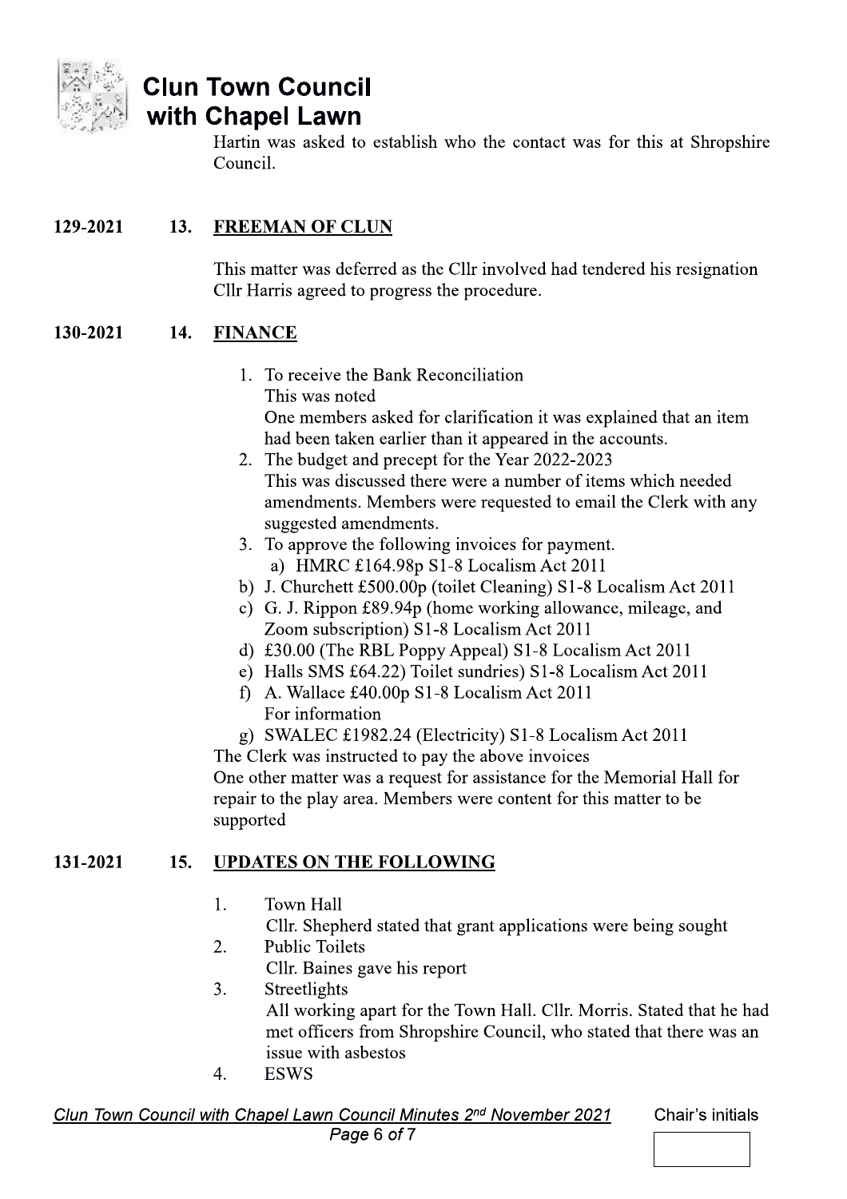Hartin was asked to establish who the contact was for this at Shropshire Council.

129-2021 **13. FREEMAN OF CLUN**

This matter was deferred as the Cllr involved had tendered his resignation Cllr Harris agreed to progress the procedure.

130-2021 **14. FINANCE**

1. To receive the Bank Reconciliation
   This was noted
   One members asked for clarification it was explained that an item had been taken earlier than it appeared in the accounts.
2. The budget and precept for the Year 2022-2023
   This was discussed there were a number of items which needed amendments. Members were requested to email the Clerk with any suggested amendments.
3. To approve the following invoices for payment.
   a) HMRC £164.98p S1-8 Localism Act 2011
   b) J. Churchett £500.00p (toilet Cleaning) S1-8 Localism Act 2011
   c) G. J. Rippon £89.94p (home working allowance, mileage, and Zoom subscription) S1-8 Localism Act 2011
   d) £30.00 (The RBL Poppy Appeal) S1-8 Localism Act 2011
   e) Halls SMS £64.22) Toilet sundries) S1-8 Localism Act 2011
   f) A. Wallace £40.00p S1-8 Localism Act 2011
   For information
   g) SWALEC £1982.24 (Electricity) S1-8 Localism Act 2011

The Clerk was instructed to pay the above invoices
One other matter was a request for assistance for the Memorial Hall for repair to the play area. Members were content for this matter to be supported

131-2021 **15. UPDATES ON THE FOLLOWING**

1. Town Hall
   Cllr. Shepherd stated that grant applications were being sought
2. Public Toilets
   Cllr. Baines gave his report
3. Streetlights
   All working apart for the Town Hall. Cllr. Morris. Stated that he had met officers from Shropshire Council, who stated that there was an issue with asbestos
4. ESWS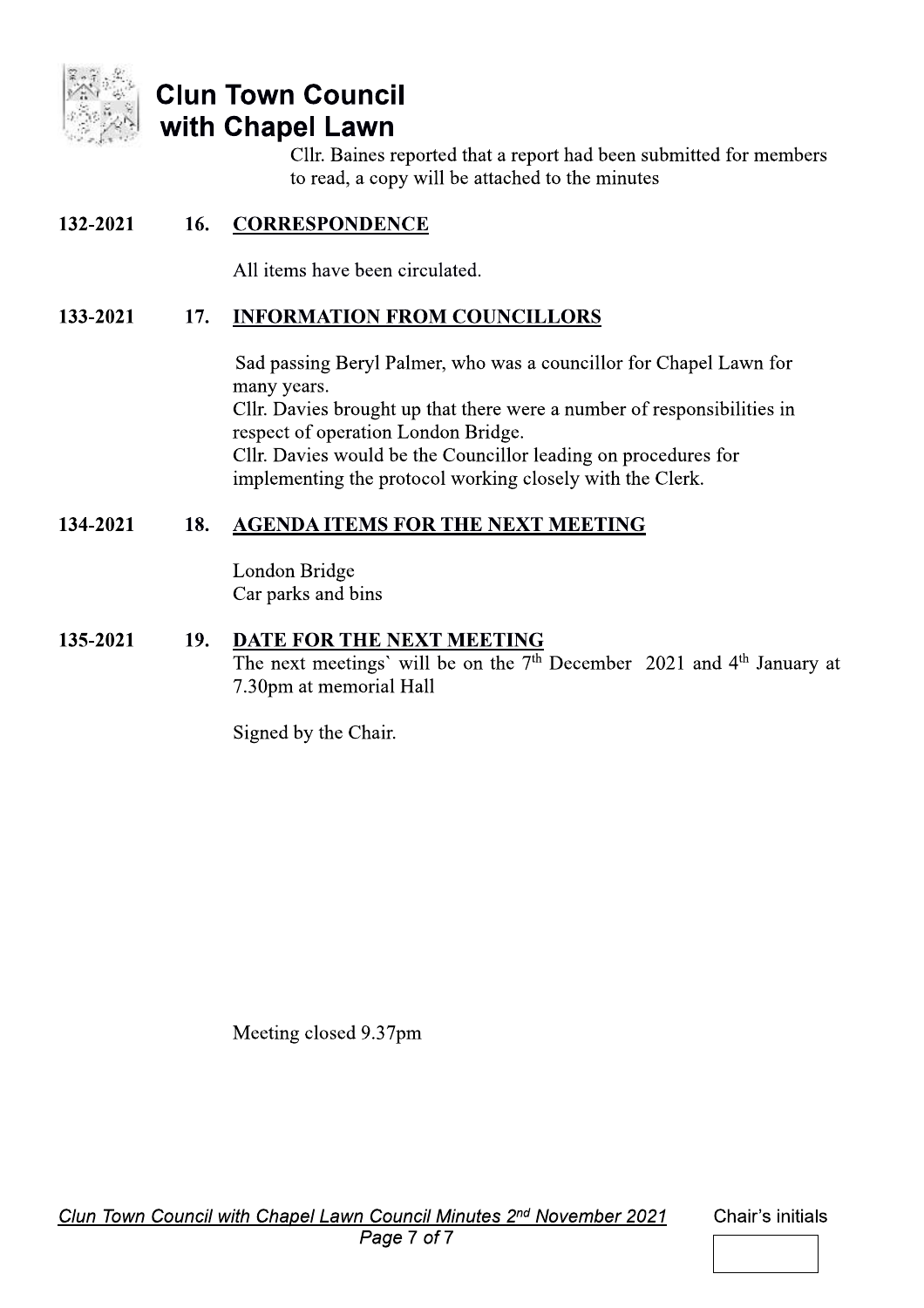Cllr. Baines reported that a report had been submitted for members to read, a copy will be attached to the minutes

**132-2021 16. CORRESPONDENCE**

All items have been circulated.

**133-2021 17. INFORMATION FROM COUNCILLORS**

Sad passing Beryl Palmer, who was a councillor for Chapel Lawn for many years.
Cllr. Davies brought up that there were a number of responsibilities in respect of operation London Bridge.
Cllr. Davies would be the Councillor leading on procedures for implementing the protocol working closely with the Clerk.

**134-2021 18. AGENDA ITEMS FOR THE NEXT MEETING**

London Bridge
Car parks and bins

**135-2021 19. DATE FOR THE NEXT MEETING**

The next meetings` will be on the 7th December 2021 and 4th January at 7.30pm at memorial Hall

Signed by the Chair.

Meeting closed 9.37pm

Chair's initials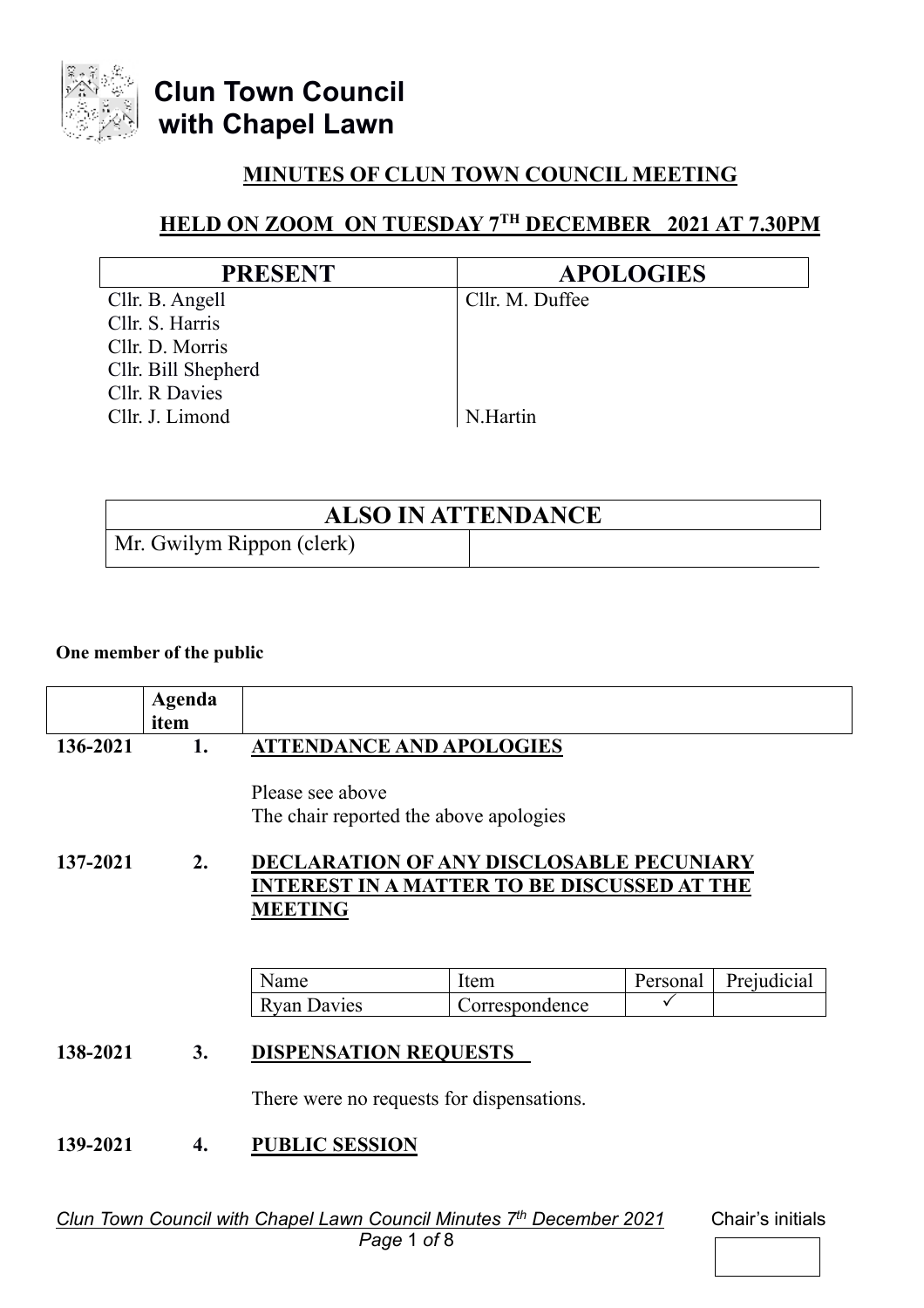# Clun Town Council with Chapel Lawn

## MINUTES OF CLUN TOWN COUNCIL MEETING

## HELD ON ZOOM ON TUESDAY 7TH DECEMBER 2021 AT 7.30PM

| PRESENT | APOLOGIES |
|---|---|
| Cllr. B. Angell | Cllr. M. Duffee |
| Cllr. S. Harris | |
| Cllr. D. Morris | |
| Cllr. Bill Shepherd | |
| Cllr. R Davies | |
| Cllr. J. Limond | N.Hartin |

| ALSO IN ATTENDANCE | |
|---|---|
| Mr. Gwilym Rippon (clerk) | |

**One member of the public**

| | Agenda item | |
|---|---|---|
| **136-2021** | **1.** | **ATTENDANCE AND APOLOGIES** |

Please see above
The chair reported the above apologies

**137-2021 2. DECLARATION OF ANY DISCLOSABLE PECUNIARY INTEREST IN A MATTER TO BE DISCUSSED AT THE MEETING**

| Name | Item | Personal | Prejudicial |
|---|---|---|---|
| Ryan Davies | Correspondence | ✓ | |

**138-2021 3. DISPENSATION REQUESTS**

There were no requests for dispensations.

**139-2021 4. PUBLIC SESSION**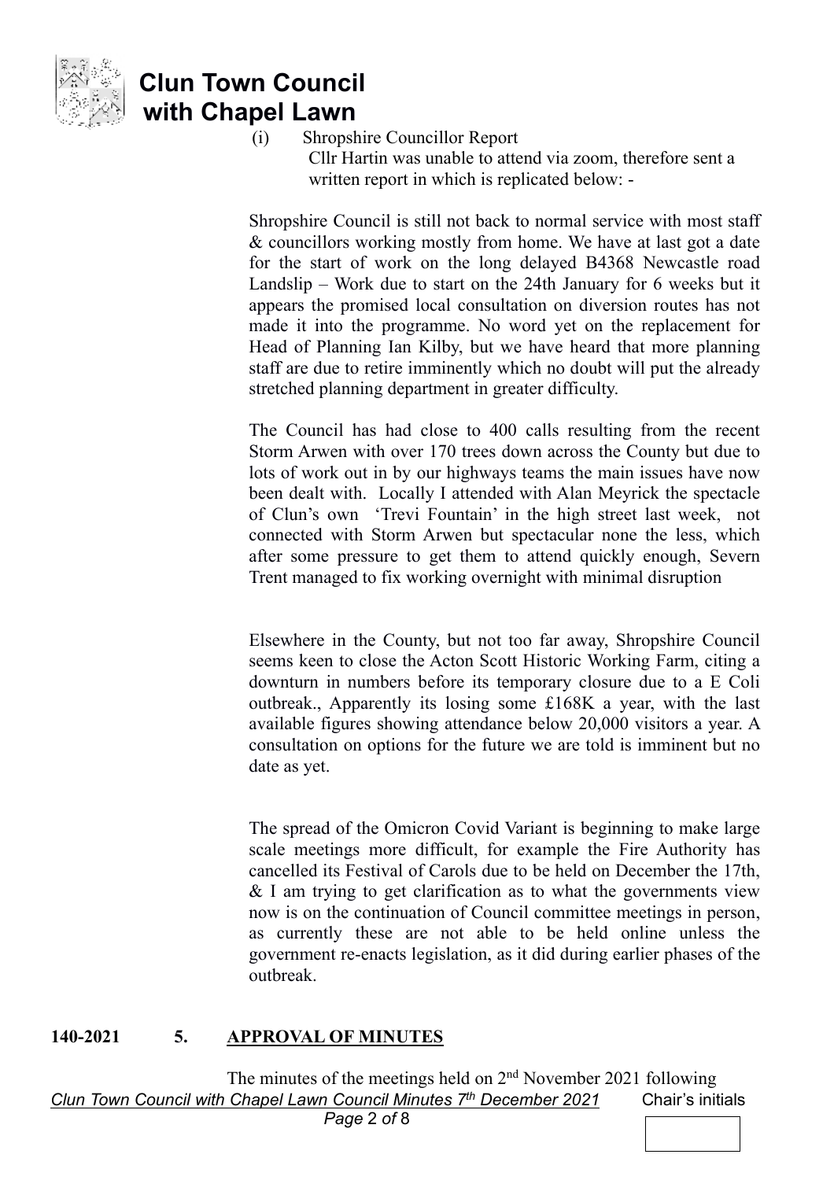# Clun Town Council with Chapel Lawn

(i) Shropshire Councillor Report

Cllr Hartin was unable to attend via zoom, therefore sent a written report in which is replicated below: -

Shropshire Council is still not back to normal service with most staff & councillors working mostly from home. We have at last got a date for the start of work on the long delayed B4368 Newcastle road Landslip – Work due to start on the 24th January for 6 weeks but it appears the promised local consultation on diversion routes has not made it into the programme. No word yet on the replacement for Head of Planning Ian Kilby, but we have heard that more planning staff are due to retire imminently which no doubt will put the already stretched planning department in greater difficulty.

The Council has had close to 400 calls resulting from the recent Storm Arwen with over 170 trees down across the County but due to lots of work out in by our highways teams the main issues have now been dealt with. Locally I attended with Alan Meyrick the spectacle of Clun's own 'Trevi Fountain' in the high street last week, not connected with Storm Arwen but spectacular none the less, which after some pressure to get them to attend quickly enough, Severn Trent managed to fix working overnight with minimal disruption

Elsewhere in the County, but not too far away, Shropshire Council seems keen to close the Acton Scott Historic Working Farm, citing a downturn in numbers before its temporary closure due to a E Coli outbreak., Apparently its losing some £168K a year, with the last available figures showing attendance below 20,000 visitors a year. A consultation on options for the future we are told is imminent but no date as yet.

The spread of the Omicron Covid Variant is beginning to make large scale meetings more difficult, for example the Fire Authority has cancelled its Festival of Carols due to be held on December the 17th, & I am trying to get clarification as to what the governments view now is on the continuation of Council committee meetings in person, as currently these are not able to be held online unless the government re-enacts legislation, as it did during earlier phases of the outbreak.

**140-2021 5. <u>APPROVAL OF MINUTES</u>**

The minutes of the meetings held on 2nd November 2021 following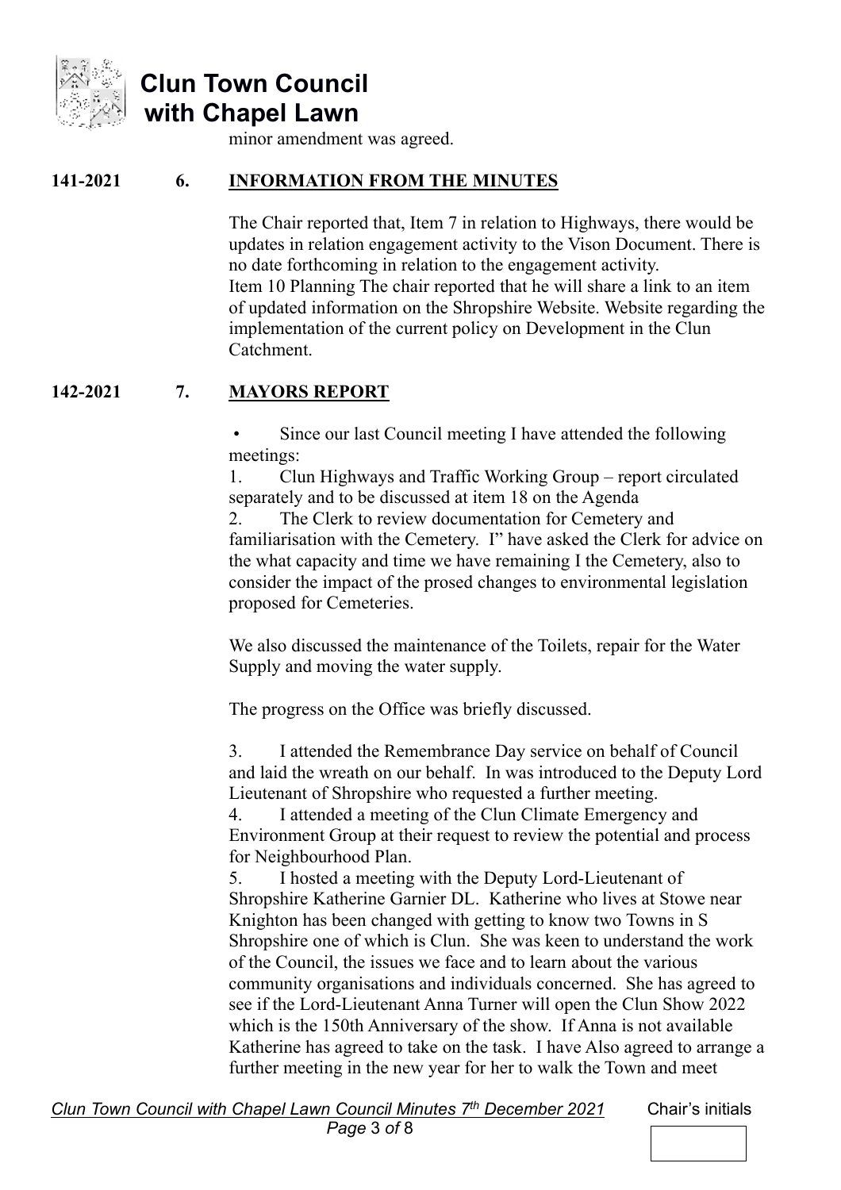minor amendment was agreed.

**141-2021 6. INFORMATION FROM THE MINUTES**

The Chair reported that, Item 7 in relation to Highways, there would be updates in relation engagement activity to the Vison Document. There is no date forthcoming in relation to the engagement activity.
Item 10 Planning The chair reported that he will share a link to an item of updated information on the Shropshire Website. Website regarding the implementation of the current policy on Development in the Clun Catchment.

**142-2021 7. MAYORS REPORT**

- Since our last Council meeting I have attended the following meetings:

1. Clun Highways and Traffic Working Group – report circulated separately and to be discussed at item 18 on the Agenda
2. The Clerk to review documentation for Cemetery and familiarisation with the Cemetery. I" have asked the Clerk for advice on the what capacity and time we have remaining I the Cemetery, also to consider the impact of the prosed changes to environmental legislation proposed for Cemeteries.

We also discussed the maintenance of the Toilets, repair for the Water Supply and moving the water supply.

The progress on the Office was briefly discussed.

3. I attended the Remembrance Day service on behalf of Council and laid the wreath on our behalf. In was introduced to the Deputy Lord Lieutenant of Shropshire who requested a further meeting.
4. I attended a meeting of the Clun Climate Emergency and Environment Group at their request to review the potential and process for Neighbourhood Plan.
5. I hosted a meeting with the Deputy Lord-Lieutenant of Shropshire Katherine Garnier DL. Katherine who lives at Stowe near Knighton has been changed with getting to know two Towns in S Shropshire one of which is Clun. She was keen to understand the work of the Council, the issues we face and to learn about the various community organisations and individuals concerned. She has agreed to see if the Lord-Lieutenant Anna Turner will open the Clun Show 2022 which is the 150th Anniversary of the show. If Anna is not available Katherine has agreed to take on the task. I have Also agreed to arrange a further meeting in the new year for her to walk the Town and meet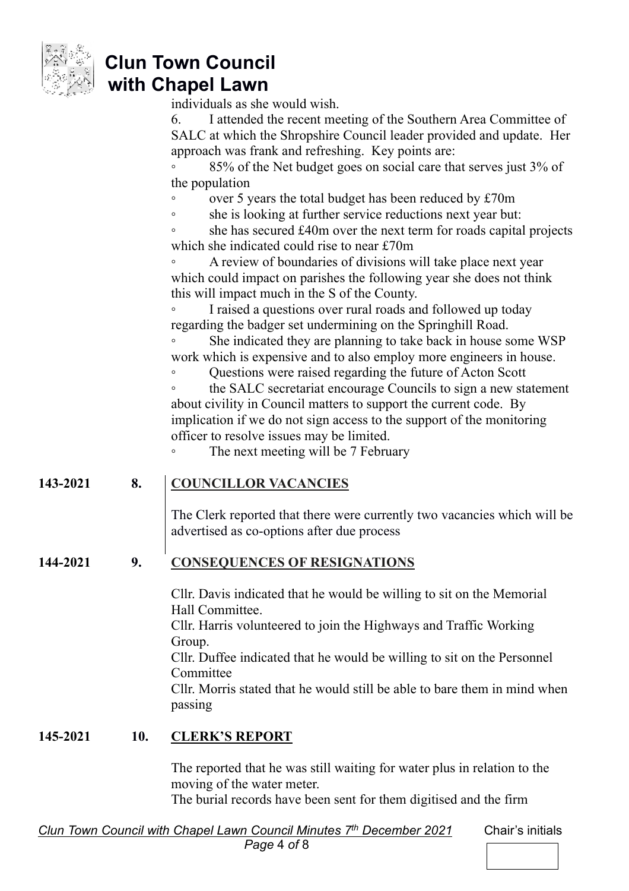individuals as she would wish.

6. I attended the recent meeting of the Southern Area Committee of SALC at which the Shropshire Council leader provided and update. Her approach was frank and refreshing. Key points are:

- 85% of the Net budget goes on social care that serves just 3% of the population
- over 5 years the total budget has been reduced by £70m
- she is looking at further service reductions next year but:
- she has secured £40m over the next term for roads capital projects which she indicated could rise to near £70m
- A review of boundaries of divisions will take place next year which could impact on parishes the following year she does not think this will impact much in the S of the County.
- I raised a questions over rural roads and followed up today regarding the badger set undermining on the Springhill Road.
- She indicated they are planning to take back in house some WSP work which is expensive and to also employ more engineers in house.
- Questions were raised regarding the future of Acton Scott
- the SALC secretariat encourage Councils to sign a new statement about civility in Council matters to support the current code. By implication if we do not sign access to the support of the monitoring officer to resolve issues may be limited.
- The next meeting will be 7 February

**143-2021 8. COUNCILLOR VACANCIES**

The Clerk reported that there were currently two vacancies which will be advertised as co-options after due process

**144-2021 9. CONSEQUENCES OF RESIGNATIONS**

Cllr. Davis indicated that he would be willing to sit on the Memorial Hall Committee.
Cllr. Harris volunteered to join the Highways and Traffic Working Group.
Cllr. Duffee indicated that he would be willing to sit on the Personnel Committee
Cllr. Morris stated that he would still be able to bare them in mind when passing

**145-2021 10. CLERK'S REPORT**

The reported that he was still waiting for water plus in relation to the moving of the water meter.
The burial records have been sent for them digitised and the firm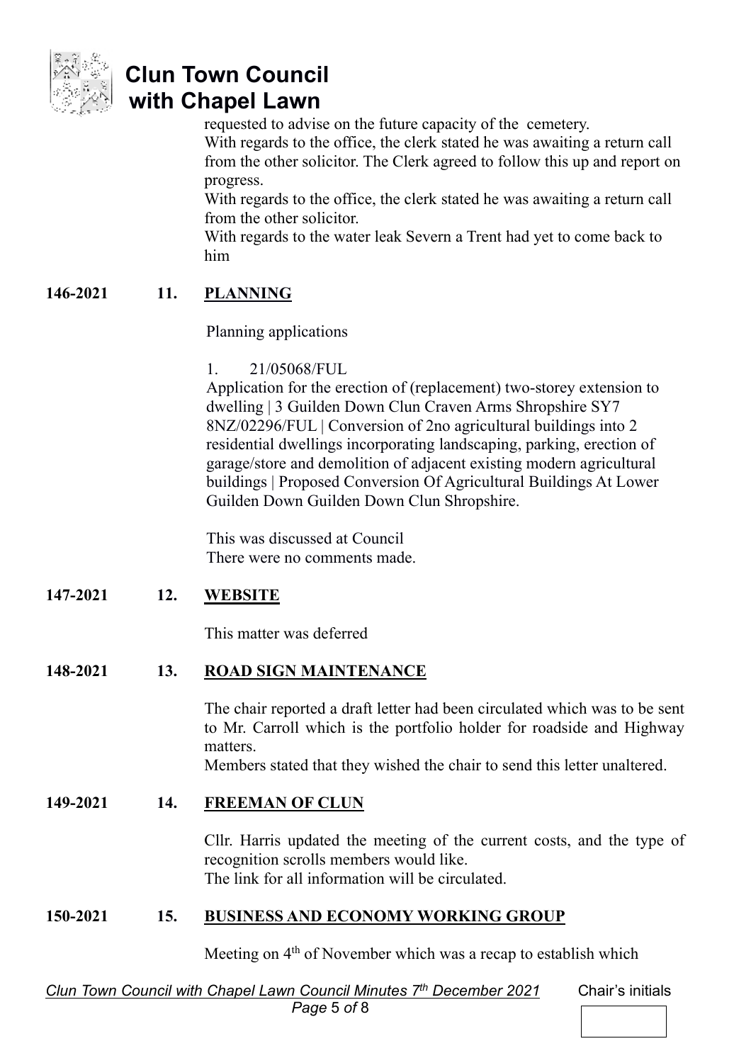requested to advise on the future capacity of the cemetery.
With regards to the office, the clerk stated he was awaiting a return call from the other solicitor. The Clerk agreed to follow this up and report on progress.
With regards to the office, the clerk stated he was awaiting a return call from the other solicitor.
With regards to the water leak Severn a Trent had yet to come back to him

**146-2021 11. PLANNING**

Planning applications

1. 21/05068/FUL
Application for the erection of (replacement) two-storey extension to dwelling | 3 Guilden Down Clun Craven Arms Shropshire SY7 8NZ/02296/FUL | Conversion of 2no agricultural buildings into 2 residential dwellings incorporating landscaping, parking, erection of garage/store and demolition of adjacent existing modern agricultural buildings | Proposed Conversion Of Agricultural Buildings At Lower Guilden Down Guilden Down Clun Shropshire.

This was discussed at Council
There were no comments made.

**147-2021 12. WEBSITE**

This matter was deferred

**148-2021 13. ROAD SIGN MAINTENANCE**

The chair reported a draft letter had been circulated which was to be sent to Mr. Carroll which is the portfolio holder for roadside and Highway matters.
Members stated that they wished the chair to send this letter unaltered.

**149-2021 14. FREEMAN OF CLUN**

Cllr. Harris updated the meeting of the current costs, and the type of recognition scrolls members would like.
The link for all information will be circulated.

**150-2021 15. BUSINESS AND ECONOMY WORKING GROUP**

Meeting on 4th of November which was a recap to establish which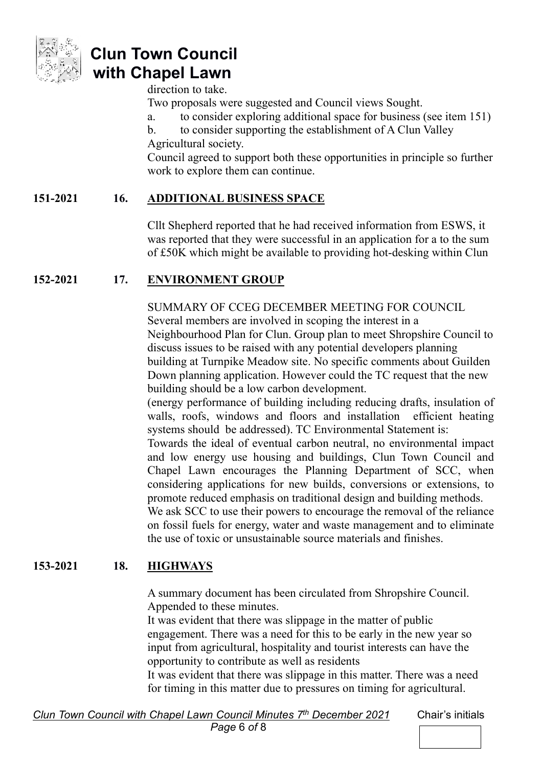direction to take.

Two proposals were suggested and Council views Sought.

a. to consider exploring additional space for business (see item 151)

b. to consider supporting the establishment of A Clun Valley Agricultural society.

Council agreed to support both these opportunities in principle so further work to explore them can continue.

**151-2021 16. ADDITIONAL BUSINESS SPACE**

Cllt Shepherd reported that he had received information from ESWS, it was reported that they were successful in an application for a to the sum of £50K which might be available to providing hot-desking within Clun

**152-2021 17. ENVIRONMENT GROUP**

SUMMARY OF CCEG DECEMBER MEETING FOR COUNCIL

Several members are involved in scoping the interest in a Neighbourhood Plan for Clun. Group plan to meet Shropshire Council to discuss issues to be raised with any potential developers planning building at Turnpike Meadow site. No specific comments about Guilden Down planning application. However could the TC request that the new building should be a low carbon development.

(energy performance of building including reducing drafts, insulation of walls, roofs, windows and floors and installation efficient heating systems should be addressed). TC Environmental Statement is:

Towards the ideal of eventual carbon neutral, no environmental impact and low energy use housing and buildings, Clun Town Council and Chapel Lawn encourages the Planning Department of SCC, when considering applications for new builds, conversions or extensions, to promote reduced emphasis on traditional design and building methods. We ask SCC to use their powers to encourage the removal of the reliance on fossil fuels for energy, water and waste management and to eliminate the use of toxic or unsustainable source materials and finishes.

**153-2021 18. HIGHWAYS**

A summary document has been circulated from Shropshire Council. Appended to these minutes.

It was evident that there was slippage in the matter of public engagement. There was a need for this to be early in the new year so input from agricultural, hospitality and tourist interests can have the opportunity to contribute as well as residents

It was evident that there was slippage in this matter. There was a need for timing in this matter due to pressures on timing for agricultural.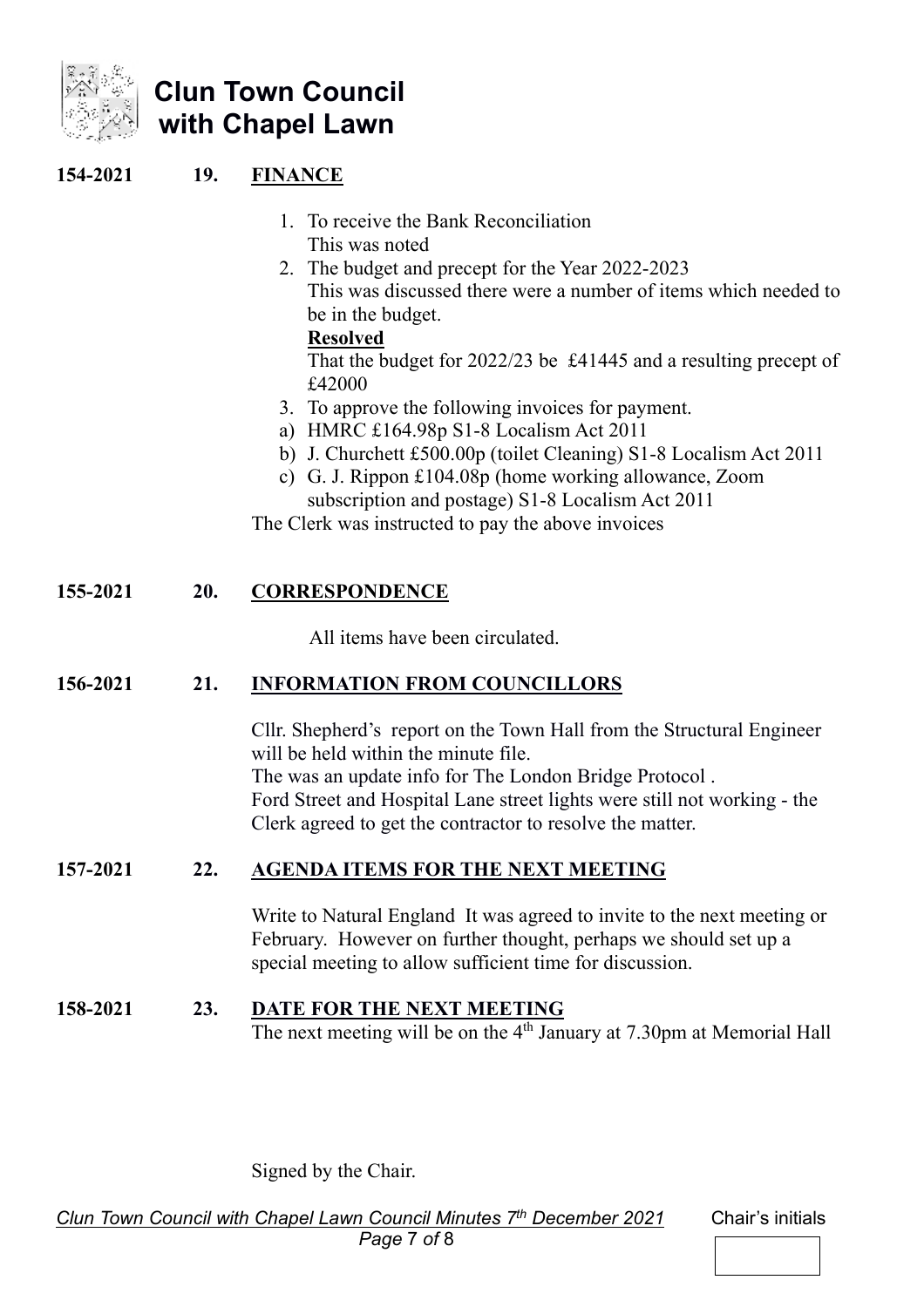**154-2021 19. FINANCE**

1. To receive the Bank Reconciliation
   This was noted
2. The budget and precept for the Year 2022-2023
   This was discussed there were a number of items which needed to be in the budget.
   **Resolved**
   That the budget for 2022/23 be £41445 and a resulting precept of £42000
3. To approve the following invoices for payment.
   a) HMRC £164.98p S1-8 Localism Act 2011
   b) J. Churchett £500.00p (toilet Cleaning) S1-8 Localism Act 2011
   c) G. J. Rippon £104.08p (home working allowance, Zoom subscription and postage) S1-8 Localism Act 2011

The Clerk was instructed to pay the above invoices

**155-2021 20. CORRESPONDENCE**

All items have been circulated.

**156-2021 21. INFORMATION FROM COUNCILLORS**

Cllr. Shepherd's report on the Town Hall from the Structural Engineer will be held within the minute file.
The was an update info for The London Bridge Protocol .
Ford Street and Hospital Lane street lights were still not working - the Clerk agreed to get the contractor to resolve the matter.

**157-2021 22. AGENDA ITEMS FOR THE NEXT MEETING**

Write to Natural England It was agreed to invite to the next meeting or February. However on further thought, perhaps we should set up a special meeting to allow sufficient time for discussion.

**158-2021 23. DATE FOR THE NEXT MEETING**

The next meeting will be on the 4th January at 7.30pm at Memorial Hall

Signed by the Chair.

Chair's initials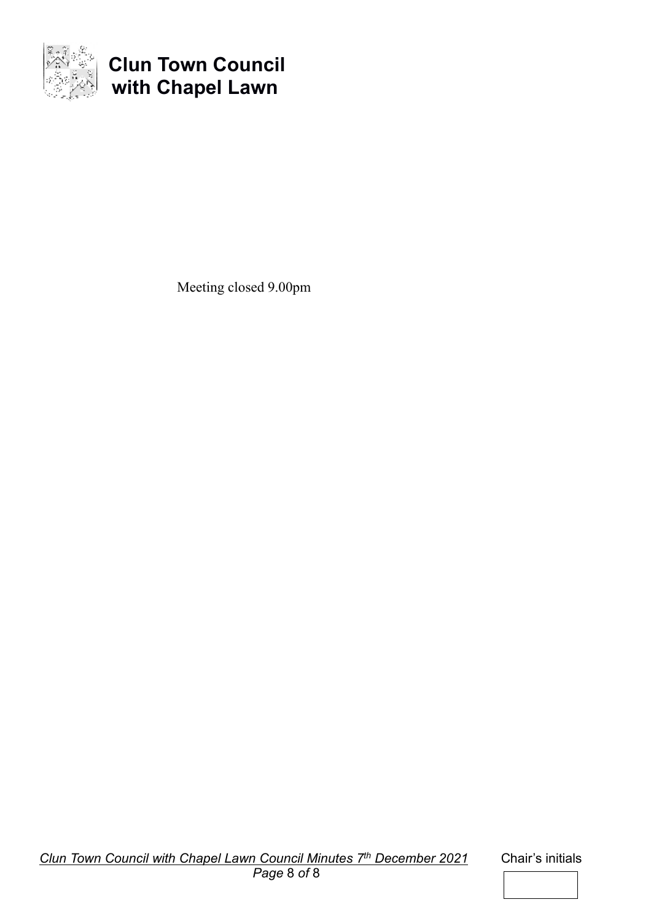Meeting closed 9.00pm